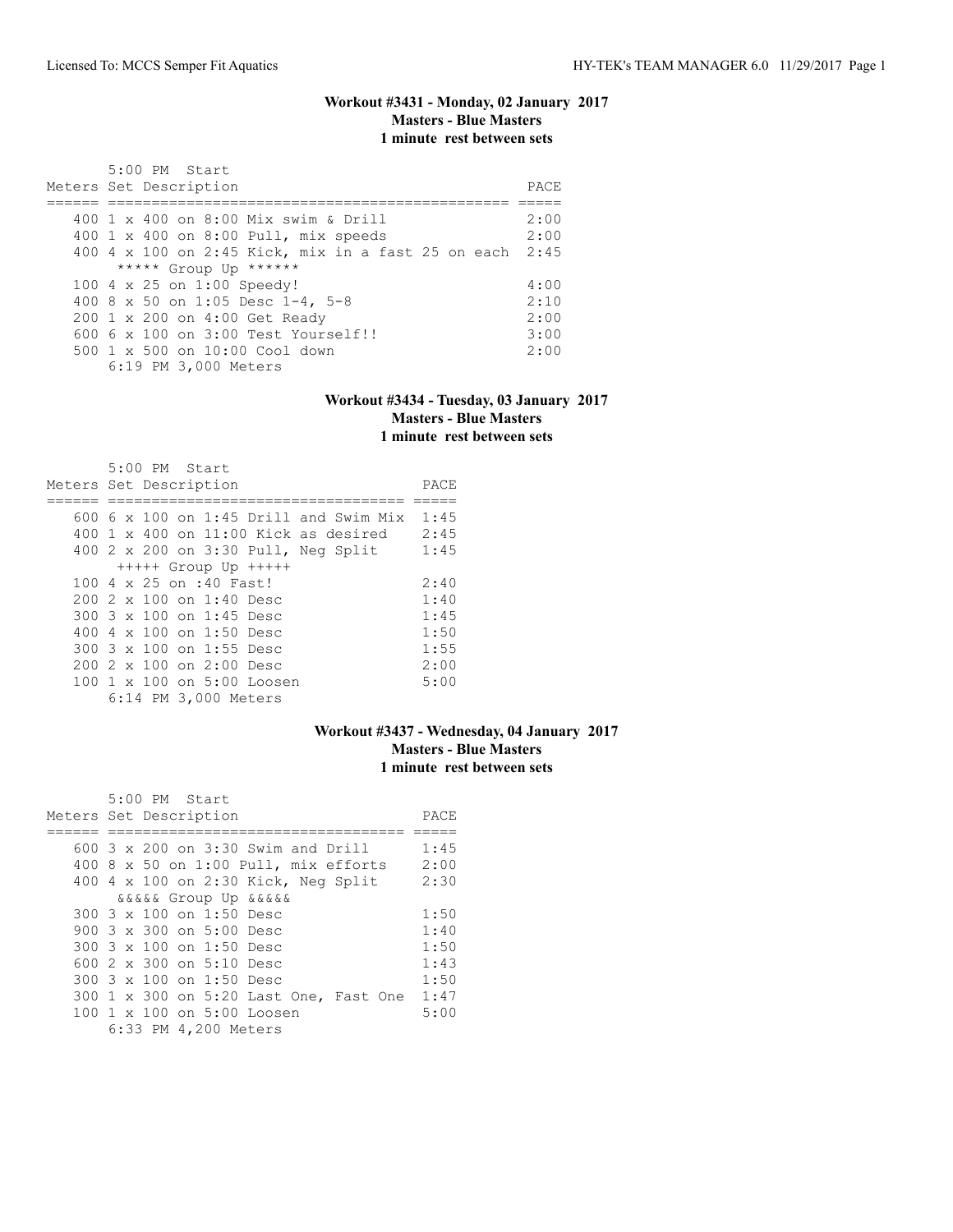**Workout #3431 - Monday, 02 January 2017**
**Masters - Blue Masters**
**1 minute rest between sets**

```
       5:00 PM  Start
Meters Set Description                                 PACE
====== =============================================== =====
   400 1 x 400 on 8:00 Mix swim & Drill                2:00
   400 1 x 400 on 8:00 Pull, mix speeds                2:00
   400 4 x 100 on 2:45 Kick, mix in a fast 25 on each  2:45
        ***** Group Up ******
   100 4 x 25 on 1:00 Speedy!                          4:00
   400 8 x 50 on 1:05 Desc 1-4, 5-8                    2:10
   200 1 x 200 on 4:00 Get Ready                       2:00
   600 6 x 100 on 3:00 Test Yourself!!                 3:00
   500 1 x 500 on 10:00 Cool down                      2:00
       6:19 PM 3,000 Meters
```

**Workout #3434 - Tuesday, 03 January 2017**
**Masters - Blue Masters**
**1 minute rest between sets**

```
       5:00 PM  Start
Meters Set Description                         PACE
====== ================================== =====
   600 6 x 100 on 1:45 Drill and Swim Mix  1:45
   400 1 x 400 on 11:00 Kick as desired    2:45
   400 2 x 200 on 3:30 Pull, Neg Split     1:45
        +++++ Group Up +++++
   100 4 x 25 on :40 Fast!                 2:40
   200 2 x 100 on 1:40 Desc                1:40
   300 3 x 100 on 1:45 Desc                1:45
   400 4 x 100 on 1:50 Desc                1:50
   300 3 x 100 on 1:55 Desc                1:55
   200 2 x 100 on 2:00 Desc                2:00
   100 1 x 100 on 5:00 Loosen              5:00
       6:14 PM 3,000 Meters
```

**Workout #3437 - Wednesday, 04 January 2017**
**Masters - Blue Masters**
**1 minute rest between sets**

```
       5:00 PM  Start
Meters Set Description                          PACE
====== =================================== =====
   600 3 x 200 on 3:30 Swim and Drill       1:45
   400 8 x 50 on 1:00 Pull, mix efforts     2:00
   400 4 x 100 on 2:30 Kick, Neg Split      2:30
        &&&&& Group Up &&&&&
   300 3 x 100 on 1:50 Desc                 1:50
   900 3 x 300 on 5:00 Desc                 1:40
   300 3 x 100 on 1:50 Desc                 1:50
   600 2 x 300 on 5:10 Desc                 1:43
   300 3 x 100 on 1:50 Desc                 1:50
   300 1 x 300 on 5:20 Last One, Fast One   1:47
   100 1 x 100 on 5:00 Loosen               5:00
       6:33 PM 4,200 Meters
```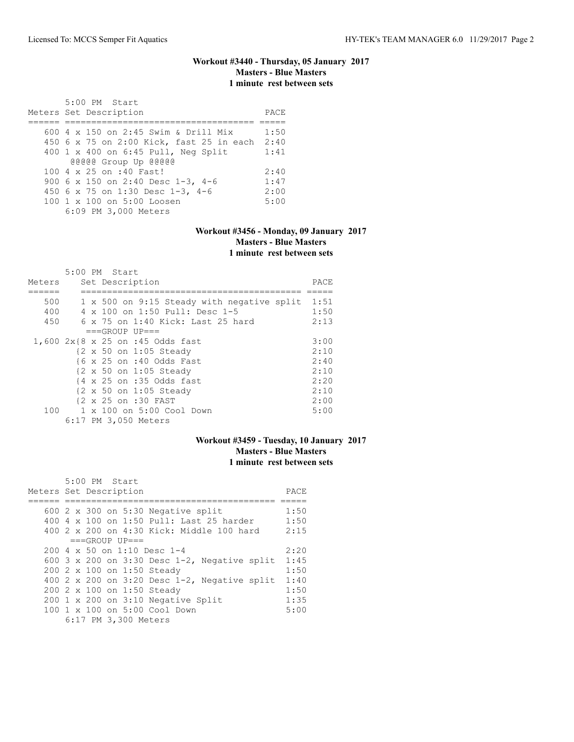### Workout #3440 - Thursday, 05 January 2017
**Masters - Blue Masters**
**1 minute rest between sets**

```
       5:00 PM  Start
Meters Set Description                      PACE
====== =================================== =====
   600 4 x 150 on 2:45 Swim & Drill Mix     1:50
   450 6 x 75 on 2:00 Kick, fast 25 in each  2:40
   400 1 x 400 on 6:45 Pull, Neg Split      1:41
        @@@@@ Group Up @@@@@
   100 4 x 25 on :40 Fast!                  2:40
   900 6 x 150 on 2:40 Desc 1-3, 4-6        1:47
   450 6 x 75 on 1:30 Desc 1-3, 4-6         2:00
   100 1 x 100 on 5:00 Loosen               5:00
       6:09 PM 3,000 Meters
```

### Workout #3456 - Monday, 09 January 2017
**Masters - Blue Masters**
**1 minute rest between sets**

```
       5:00 PM  Start
Meters     Set Description                             PACE
======     ========================================== =====
   500     1 x 500 on 9:15 Steady with negative split  1:51
   400     4 x 100 on 1:50 Pull: Desc 1-5              1:50
   450     6 x 75 on 1:40 Kick: Last 25 hard           2:13
          ===GROUP UP===
 1,600 2x{8 x 25 on :45 Odds fast                     3:00
         {2 x 50 on 1:05 Steady                       2:10
         {6 x 25 on :40 Odds Fast                     2:40
         {2 x 50 on 1:05 Steady                       2:10
         {4 x 25 on :35 Odds fast                     2:20
         {2 x 50 on 1:05 Steady                       2:10
         {2 x 25 on :30 FAST                          2:00
   100     1 x 100 on 5:00 Cool Down                   5:00
       6:17 PM 3,050 Meters
```

### Workout #3459 - Tuesday, 10 January 2017
**Masters - Blue Masters**
**1 minute rest between sets**

```
       5:00 PM  Start
Meters Set Description                              PACE
====== ========================================= =====
   600 2 x 300 on 5:30 Negative split            1:50
   400 4 x 100 on 1:50 Pull: Last 25 harder      1:50
   400 2 x 200 on 4:30 Kick: Middle 100 hard     2:15
       ===GROUP UP===
   200 4 x 50 on 1:10 Desc 1-4                   2:20
   600 3 x 200 on 3:30 Desc 1-2, Negative split  1:45
   200 2 x 100 on 1:50 Steady                    1:50
   400 2 x 200 on 3:20 Desc 1-2, Negative split  1:40
   200 2 x 100 on 1:50 Steady                    1:50
   200 1 x 200 on 3:10 Negative Split            1:35
   100 1 x 100 on 5:00 Cool Down                 5:00
       6:17 PM 3,300 Meters
```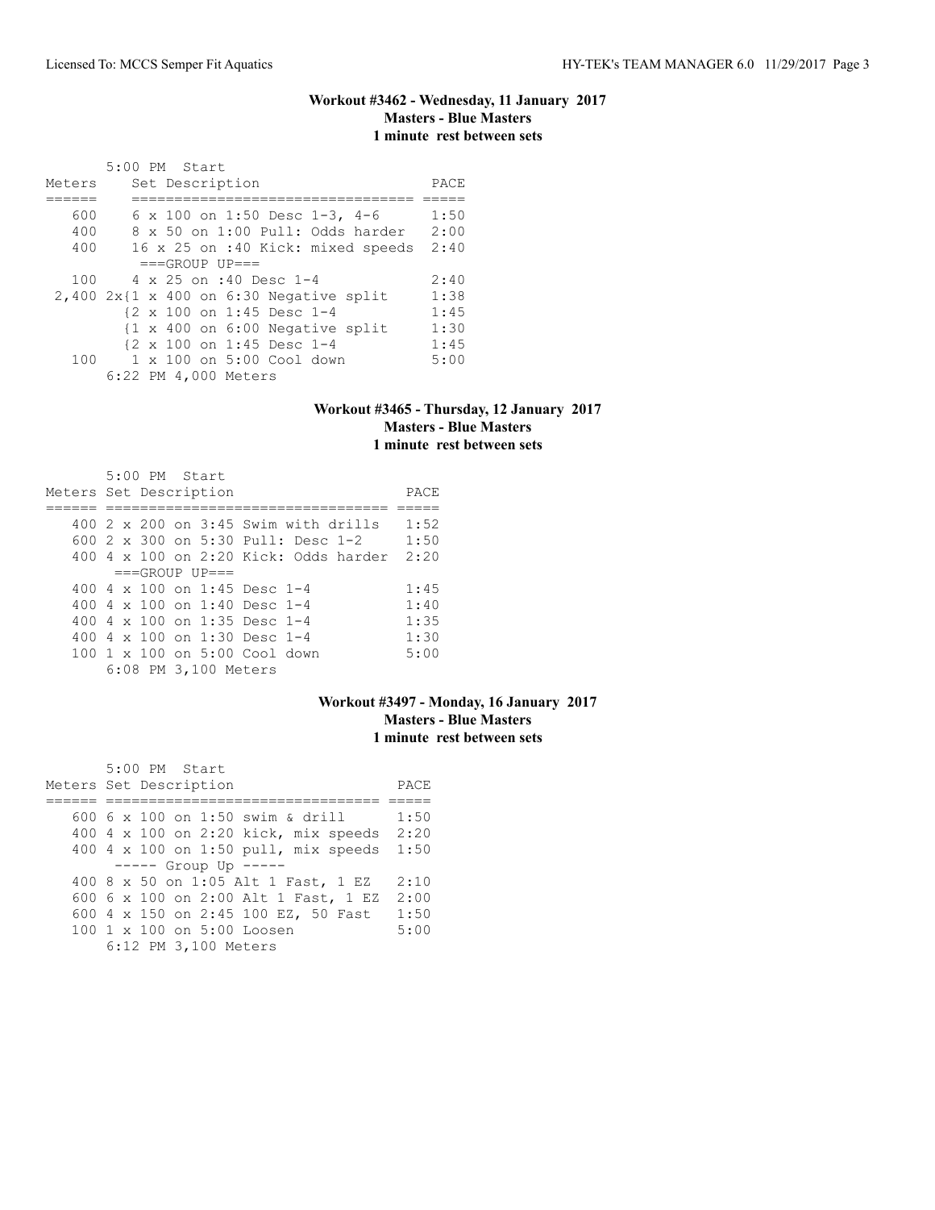## Workout #3462 - Wednesday, 11 January 2017
### Masters - Blue Masters
### 1 minute rest between sets

5:00 PM Start

| Meters | Set Description | PACE |
|---|---|---|
| 600 | 6 x 100 on 1:50 Desc 1-3, 4-6 | 1:50 |
| 400 | 8 x 50 on 1:00 Pull: Odds harder | 2:00 |
| 400 | 16 x 25 on :40 Kick: mixed speeds | 2:40 |
| | ===GROUP UP=== | |
| 100 | 4 x 25 on :40 Desc 1-4 | 2:40 |
| 2,400 | 2x{1 x 400 on 6:30 Negative split | 1:38 |
| | {2 x 100 on 1:45 Desc 1-4 | 1:45 |
| | {1 x 400 on 6:00 Negative split | 1:30 |
| | {2 x 100 on 1:45 Desc 1-4 | 1:45 |
| 100 | 1 x 100 on 5:00 Cool down | 5:00 |

6:22 PM 4,000 Meters

## Workout #3465 - Thursday, 12 January 2017
### Masters - Blue Masters
### 1 minute rest between sets

5:00 PM Start

| Meters | Set Description | PACE |
|---|---|---|
| 400 | 2 x 200 on 3:45 Swim with drills | 1:52 |
| 600 | 2 x 300 on 5:30 Pull: Desc 1-2 | 1:50 |
| 400 | 4 x 100 on 2:20 Kick: Odds harder | 2:20 |
| | ===GROUP UP=== | |
| 400 | 4 x 100 on 1:45 Desc 1-4 | 1:45 |
| 400 | 4 x 100 on 1:40 Desc 1-4 | 1:40 |
| 400 | 4 x 100 on 1:35 Desc 1-4 | 1:35 |
| 400 | 4 x 100 on 1:30 Desc 1-4 | 1:30 |
| 100 | 1 x 100 on 5:00 Cool down | 5:00 |

6:08 PM 3,100 Meters

## Workout #3497 - Monday, 16 January 2017
### Masters - Blue Masters
### 1 minute rest between sets

5:00 PM Start

| Meters | Set Description | PACE |
|---|---|---|
| 600 | 6 x 100 on 1:50 swim & drill | 1:50 |
| 400 | 4 x 100 on 2:20 kick, mix speeds | 2:20 |
| 400 | 4 x 100 on 1:50 pull, mix speeds | 1:50 |
| | ----- Group Up ----- | |
| 400 | 8 x 50 on 1:05 Alt 1 Fast, 1 EZ | 2:10 |
| 600 | 6 x 100 on 2:00 Alt 1 Fast, 1 EZ | 2:00 |
| 600 | 4 x 150 on 2:45 100 EZ, 50 Fast | 1:50 |
| 100 | 1 x 100 on 5:00 Loosen | 5:00 |

6:12 PM 3,100 Meters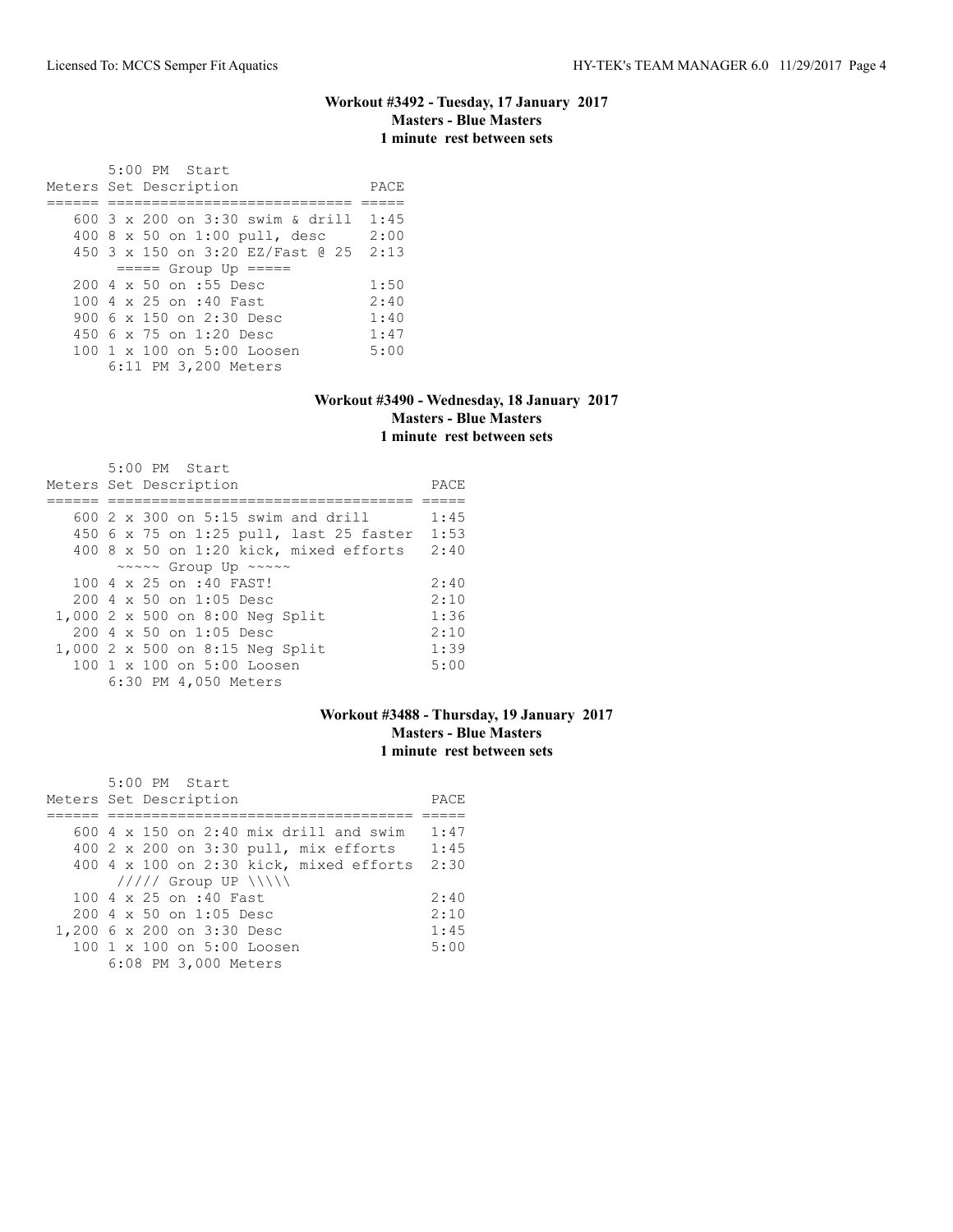**Workout #3492 - Tuesday, 17 January 2017**
**Masters - Blue Masters**
**1 minute rest between sets**

```
       5:00 PM  Start
Meters Set Description              PACE
====== ============================ =====
   600 3 x 200 on 3:30 swim & drill  1:45
   400 8 x 50 on 1:00 pull, desc     2:00
   450 3 x 150 on 3:20 EZ/Fast @ 25  2:13
        ===== Group Up =====
   200 4 x 50 on :55 Desc            1:50
   100 4 x 25 on :40 Fast            2:40
   900 6 x 150 on 2:30 Desc          1:40
   450 6 x 75 on 1:20 Desc           1:47
   100 1 x 100 on 5:00 Loosen        5:00
       6:11 PM 3,200 Meters
```

**Workout #3490 - Wednesday, 18 January 2017**
**Masters - Blue Masters**
**1 minute rest between sets**

```
       5:00 PM  Start
Meters Set Description                     PACE
====== =================================== =====
   600 2 x 300 on 5:15 swim and drill       1:45
   450 6 x 75 on 1:25 pull, last 25 faster  1:53
   400 8 x 50 on 1:20 kick, mixed efforts   2:40
        ~~~~~ Group Up ~~~~~
   100 4 x 25 on :40 FAST!                  2:40
   200 4 x 50 on 1:05 Desc                  2:10
 1,000 2 x 500 on 8:00 Neg Split            1:36
   200 4 x 50 on 1:05 Desc                  2:10
 1,000 2 x 500 on 8:15 Neg Split            1:39
   100 1 x 100 on 5:00 Loosen               5:00
       6:30 PM 4,050 Meters
```

**Workout #3488 - Thursday, 19 January 2017**
**Masters - Blue Masters**
**1 minute rest between sets**

```
       5:00 PM  Start
Meters Set Description                     PACE
====== =================================== =====
   600 4 x 150 on 2:40 mix drill and swim   1:47
   400 2 x 200 on 3:30 pull, mix efforts    1:45
   400 4 x 100 on 2:30 kick, mixed efforts  2:30
        ///// Group UP \\\\\
   100 4 x 25 on :40 Fast                   2:40
   200 4 x 50 on 1:05 Desc                  2:10
 1,200 6 x 200 on 3:30 Desc                 1:45
   100 1 x 100 on 5:00 Loosen               5:00
       6:08 PM 3,000 Meters
```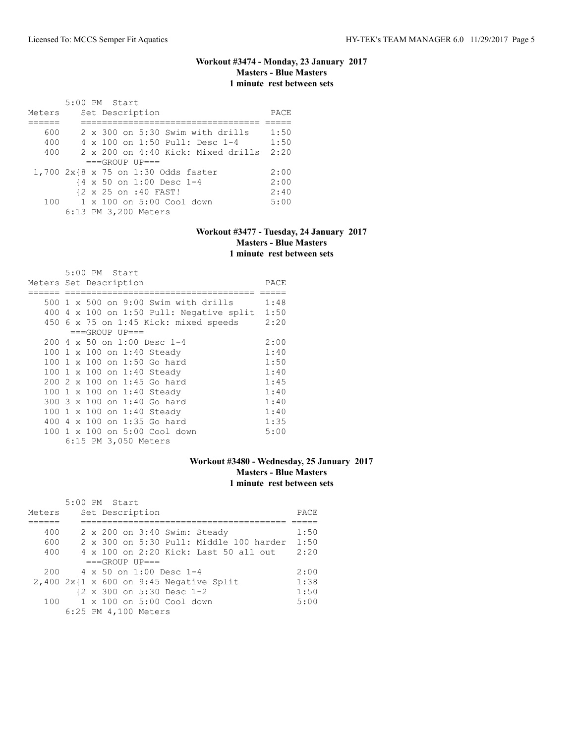### Workout #3474 - Monday, 23 January 2017
### Masters - Blue Masters
### 1 minute rest between sets

5:00 PM Start

| Meters | Set Description | PACE |
|---|---|---|
| 600 | 2 x 300 on 5:30 Swim with drills | 1:50 |
| 400 | 4 x 100 on 1:50 Pull: Desc 1-4 | 1:50 |
| 400 | 2 x 200 on 4:40 Kick: Mixed drills | 2:20 |
| | ===GROUP UP=== | |
| 1,700 | 2x{8 x 75 on 1:30 Odds faster | 2:00 |
| | {4 x 50 on 1:00 Desc 1-4 | 2:00 |
| | {2 x 25 on :40 FAST! | 2:40 |
| 100 | 1 x 100 on 5:00 Cool down | 5:00 |
| | 6:13 PM 3,200 Meters | |

### Workout #3477 - Tuesday, 24 January 2017
### Masters - Blue Masters
### 1 minute rest between sets

5:00 PM Start

| Meters | Set Description | PACE |
|---|---|---|
| 500 | 1 x 500 on 9:00 Swim with drills | 1:48 |
| 400 | 4 x 100 on 1:50 Pull: Negative split | 1:50 |
| 450 | 6 x 75 on 1:45 Kick: mixed speeds | 2:20 |
| | ===GROUP UP=== | |
| 200 | 4 x 50 on 1:00 Desc 1-4 | 2:00 |
| 100 | 1 x 100 on 1:40 Steady | 1:40 |
| 100 | 1 x 100 on 1:50 Go hard | 1:50 |
| 100 | 1 x 100 on 1:40 Steady | 1:40 |
| 200 | 2 x 100 on 1:45 Go hard | 1:45 |
| 100 | 1 x 100 on 1:40 Steady | 1:40 |
| 300 | 3 x 100 on 1:40 Go hard | 1:40 |
| 100 | 1 x 100 on 1:40 Steady | 1:40 |
| 400 | 4 x 100 on 1:35 Go hard | 1:35 |
| 100 | 1 x 100 on 5:00 Cool down | 5:00 |
| | 6:15 PM 3,050 Meters | |

### Workout #3480 - Wednesday, 25 January 2017
### Masters - Blue Masters
### 1 minute rest between sets

5:00 PM Start

| Meters | Set Description | PACE |
|---|---|---|
| 400 | 2 x 200 on 3:40 Swim: Steady | 1:50 |
| 600 | 2 x 300 on 5:30 Pull: Middle 100 harder | 1:50 |
| 400 | 4 x 100 on 2:20 Kick: Last 50 all out | 2:20 |
| | ===GROUP UP=== | |
| 200 | 4 x 50 on 1:00 Desc 1-4 | 2:00 |
| 2,400 | 2x{1 x 600 on 9:45 Negative Split | 1:38 |
| | {2 x 300 on 5:30 Desc 1-2 | 1:50 |
| 100 | 1 x 100 on 5:00 Cool down | 5:00 |
| | 6:25 PM 4,100 Meters | |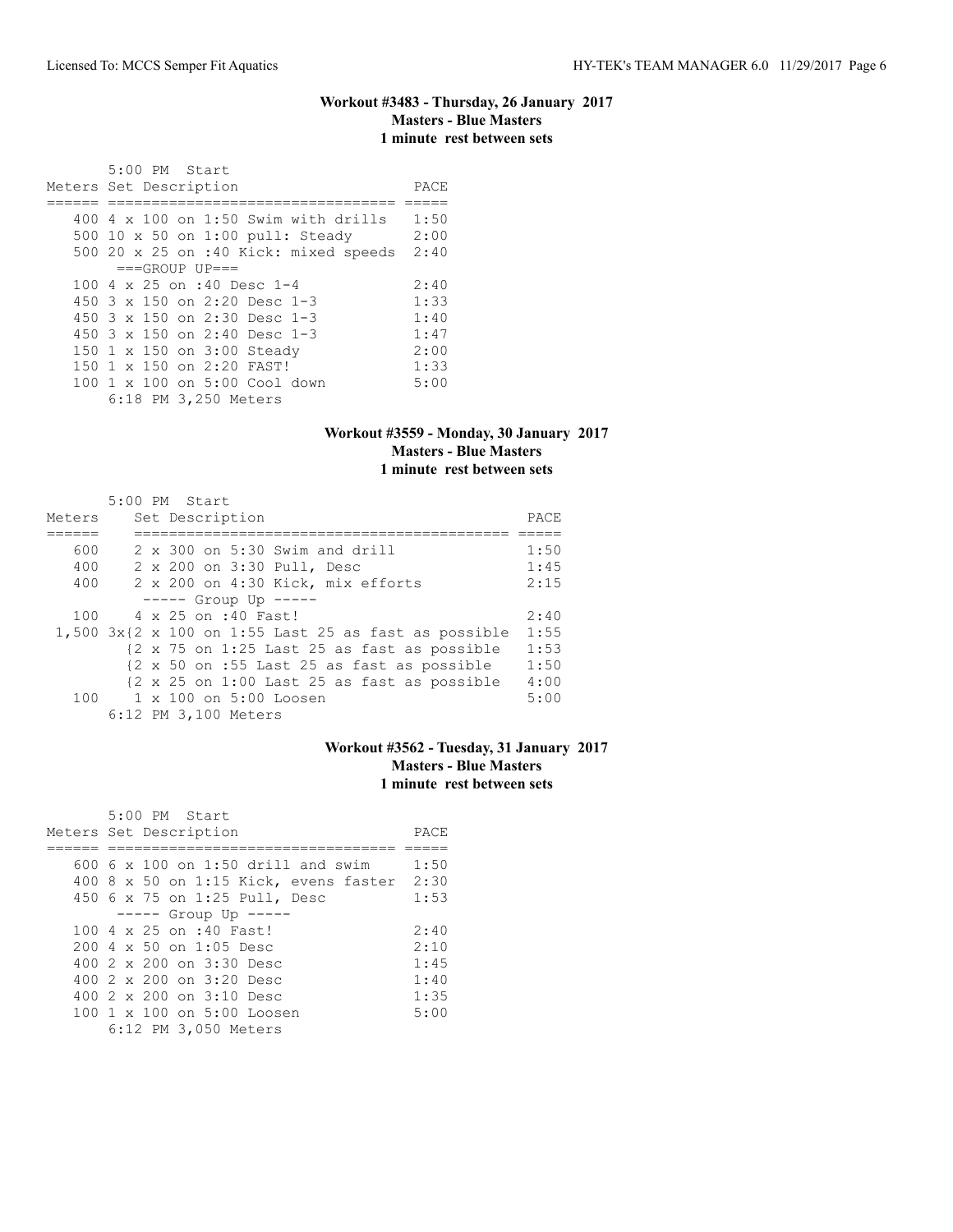### Workout #3483 - Thursday, 26 January 2017
### Masters - Blue Masters
### 1 minute rest between sets

5:00 PM Start

| Meters | Set Description | PACE |
|---|---|---|
| 400 | 4 x 100 on 1:50 Swim with drills | 1:50 |
| 500 | 10 x 50 on 1:00 pull: Steady | 2:00 |
| 500 | 20 x 25 on :40 Kick: mixed speeds | 2:40 |
| | ===GROUP UP=== | |
| 100 | 4 x 25 on :40 Desc 1-4 | 2:40 |
| 450 | 3 x 150 on 2:20 Desc 1-3 | 1:33 |
| 450 | 3 x 150 on 2:30 Desc 1-3 | 1:40 |
| 450 | 3 x 150 on 2:40 Desc 1-3 | 1:47 |
| 150 | 1 x 150 on 3:00 Steady | 2:00 |
| 150 | 1 x 150 on 2:20 FAST! | 1:33 |
| 100 | 1 x 100 on 5:00 Cool down | 5:00 |

6:18 PM 3,250 Meters

### Workout #3559 - Monday, 30 January 2017
### Masters - Blue Masters
### 1 minute rest between sets

5:00 PM Start

| Meters | Set Description | PACE |
|---|---|---|
| 600 | 2 x 300 on 5:30 Swim and drill | 1:50 |
| 400 | 2 x 200 on 3:30 Pull, Desc | 1:45 |
| 400 | 2 x 200 on 4:30 Kick, mix efforts | 2:15 |
| | ----- Group Up ----- | |
| 100 | 4 x 25 on :40 Fast! | 2:40 |
| 1,500 | 3x{2 x 100 on 1:55 Last 25 as fast as possible | 1:55 |
| | {2 x 75 on 1:25 Last 25 as fast as possible | 1:53 |
| | {2 x 50 on :55 Last 25 as fast as possible | 1:50 |
| | {2 x 25 on 1:00 Last 25 as fast as possible | 4:00 |
| 100 | 1 x 100 on 5:00 Loosen | 5:00 |

6:12 PM 3,100 Meters

### Workout #3562 - Tuesday, 31 January 2017
### Masters - Blue Masters
### 1 minute rest between sets

5:00 PM Start

| Meters | Set Description | PACE |
|---|---|---|
| 600 | 6 x 100 on 1:50 drill and swim | 1:50 |
| 400 | 8 x 50 on 1:15 Kick, evens faster | 2:30 |
| 450 | 6 x 75 on 1:25 Pull, Desc | 1:53 |
| | ----- Group Up ----- | |
| 100 | 4 x 25 on :40 Fast! | 2:40 |
| 200 | 4 x 50 on 1:05 Desc | 2:10 |
| 400 | 2 x 200 on 3:30 Desc | 1:45 |
| 400 | 2 x 200 on 3:20 Desc | 1:40 |
| 400 | 2 x 200 on 3:10 Desc | 1:35 |
| 100 | 1 x 100 on 5:00 Loosen | 5:00 |

6:12 PM 3,050 Meters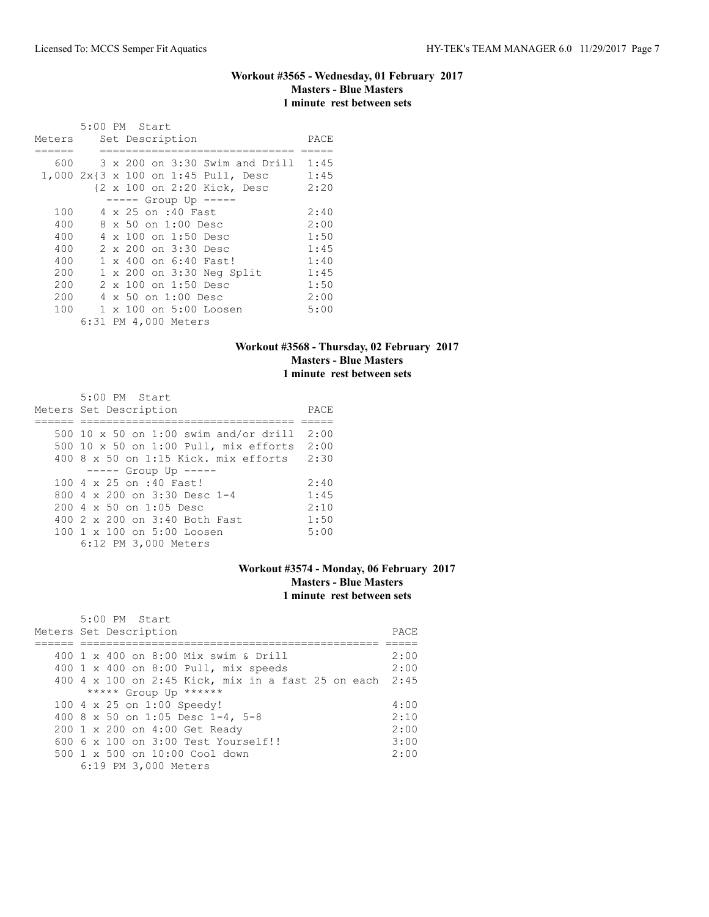### Workout #3565 - Wednesday, 01 February 2017
**Masters - Blue Masters**
**1 minute rest between sets**

```
       5:00 PM  Start
Meters    Set Description                PACE
======    ============================== =====
   600    3 x 200 on 3:30 Swim and Drill  1:45
 1,000 2x{3 x 100 on 1:45 Pull, Desc      1:45
        {2 x 100 on 2:20 Kick, Desc       2:20
          ----- Group Up -----
   100    4 x 25 on :40 Fast              2:40
   400    8 x 50 on 1:00 Desc             2:00
   400    4 x 100 on 1:50 Desc            1:50
   400    2 x 200 on 3:30 Desc            1:45
   400    1 x 400 on 6:40 Fast!           1:40
   200    1 x 200 on 3:30 Neg Split       1:45
   200    2 x 100 on 1:50 Desc            1:50
   200    4 x 50 on 1:00 Desc             2:00
   100    1 x 100 on 5:00 Loosen          5:00
       6:31 PM 4,000 Meters
```

### Workout #3568 - Thursday, 02 February 2017
**Masters - Blue Masters**
**1 minute rest between sets**

```
       5:00 PM  Start
Meters Set Description                    PACE
====== ================================= =====
   500 10 x 50 on 1:00 swim and/or drill  2:00
   500 10 x 50 on 1:00 Pull, mix efforts  2:00
   400 8 x 50 on 1:15 Kick. mix efforts   2:30
       ----- Group Up -----
   100 4 x 25 on :40 Fast!                2:40
   800 4 x 200 on 3:30 Desc 1-4           1:45
   200 4 x 50 on 1:05 Desc                2:10
   400 2 x 200 on 3:40 Both Fast          1:50
   100 1 x 100 on 5:00 Loosen             5:00
       6:12 PM 3,000 Meters
```

### Workout #3574 - Monday, 06 February 2017
**Masters - Blue Masters**
**1 minute rest between sets**

```
       5:00 PM  Start
Meters Set Description                                 PACE
====== ============================================== =====
   400 1 x 400 on 8:00 Mix swim & Drill                2:00
   400 1 x 400 on 8:00 Pull, mix speeds                2:00
   400 4 x 100 on 2:45 Kick, mix in a fast 25 on each  2:45
       ***** Group Up ******
   100 4 x 25 on 1:00 Speedy!                          4:00
   400 8 x 50 on 1:05 Desc 1-4, 5-8                    2:10
   200 1 x 200 on 4:00 Get Ready                       2:00
   600 6 x 100 on 3:00 Test Yourself!!                 3:00
   500 1 x 500 on 10:00 Cool down                      2:00
       6:19 PM 3,000 Meters
```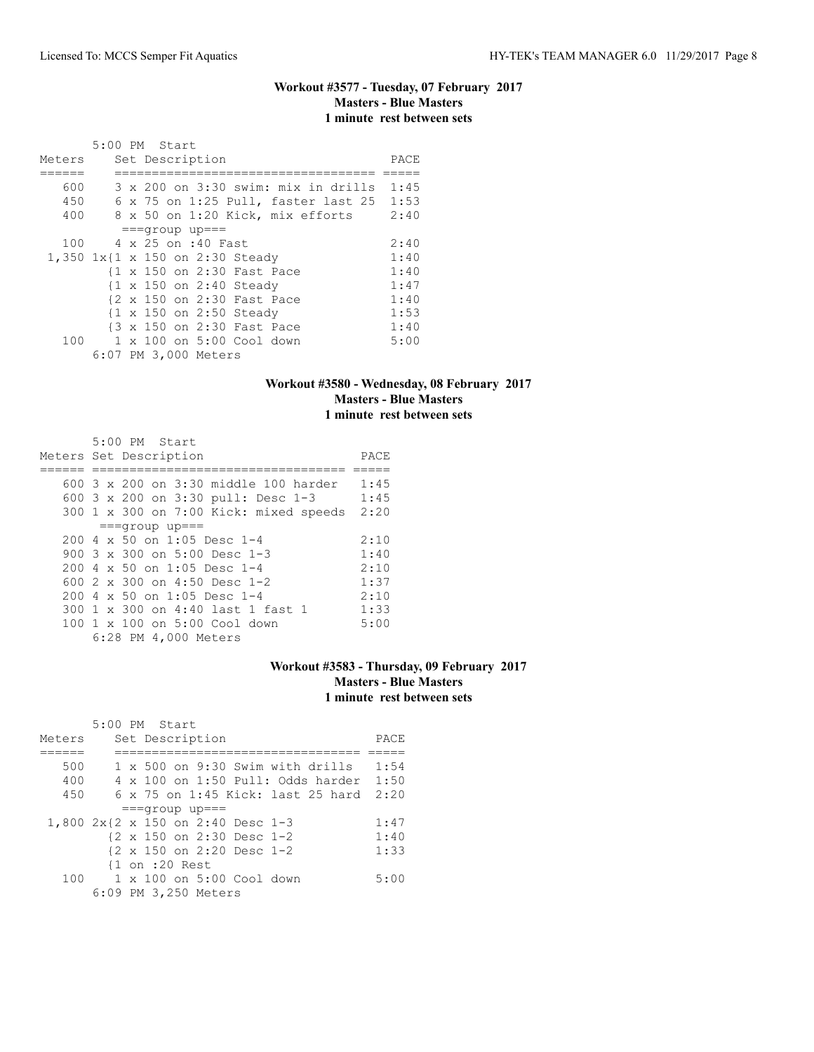### Workout #3577 - Tuesday, 07 February 2017
**Masters - Blue Masters**
**1 minute rest between sets**

```
       5:00 PM  Start
Meters    Set Description                     PACE
======    ==================================  =====
   600    3 x 200 on 3:30 swim: mix in drills  1:45
   450    6 x 75 on 1:25 Pull, faster last 25  1:53
   400    8 x 50 on 1:20 Kick, mix efforts     2:40
          ===group up===
   100    4 x 25 on :40 Fast                   2:40
 1,350 1x{1 x 150 on 2:30 Steady               1:40
         {1 x 150 on 2:30 Fast Pace            1:40
         {1 x 150 on 2:40 Steady               1:47
         {2 x 150 on 2:30 Fast Pace            1:40
         {1 x 150 on 2:50 Steady               1:53
         {3 x 150 on 2:30 Fast Pace            1:40
   100    1 x 100 on 5:00 Cool down            5:00
       6:07 PM 3,000 Meters
```

### Workout #3580 - Wednesday, 08 February 2017
**Masters - Blue Masters**
**1 minute rest between sets**

```
       5:00 PM  Start
Meters Set Description                      PACE
====== ==================================  =====
   600 3 x 200 on 3:30 middle 100 harder    1:45
   600 3 x 200 on 3:30 pull: Desc 1-3       1:45
   300 1 x 300 on 7:00 Kick: mixed speeds   2:20
       ===group up===
   200 4 x 50 on 1:05 Desc 1-4              2:10
   900 3 x 300 on 5:00 Desc 1-3             1:40
   200 4 x 50 on 1:05 Desc 1-4              2:10
   600 2 x 300 on 4:50 Desc 1-2             1:37
   200 4 x 50 on 1:05 Desc 1-4              2:10
   300 1 x 300 on 4:40 last 1 fast 1        1:33
   100 1 x 100 on 5:00 Cool down            5:00
       6:28 PM 4,000 Meters
```

### Workout #3583 - Thursday, 09 February 2017
**Masters - Blue Masters**
**1 minute rest between sets**

```
       5:00 PM  Start
Meters    Set Description                   PACE
======    ================================  =====
   500    1 x 500 on 9:30 Swim with drills   1:54
   400    4 x 100 on 1:50 Pull: Odds harder  1:50
   450    6 x 75 on 1:45 Kick: last 25 hard  2:20
          ===group up===
 1,800 2x{2 x 150 on 2:40 Desc 1-3           1:47
         {2 x 150 on 2:30 Desc 1-2           1:40
         {2 x 150 on 2:20 Desc 1-2           1:33
         {1 on :20 Rest
   100    1 x 100 on 5:00 Cool down          5:00
       6:09 PM 3,250 Meters
```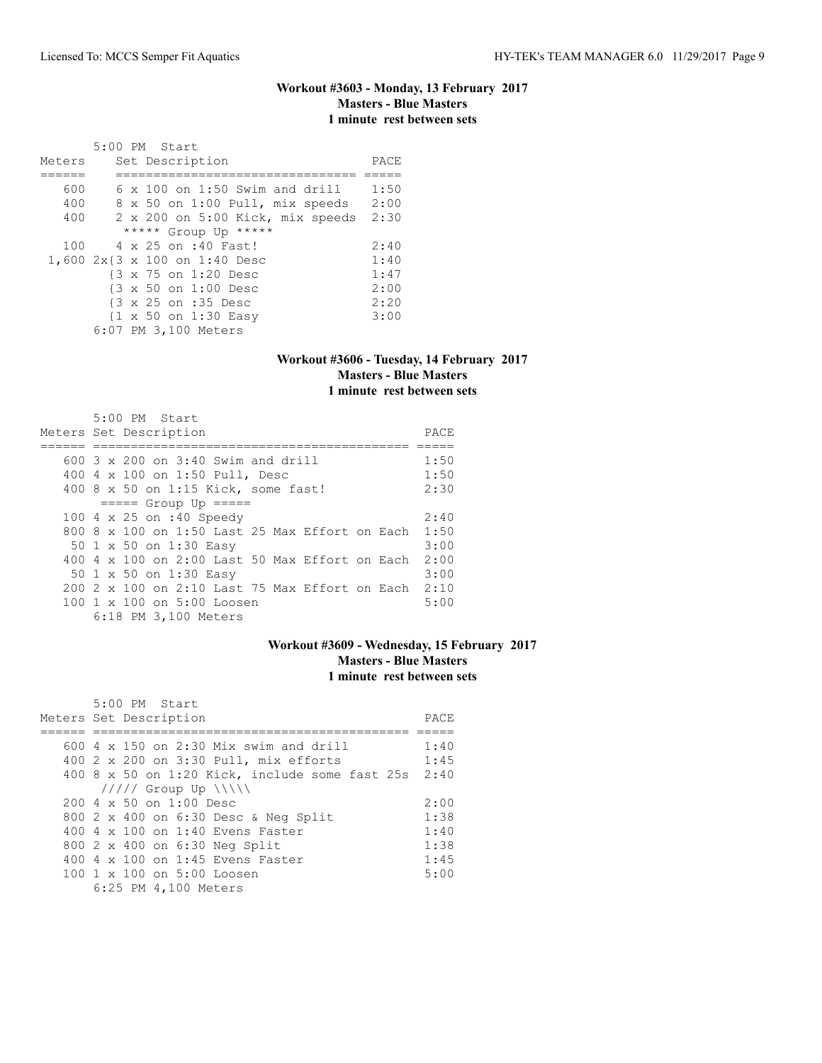**Workout #3603 - Monday, 13 February 2017**
**Masters - Blue Masters**
**1 minute rest between sets**

5:00 PM Start

| Meters | Set Description | PACE |
|---|---|---|
| 600 | 6 x 100 on 1:50 Swim and drill | 1:50 |
| 400 | 8 x 50 on 1:00 Pull, mix speeds | 2:00 |
| 400 | 2 x 200 on 5:00 Kick, mix speeds | 2:30 |
| | ***** Group Up ***** | |
| 100 | 4 x 25 on :40 Fast! | 2:40 |
| 1,600 | 2x{3 x 100 on 1:40 Desc | 1:40 |
| | {3 x 75 on 1:20 Desc | 1:47 |
| | {3 x 50 on 1:00 Desc | 2:00 |
| | {3 x 25 on :35 Desc | 2:20 |
| | {1 x 50 on 1:30 Easy | 3:00 |

6:07 PM 3,100 Meters

**Workout #3606 - Tuesday, 14 February 2017**
**Masters - Blue Masters**
**1 minute rest between sets**

5:00 PM Start

| Meters | Set Description | PACE |
|---|---|---|
| 600 | 3 x 200 on 3:40 Swim and drill | 1:50 |
| 400 | 4 x 100 on 1:50 Pull, Desc | 1:50 |
| 400 | 8 x 50 on 1:15 Kick, some fast! | 2:30 |
| | ===== Group Up ===== | |
| 100 | 4 x 25 on :40 Speedy | 2:40 |
| 800 | 8 x 100 on 1:50 Last 25 Max Effort on Each | 1:50 |
| 50 | 1 x 50 on 1:30 Easy | 3:00 |
| 400 | 4 x 100 on 2:00 Last 50 Max Effort on Each | 2:00 |
| 50 | 1 x 50 on 1:30 Easy | 3:00 |
| 200 | 2 x 100 on 2:10 Last 75 Max Effort on Each | 2:10 |
| 100 | 1 x 100 on 5:00 Loosen | 5:00 |

6:18 PM 3,100 Meters

**Workout #3609 - Wednesday, 15 February 2017**
**Masters - Blue Masters**
**1 minute rest between sets**

5:00 PM Start

| Meters | Set Description | PACE |
|---|---|---|
| 600 | 4 x 150 on 2:30 Mix swim and drill | 1:40 |
| 400 | 2 x 200 on 3:30 Pull, mix efforts | 1:45 |
| 400 | 8 x 50 on 1:20 Kick, include some fast 25s | 2:40 |
| | ///// Group Up \\\\\ | |
| 200 | 4 x 50 on 1:00 Desc | 2:00 |
| 800 | 2 x 400 on 6:30 Desc & Neg Split | 1:38 |
| 400 | 4 x 100 on 1:40 Evens Faster | 1:40 |
| 800 | 2 x 400 on 6:30 Neg Split | 1:38 |
| 400 | 4 x 100 on 1:45 Evens Faster | 1:45 |
| 100 | 1 x 100 on 5:00 Loosen | 5:00 |

6:25 PM 4,100 Meters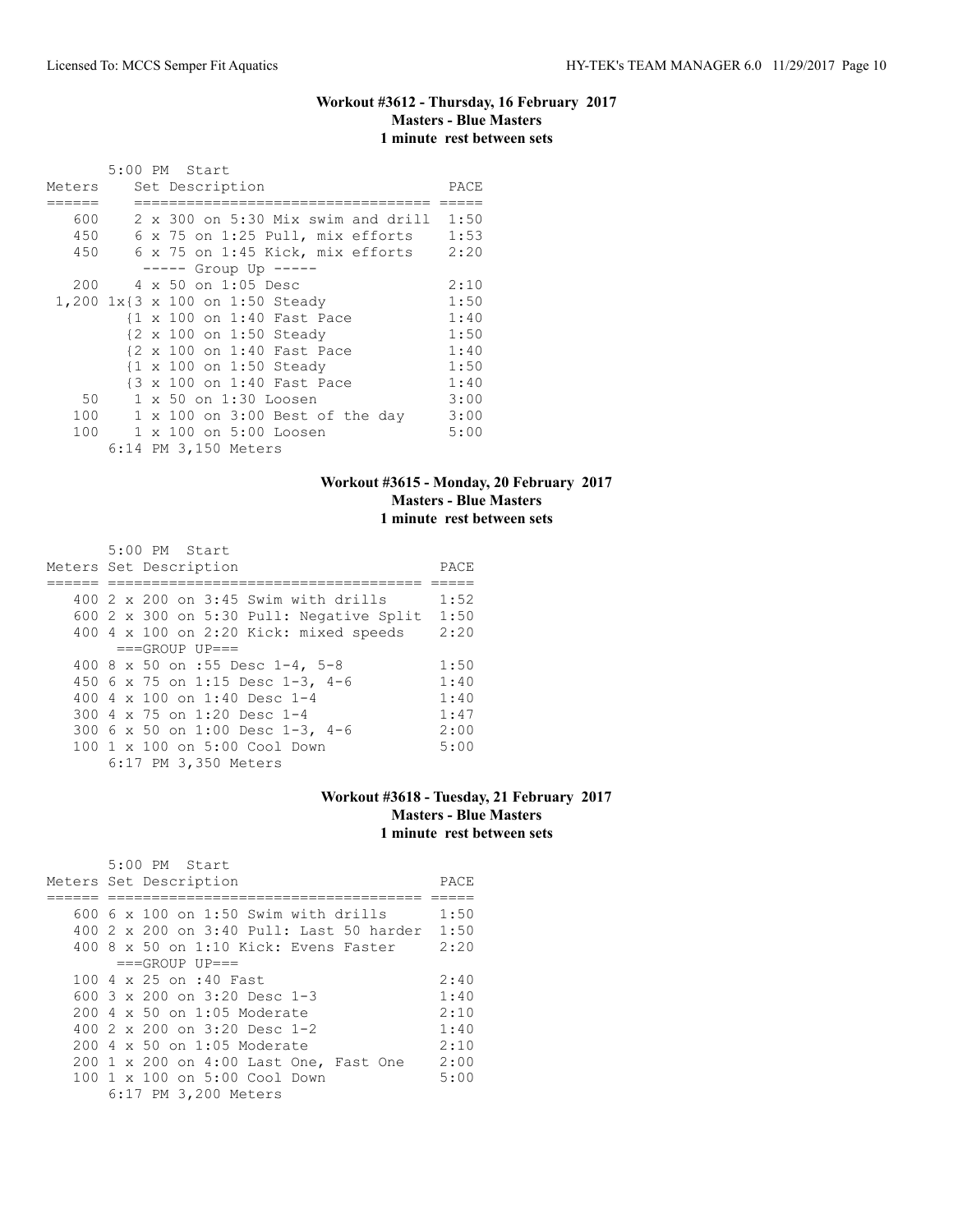### Workout #3612 - Thursday, 16 February 2017
**Masters - Blue Masters**
**1 minute rest between sets**

5:00 PM Start

| Meters | Set Description | PACE |
|---|---|---|
| 600 | 2 x 300 on 5:30 Mix swim and drill | 1:50 |
| 450 | 6 x 75 on 1:25 Pull, mix efforts | 1:53 |
| 450 | 6 x 75 on 1:45 Kick, mix efforts | 2:20 |
| | ----- Group Up ----- | |
| 200 | 4 x 50 on 1:05 Desc | 2:10 |
| 1,200 | 1x{3 x 100 on 1:50 Steady | 1:50 |
| | {1 x 100 on 1:40 Fast Pace | 1:40 |
| | {2 x 100 on 1:50 Steady | 1:50 |
| | {2 x 100 on 1:40 Fast Pace | 1:40 |
| | {1 x 100 on 1:50 Steady | 1:50 |
| | {3 x 100 on 1:40 Fast Pace | 1:40 |
| 50 | 1 x 50 on 1:30 Loosen | 3:00 |
| 100 | 1 x 100 on 3:00 Best of the day | 3:00 |
| 100 | 1 x 100 on 5:00 Loosen | 5:00 |

6:14 PM 3,150 Meters

### Workout #3615 - Monday, 20 February 2017
**Masters - Blue Masters**
**1 minute rest between sets**

5:00 PM Start

| Meters | Set Description | PACE |
|---|---|---|
| 400 | 2 x 200 on 3:45 Swim with drills | 1:52 |
| 600 | 2 x 300 on 5:30 Pull: Negative Split | 1:50 |
| 400 | 4 x 100 on 2:20 Kick: mixed speeds | 2:20 |
| | ===GROUP UP=== | |
| 400 | 8 x 50 on :55 Desc 1-4, 5-8 | 1:50 |
| 450 | 6 x 75 on 1:15 Desc 1-3, 4-6 | 1:40 |
| 400 | 4 x 100 on 1:40 Desc 1-4 | 1:40 |
| 300 | 4 x 75 on 1:20 Desc 1-4 | 1:47 |
| 300 | 6 x 50 on 1:00 Desc 1-3, 4-6 | 2:00 |
| 100 | 1 x 100 on 5:00 Cool Down | 5:00 |

6:17 PM 3,350 Meters

### Workout #3618 - Tuesday, 21 February 2017
**Masters - Blue Masters**
**1 minute rest between sets**

5:00 PM Start

| Meters | Set Description | PACE |
|---|---|---|
| 600 | 6 x 100 on 1:50 Swim with drills | 1:50 |
| 400 | 2 x 200 on 3:40 Pull: Last 50 harder | 1:50 |
| 400 | 8 x 50 on 1:10 Kick: Evens Faster | 2:20 |
| | ===GROUP UP=== | |
| 100 | 4 x 25 on :40 Fast | 2:40 |
| 600 | 3 x 200 on 3:20 Desc 1-3 | 1:40 |
| 200 | 4 x 50 on 1:05 Moderate | 2:10 |
| 400 | 2 x 200 on 3:20 Desc 1-2 | 1:40 |
| 200 | 4 x 50 on 1:05 Moderate | 2:10 |
| 200 | 1 x 200 on 4:00 Last One, Fast One | 2:00 |
| 100 | 1 x 100 on 5:00 Cool Down | 5:00 |

6:17 PM 3,200 Meters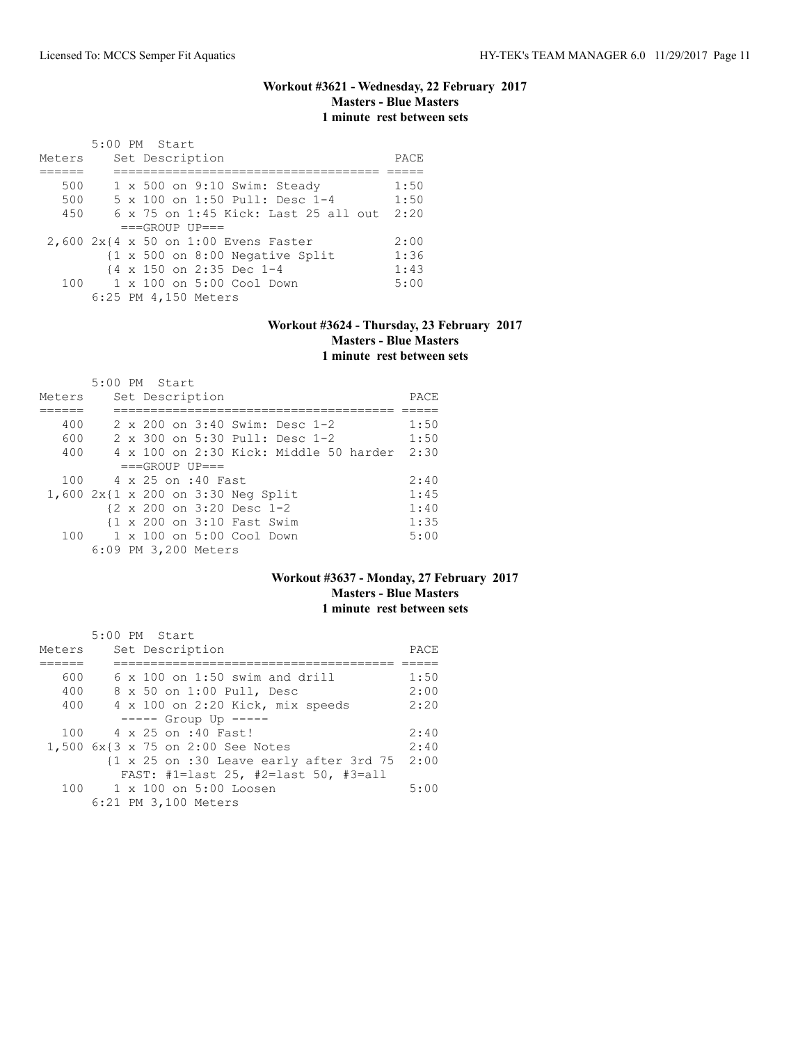### Workout #3621 - Wednesday, 22 February 2017
**Masters - Blue Masters**
**1 minute rest between sets**

5:00 PM Start

| Meters | Set Description | PACE |
|---|---|---|
| 500 | 1 x 500 on 9:10 Swim: Steady | 1:50 |
| 500 | 5 x 100 on 1:50 Pull: Desc 1-4 | 1:50 |
| 450 | 6 x 75 on 1:45 Kick: Last 25 all out | 2:20 |
| | ===GROUP UP=== | |
| 2,600 | 2x{4 x 50 on 1:00 Evens Faster | 2:00 |
| | {1 x 500 on 8:00 Negative Split | 1:36 |
| | {4 x 150 on 2:35 Dec 1-4 | 1:43 |
| 100 | 1 x 100 on 5:00 Cool Down | 5:00 |

6:25 PM 4,150 Meters

### Workout #3624 - Thursday, 23 February 2017
**Masters - Blue Masters**
**1 minute rest between sets**

5:00 PM Start

| Meters | Set Description | PACE |
|---|---|---|
| 400 | 2 x 200 on 3:40 Swim: Desc 1-2 | 1:50 |
| 600 | 2 x 300 on 5:30 Pull: Desc 1-2 | 1:50 |
| 400 | 4 x 100 on 2:30 Kick: Middle 50 harder | 2:30 |
| | ===GROUP UP=== | |
| 100 | 4 x 25 on :40 Fast | 2:40 |
| 1,600 | 2x{1 x 200 on 3:30 Neg Split | 1:45 |
| | {2 x 200 on 3:20 Desc 1-2 | 1:40 |
| | {1 x 200 on 3:10 Fast Swim | 1:35 |
| 100 | 1 x 100 on 5:00 Cool Down | 5:00 |

6:09 PM 3,200 Meters

### Workout #3637 - Monday, 27 February 2017
**Masters - Blue Masters**
**1 minute rest between sets**

5:00 PM Start

| Meters | Set Description | PACE |
|---|---|---|
| 600 | 6 x 100 on 1:50 swim and drill | 1:50 |
| 400 | 8 x 50 on 1:00 Pull, Desc | 2:00 |
| 400 | 4 x 100 on 2:20 Kick, mix speeds | 2:20 |
| | ----- Group Up ----- | |
| 100 | 4 x 25 on :40 Fast! | 2:40 |
| 1,500 | 6x{3 x 75 on 2:00 See Notes | 2:40 |
| | {1 x 25 on :30 Leave early after 3rd 75 | 2:00 |
| | FAST: #1=last 25, #2=last 50, #3=all | |
| 100 | 1 x 100 on 5:00 Loosen | 5:00 |

6:21 PM 3,100 Meters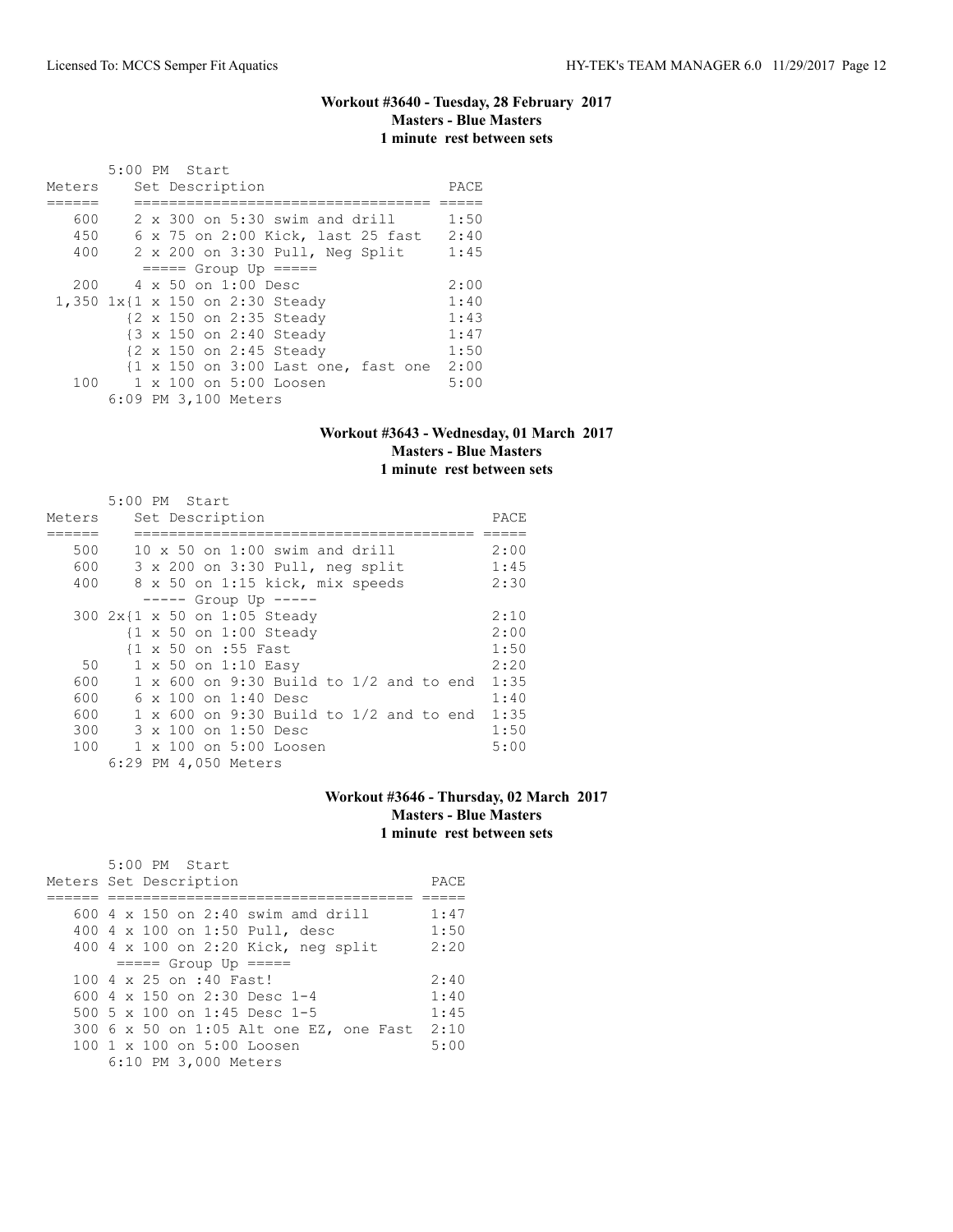### Workout #3640 - Tuesday, 28 February 2017
**Masters - Blue Masters**
**1 minute rest between sets**

5:00 PM Start

| Meters | Set Description | PACE |
|---|---|---|
| 600 | 2 x 300 on 5:30 swim and drill | 1:50 |
| 450 | 6 x 75 on 2:00 Kick, last 25 fast | 2:40 |
| 400 | 2 x 200 on 3:30 Pull, Neg Split | 1:45 |
| | ===== Group Up ===== | |
| 200 | 4 x 50 on 1:00 Desc | 2:00 |
| 1,350 | 1x{1 x 150 on 2:30 Steady | 1:40 |
| | {2 x 150 on 2:35 Steady | 1:43 |
| | {3 x 150 on 2:40 Steady | 1:47 |
| | {2 x 150 on 2:45 Steady | 1:50 |
| | {1 x 150 on 3:00 Last one, fast one | 2:00 |
| 100 | 1 x 100 on 5:00 Loosen | 5:00 |

6:09 PM 3,100 Meters

### Workout #3643 - Wednesday, 01 March 2017
**Masters - Blue Masters**
**1 minute rest between sets**

5:00 PM Start

| Meters | Set Description | PACE |
|---|---|---|
| 500 | 10 x 50 on 1:00 swim and drill | 2:00 |
| 600 | 3 x 200 on 3:30 Pull, neg split | 1:45 |
| 400 | 8 x 50 on 1:15 kick, mix speeds | 2:30 |
| | ----- Group Up ----- | |
| 300 | 2x{1 x 50 on 1:05 Steady | 2:10 |
| | {1 x 50 on 1:00 Steady | 2:00 |
| | {1 x 50 on :55 Fast | 1:50 |
| 50 | 1 x 50 on 1:10 Easy | 2:20 |
| 600 | 1 x 600 on 9:30 Build to 1/2 and to end | 1:35 |
| 600 | 6 x 100 on 1:40 Desc | 1:40 |
| 600 | 1 x 600 on 9:30 Build to 1/2 and to end | 1:35 |
| 300 | 3 x 100 on 1:50 Desc | 1:50 |
| 100 | 1 x 100 on 5:00 Loosen | 5:00 |

6:29 PM 4,050 Meters

### Workout #3646 - Thursday, 02 March 2017
**Masters - Blue Masters**
**1 minute rest between sets**

5:00 PM Start

| Meters | Set Description | PACE |
|---|---|---|
| 600 | 4 x 150 on 2:40 swim amd drill | 1:47 |
| 400 | 4 x 100 on 1:50 Pull, desc | 1:50 |
| 400 | 4 x 100 on 2:20 Kick, neg split | 2:20 |
| | ===== Group Up ===== | |
| 100 | 4 x 25 on :40 Fast! | 2:40 |
| 600 | 4 x 150 on 2:30 Desc 1-4 | 1:40 |
| 500 | 5 x 100 on 1:45 Desc 1-5 | 1:45 |
| 300 | 6 x 50 on 1:05 Alt one EZ, one Fast | 2:10 |
| 100 | 1 x 100 on 5:00 Loosen | 5:00 |

6:10 PM 3,000 Meters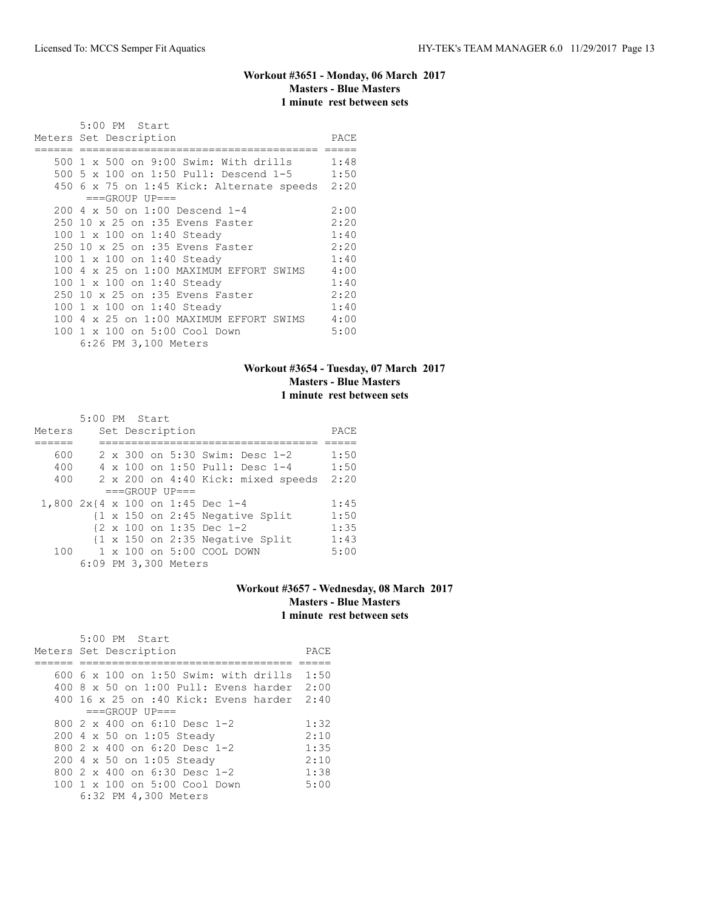### Workout #3651 - Monday, 06 March 2017
**Masters - Blue Masters**
**1 minute rest between sets**

5:00 PM Start

| Meters | Set Description | PACE |
|---|---|---|
| 500 | 1 x 500 on 9:00 Swim: With drills | 1:48 |
| 500 | 5 x 100 on 1:50 Pull: Descend 1-5 | 1:50 |
| 450 | 6 x 75 on 1:45 Kick: Alternate speeds | 2:20 |
| | ===GROUP UP=== | |
| 200 | 4 x 50 on 1:00 Descend 1-4 | 2:00 |
| 250 | 10 x 25 on :35 Evens Faster | 2:20 |
| 100 | 1 x 100 on 1:40 Steady | 1:40 |
| 250 | 10 x 25 on :35 Evens Faster | 2:20 |
| 100 | 1 x 100 on 1:40 Steady | 1:40 |
| 100 | 4 x 25 on 1:00 MAXIMUM EFFORT SWIMS | 4:00 |
| 100 | 1 x 100 on 1:40 Steady | 1:40 |
| 250 | 10 x 25 on :35 Evens Faster | 2:20 |
| 100 | 1 x 100 on 1:40 Steady | 1:40 |
| 100 | 4 x 25 on 1:00 MAXIMUM EFFORT SWIMS | 4:00 |
| 100 | 1 x 100 on 5:00 Cool Down | 5:00 |

6:26 PM 3,100 Meters

### Workout #3654 - Tuesday, 07 March 2017
**Masters - Blue Masters**
**1 minute rest between sets**

5:00 PM Start

| Meters | Set Description | PACE |
|---|---|---|
| 600 | 2 x 300 on 5:30 Swim: Desc 1-2 | 1:50 |
| 400 | 4 x 100 on 1:50 Pull: Desc 1-4 | 1:50 |
| 400 | 2 x 200 on 4:40 Kick: mixed speeds | 2:20 |
| | ===GROUP UP=== | |
| 1,800 | 2x{4 x 100 on 1:45 Dec 1-4 | 1:45 |
| | {1 x 150 on 2:45 Negative Split | 1:50 |
| | {2 x 100 on 1:35 Dec 1-2 | 1:35 |
| | {1 x 150 on 2:35 Negative Split | 1:43 |
| 100 | 1 x 100 on 5:00 COOL DOWN | 5:00 |

6:09 PM 3,300 Meters

### Workout #3657 - Wednesday, 08 March 2017
**Masters - Blue Masters**
**1 minute rest between sets**

5:00 PM Start

| Meters | Set Description | PACE |
|---|---|---|
| 600 | 6 x 100 on 1:50 Swim: with drills | 1:50 |
| 400 | 8 x 50 on 1:00 Pull: Evens harder | 2:00 |
| 400 | 16 x 25 on :40 Kick: Evens harder | 2:40 |
| | ===GROUP UP=== | |
| 800 | 2 x 400 on 6:10 Desc 1-2 | 1:32 |
| 200 | 4 x 50 on 1:05 Steady | 2:10 |
| 800 | 2 x 400 on 6:20 Desc 1-2 | 1:35 |
| 200 | 4 x 50 on 1:05 Steady | 2:10 |
| 800 | 2 x 400 on 6:30 Desc 1-2 | 1:38 |
| 100 | 1 x 100 on 5:00 Cool Down | 5:00 |

6:32 PM 4,300 Meters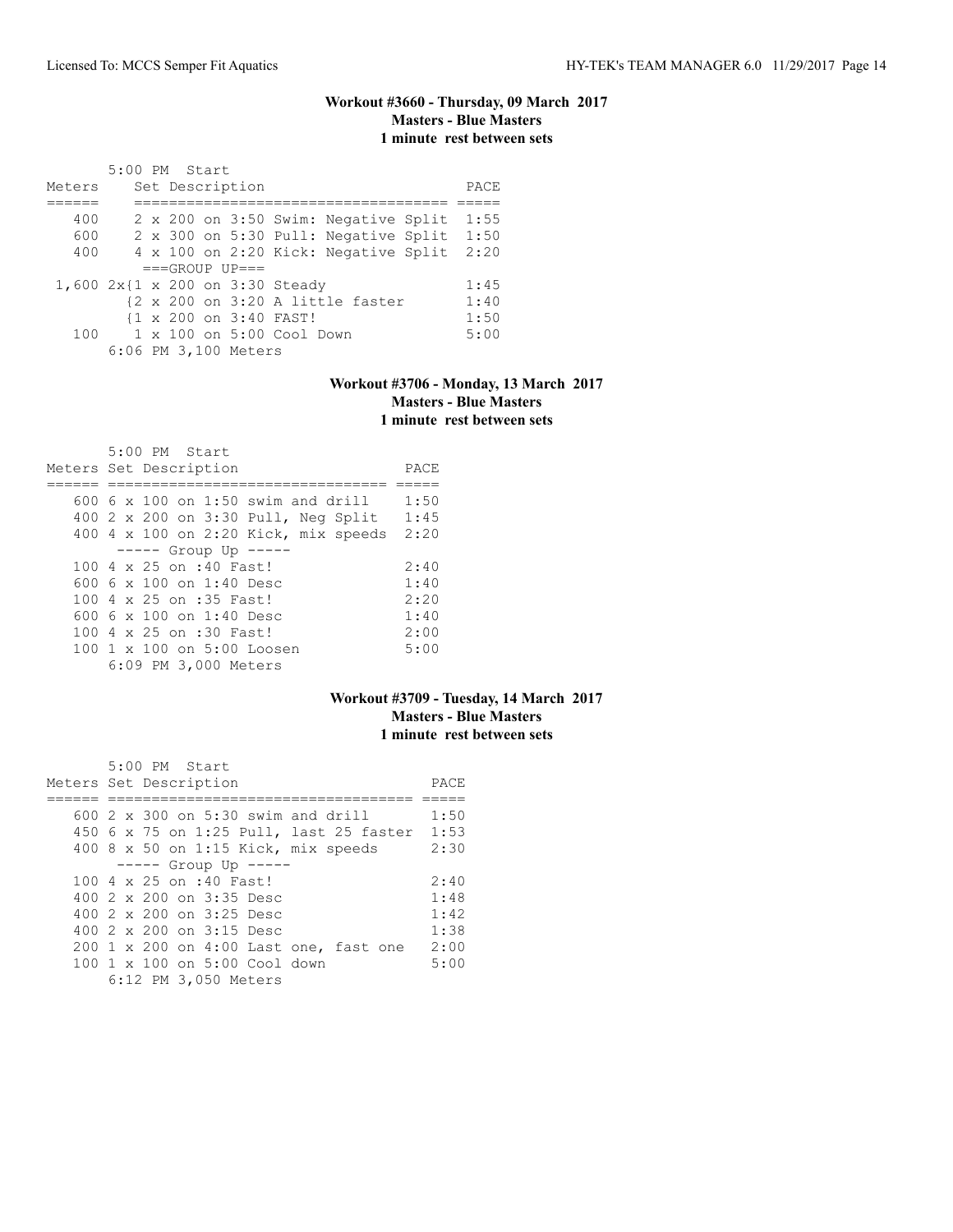### Workout #3660 - Thursday, 09 March 2017
**Masters - Blue Masters**
**1 minute rest between sets**

5:00 PM Start

| Meters | Set Description | PACE |
|---|---|---|
| 400 | 2 x 200 on 3:50 Swim: Negative Split | 1:55 |
| 600 | 2 x 300 on 5:30 Pull: Negative Split | 1:50 |
| 400 | 4 x 100 on 2:20 Kick: Negative Split | 2:20 |
| | ===GROUP UP=== | |
| 1,600 | 2x{1 x 200 on 3:30 Steady | 1:45 |
| | {2 x 200 on 3:20 A little faster | 1:40 |
| | {1 x 200 on 3:40 FAST! | 1:50 |
| 100 | 1 x 100 on 5:00 Cool Down | 5:00 |
| | 6:06 PM 3,100 Meters | |

### Workout #3706 - Monday, 13 March 2017
**Masters - Blue Masters**
**1 minute rest between sets**

5:00 PM Start

| Meters | Set Description | PACE |
|---|---|---|
| 600 | 6 x 100 on 1:50 swim and drill | 1:50 |
| 400 | 2 x 200 on 3:30 Pull, Neg Split | 1:45 |
| 400 | 4 x 100 on 2:20 Kick, mix speeds | 2:20 |
| | ----- Group Up ----- | |
| 100 | 4 x 25 on :40 Fast! | 2:40 |
| 600 | 6 x 100 on 1:40 Desc | 1:40 |
| 100 | 4 x 25 on :35 Fast! | 2:20 |
| 600 | 6 x 100 on 1:40 Desc | 1:40 |
| 100 | 4 x 25 on :30 Fast! | 2:00 |
| 100 | 1 x 100 on 5:00 Loosen | 5:00 |
| | 6:09 PM 3,000 Meters | |

### Workout #3709 - Tuesday, 14 March 2017
**Masters - Blue Masters**
**1 minute rest between sets**

5:00 PM Start

| Meters | Set Description | PACE |
|---|---|---|
| 600 | 2 x 300 on 5:30 swim and drill | 1:50 |
| 450 | 6 x 75 on 1:25 Pull, last 25 faster | 1:53 |
| 400 | 8 x 50 on 1:15 Kick, mix speeds | 2:30 |
| | ----- Group Up ----- | |
| 100 | 4 x 25 on :40 Fast! | 2:40 |
| 400 | 2 x 200 on 3:35 Desc | 1:48 |
| 400 | 2 x 200 on 3:25 Desc | 1:42 |
| 400 | 2 x 200 on 3:15 Desc | 1:38 |
| 200 | 1 x 200 on 4:00 Last one, fast one | 2:00 |
| 100 | 1 x 100 on 5:00 Cool down | 5:00 |
| | 6:12 PM 3,050 Meters | |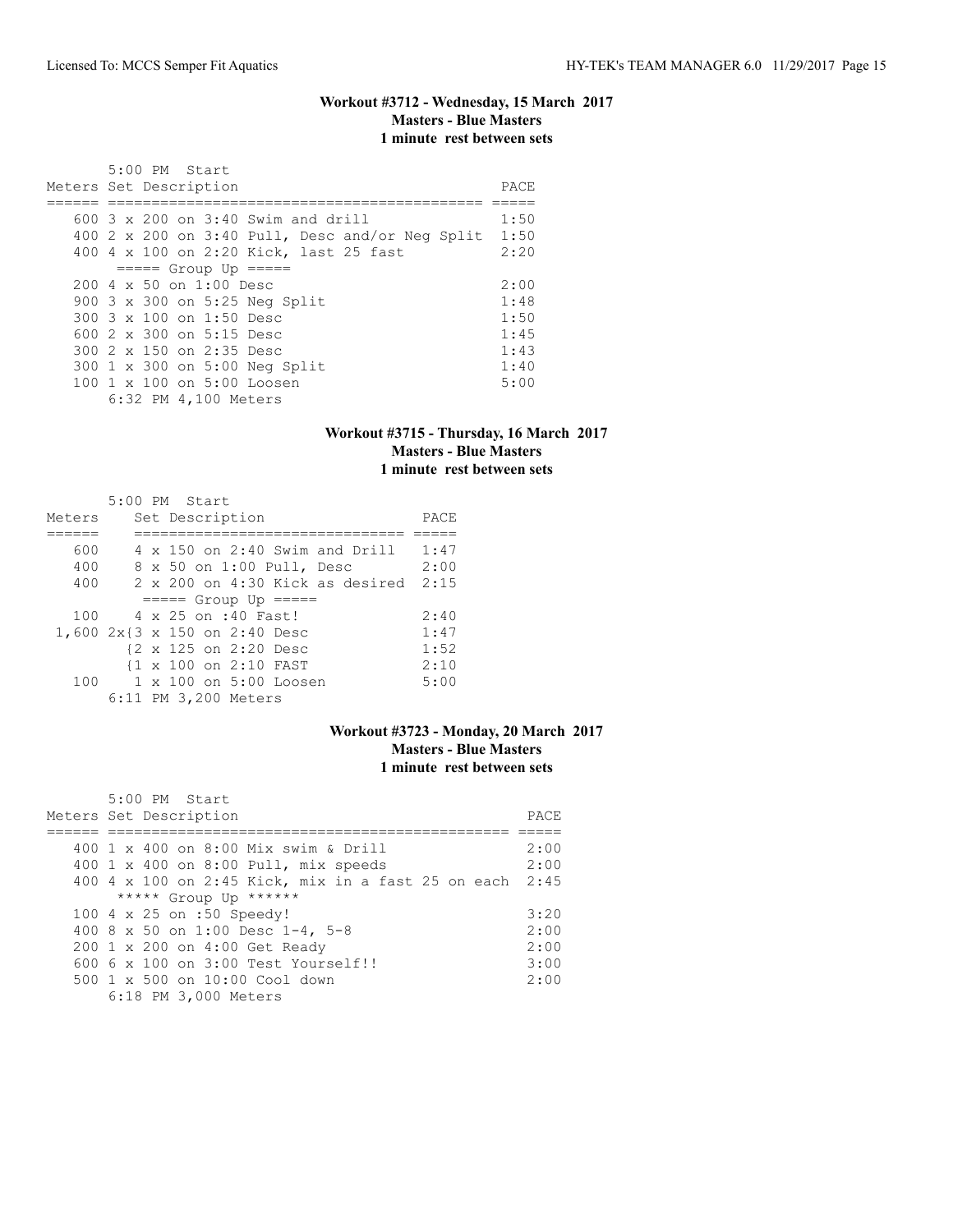## Workout #3712 - Wednesday, 15 March 2017
**Masters - Blue Masters**
**1 minute rest between sets**

```
       5:00 PM  Start
Meters Set Description                                  PACE
====== =============================================  =====
   600 3 x 200 on 3:40 Swim and drill                   1:50
   400 2 x 200 on 3:40 Pull, Desc and/or Neg Split      1:50
   400 4 x 100 on 2:20 Kick, last 25 fast               2:20
        ===== Group Up =====
   200 4 x 50 on 1:00 Desc                              2:00
   900 3 x 300 on 5:25 Neg Split                        1:48
   300 3 x 100 on 1:50 Desc                             1:50
   600 2 x 300 on 5:15 Desc                             1:45
   300 2 x 150 on 2:35 Desc                             1:43
   300 1 x 300 on 5:00 Neg Split                        1:40
   100 1 x 100 on 5:00 Loosen                           5:00
       6:32 PM 4,100 Meters
```

## Workout #3715 - Thursday, 16 March 2017
**Masters - Blue Masters**
**1 minute rest between sets**

```
       5:00 PM  Start
Meters    Set Description                    PACE
======    ==============================    =====
   600    4 x 150 on 2:40 Swim and Drill     1:47
   400    8 x 50 on 1:00 Pull, Desc          2:00
   400    2 x 200 on 4:30 Kick as desired    2:15
          ===== Group Up =====
   100    4 x 25 on :40 Fast!                2:40
 1,600 2x{3 x 150 on 2:40 Desc               1:47
         {2 x 125 on 2:20 Desc               1:52
         {1 x 100 on 2:10 FAST               2:10
   100    1 x 100 on 5:00 Loosen             5:00
       6:11 PM 3,200 Meters
```

## Workout #3723 - Monday, 20 March 2017
**Masters - Blue Masters**
**1 minute rest between sets**

```
       5:00 PM  Start
Meters Set Description                                      PACE
====== ================================================  =====
   400 1 x 400 on 8:00 Mix swim & Drill                     2:00
   400 1 x 400 on 8:00 Pull, mix speeds                     2:00
   400 4 x 100 on 2:45 Kick, mix in a fast 25 on each       2:45
       ***** Group Up ******
   100 4 x 25 on :50 Speedy!                                3:20
   400 8 x 50 on 1:00 Desc 1-4, 5-8                         2:00
   200 1 x 200 on 4:00 Get Ready                            2:00
   600 6 x 100 on 3:00 Test Yourself!!                      3:00
   500 1 x 500 on 10:00 Cool down                           2:00
       6:18 PM 3,000 Meters
```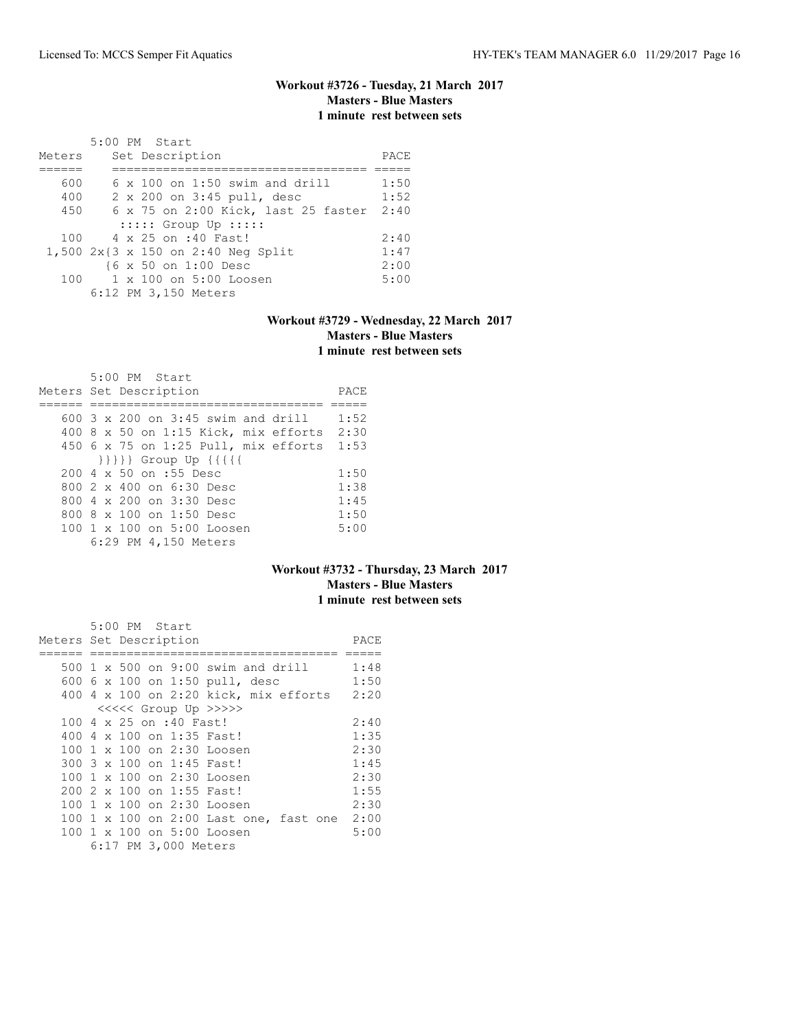### Workout #3726 - Tuesday, 21 March 2017
**Masters - Blue Masters**
**1 minute rest between sets**

5:00 PM Start

| Meters | Set Description | PACE |
|---|---|---|
| 600 | 6 x 100 on 1:50 swim and drill | 1:50 |
| 400 | 2 x 200 on 3:45 pull, desc | 1:52 |
| 450 | 6 x 75 on 2:00 Kick, last 25 faster | 2:40 |
| | ::::: Group Up ::::: | |
| 100 | 4 x 25 on :40 Fast! | 2:40 |
| 1,500 | 2x{3 x 150 on 2:40 Neg Split | 1:47 |
| | {6 x 50 on 1:00 Desc | 2:00 |
| 100 | 1 x 100 on 5:00 Loosen | 5:00 |
| | 6:12 PM 3,150 Meters | |

### Workout #3729 - Wednesday, 22 March 2017
**Masters - Blue Masters**
**1 minute rest between sets**

5:00 PM Start

| Meters | Set Description | PACE |
|---|---|---|
| 600 | 3 x 200 on 3:45 swim and drill | 1:52 |
| 400 | 8 x 50 on 1:15 Kick, mix efforts | 2:30 |
| 450 | 6 x 75 on 1:25 Pull, mix efforts | 1:53 |
| | }}}}} Group Up {{{{{ | |
| 200 | 4 x 50 on :55 Desc | 1:50 |
| 800 | 2 x 400 on 6:30 Desc | 1:38 |
| 800 | 4 x 200 on 3:30 Desc | 1:45 |
| 800 | 8 x 100 on 1:50 Desc | 1:50 |
| 100 | 1 x 100 on 5:00 Loosen | 5:00 |
| | 6:29 PM 4,150 Meters | |

### Workout #3732 - Thursday, 23 March 2017
**Masters - Blue Masters**
**1 minute rest between sets**

5:00 PM Start

| Meters | Set Description | PACE |
|---|---|---|
| 500 | 1 x 500 on 9:00 swim and drill | 1:48 |
| 600 | 6 x 100 on 1:50 pull, desc | 1:50 |
| 400 | 4 x 100 on 2:20 kick, mix efforts | 2:20 |
| | <<<<< Group Up >>>>> | |
| 100 | 4 x 25 on :40 Fast! | 2:40 |
| 400 | 4 x 100 on 1:35 Fast! | 1:35 |
| 100 | 1 x 100 on 2:30 Loosen | 2:30 |
| 300 | 3 x 100 on 1:45 Fast! | 1:45 |
| 100 | 1 x 100 on 2:30 Loosen | 2:30 |
| 200 | 2 x 100 on 1:55 Fast! | 1:55 |
| 100 | 1 x 100 on 2:30 Loosen | 2:30 |
| 100 | 1 x 100 on 2:00 Last one, fast one | 2:00 |
| 100 | 1 x 100 on 5:00 Loosen | 5:00 |
| | 6:17 PM 3,000 Meters | |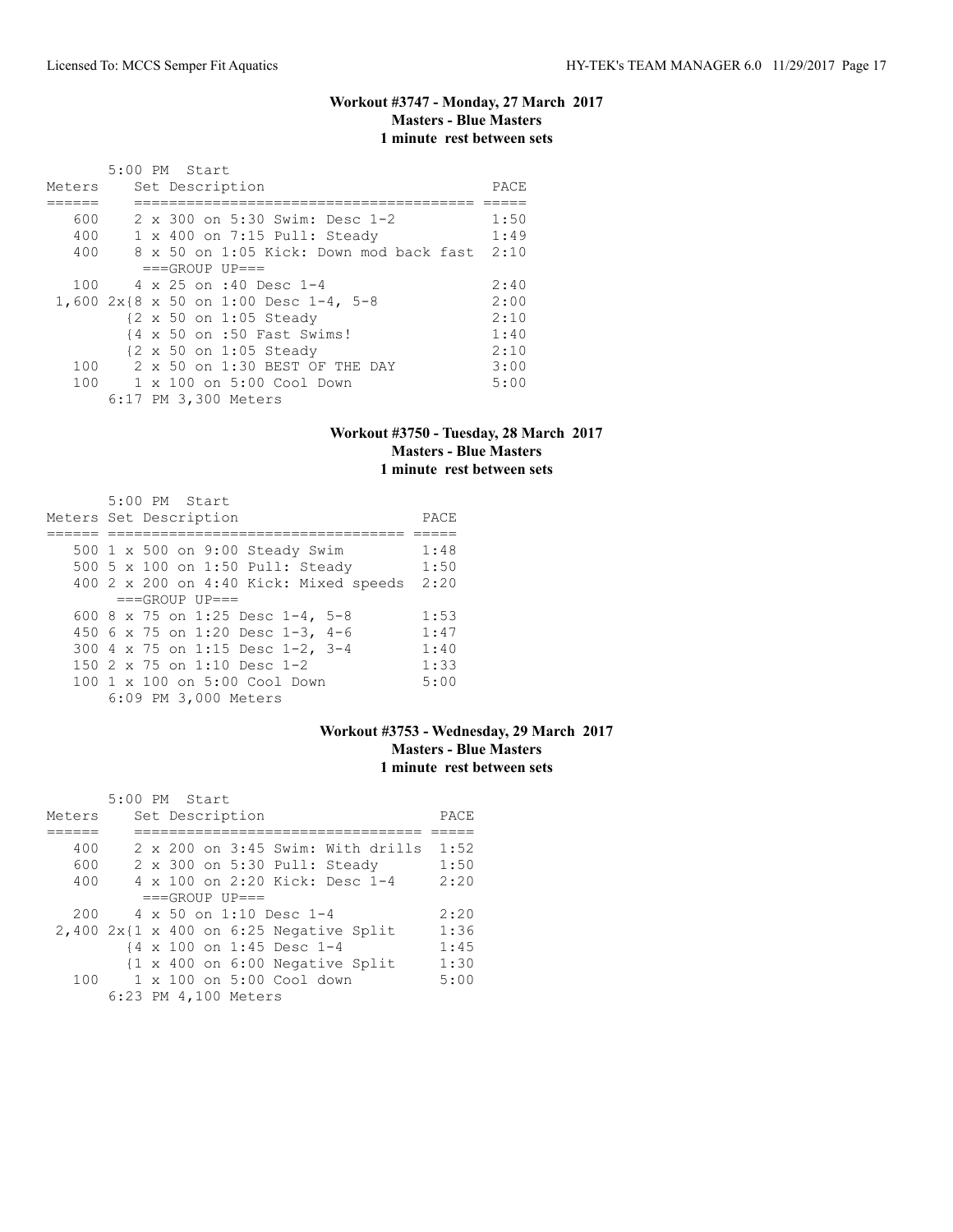### Workout #3747 - Monday, 27 March 2017
**Masters - Blue Masters**
**1 minute rest between sets**

```
       5:00 PM  Start
Meters     Set Description                          PACE
======     ======================================  =====
   600     2 x 300 on 5:30 Swim: Desc 1-2           1:50
   400     1 x 400 on 7:15 Pull: Steady             1:49
   400     8 x 50 on 1:05 Kick: Down mod back fast  2:10
            ===GROUP UP===
   100     4 x 25 on :40 Desc 1-4                   2:40
 1,600 2x{8 x 50 on 1:00 Desc 1-4, 5-8              2:00
          {2 x 50 on 1:05 Steady                    2:10
          {4 x 50 on :50 Fast Swims!                1:40
          {2 x 50 on 1:05 Steady                    2:10
   100     2 x 50 on 1:30 BEST OF THE DAY           3:00
   100     1 x 100 on 5:00 Cool Down                5:00
       6:17 PM 3,300 Meters
```

### Workout #3750 - Tuesday, 28 March 2017
**Masters - Blue Masters**
**1 minute rest between sets**

```
       5:00 PM  Start
Meters Set Description                          PACE
====== ==================================  =====
   500 1 x 500 on 9:00 Steady Swim             1:48
   500 5 x 100 on 1:50 Pull: Steady            1:50
   400 2 x 200 on 4:40 Kick: Mixed speeds      2:20
       ===GROUP UP===
   600 8 x 75 on 1:25 Desc 1-4, 5-8            1:53
   450 6 x 75 on 1:20 Desc 1-3, 4-6            1:47
   300 4 x 75 on 1:15 Desc 1-2, 3-4            1:40
   150 2 x 75 on 1:10 Desc 1-2                 1:33
   100 1 x 100 on 5:00 Cool Down               5:00
       6:09 PM 3,000 Meters
```

### Workout #3753 - Wednesday, 29 March 2017
**Masters - Blue Masters**
**1 minute rest between sets**

```
       5:00 PM  Start
Meters     Set Description                     PACE
======     ================================  =====
   400     2 x 200 on 3:45 Swim: With drills  1:52
   600     2 x 300 on 5:30 Pull: Steady       1:50
   400     4 x 100 on 2:20 Kick: Desc 1-4     2:20
            ===GROUP UP===
   200     4 x 50 on 1:10 Desc 1-4            2:20
 2,400 2x{1 x 400 on 6:25 Negative Split      1:36
          {4 x 100 on 1:45 Desc 1-4           1:45
          {1 x 400 on 6:00 Negative Split     1:30
   100     1 x 100 on 5:00 Cool down          5:00
       6:23 PM 4,100 Meters
```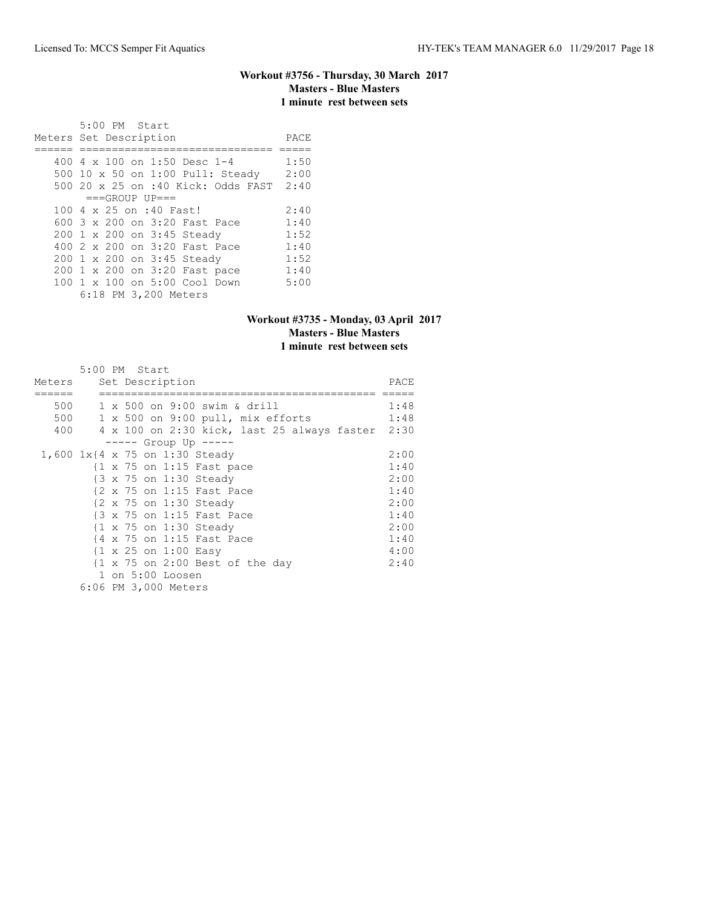### Workout #3756 - Thursday, 30 March 2017
**Masters - Blue Masters**
**1 minute rest between sets**

5:00 PM Start

| Meters | Set Description | PACE |
|---|---|---|
| 400 | 4 x 100 on 1:50 Desc 1-4 | 1:50 |
| 500 | 10 x 50 on 1:00 Pull: Steady | 2:00 |
| 500 | 20 x 25 on :40 Kick: Odds FAST | 2:40 |
| | ===GROUP UP=== | |
| 100 | 4 x 25 on :40 Fast! | 2:40 |
| 600 | 3 x 200 on 3:20 Fast Pace | 1:40 |
| 200 | 1 x 200 on 3:45 Steady | 1:52 |
| 400 | 2 x 200 on 3:20 Fast Pace | 1:40 |
| 200 | 1 x 200 on 3:45 Steady | 1:52 |
| 200 | 1 x 200 on 3:20 Fast pace | 1:40 |
| 100 | 1 x 100 on 5:00 Cool Down | 5:00 |

6:18 PM 3,200 Meters

### Workout #3735 - Monday, 03 April 2017
**Masters - Blue Masters**
**1 minute rest between sets**

5:00 PM Start

| Meters | Set Description | PACE |
|---|---|---|
| 500 | 1 x 500 on 9:00 swim & drill | 1:48 |
| 500 | 1 x 500 on 9:00 pull, mix efforts | 1:48 |
| 400 | 4 x 100 on 2:30 kick, last 25 always faster | 2:30 |
| | ----- Group Up ----- | |
| 1,600 | 1x{4 x 75 on 1:30 Steady | 2:00 |
| | {1 x 75 on 1:15 Fast pace | 1:40 |
| | {3 x 75 on 1:30 Steady | 2:00 |
| | {2 x 75 on 1:15 Fast Pace | 1:40 |
| | {2 x 75 on 1:30 Steady | 2:00 |
| | {3 x 75 on 1:15 Fast Pace | 1:40 |
| | {1 x 75 on 1:30 Steady | 2:00 |
| | {4 x 75 on 1:15 Fast Pace | 1:40 |
| | {1 x 25 on 1:00 Easy | 4:00 |
| | {1 x 75 on 2:00 Best of the day | 2:40 |
| | 1 on 5:00 Loosen | |

6:06 PM 3,000 Meters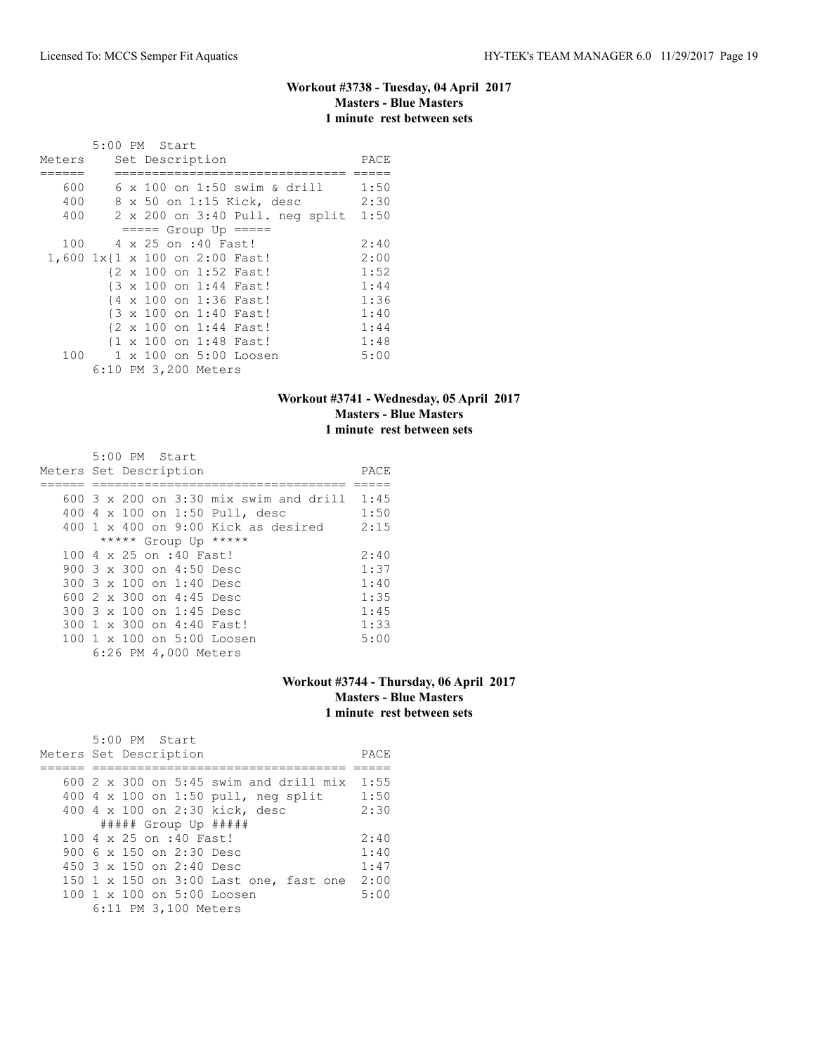**Workout #3738 - Tuesday, 04 April 2017**
**Masters - Blue Masters**
**1 minute rest between sets**

5:00 PM Start

| Meters | Set Description | PACE |
|---|---|---|
| 600 | 6 x 100 on 1:50 swim & drill | 1:50 |
| 400 | 8 x 50 on 1:15 Kick, desc | 2:30 |
| 400 | 2 x 200 on 3:40 Pull. neg split | 1:50 |
| | ===== Group Up ===== | |
| 100 | 4 x 25 on :40 Fast! | 2:40 |
| 1,600 | 1x{1 x 100 on 2:00 Fast! | 2:00 |
| | {2 x 100 on 1:52 Fast! | 1:52 |
| | {3 x 100 on 1:44 Fast! | 1:44 |
| | {4 x 100 on 1:36 Fast! | 1:36 |
| | {3 x 100 on 1:40 Fast! | 1:40 |
| | {2 x 100 on 1:44 Fast! | 1:44 |
| | {1 x 100 on 1:48 Fast! | 1:48 |
| 100 | 1 x 100 on 5:00 Loosen | 5:00 |

6:10 PM 3,200 Meters

**Workout #3741 - Wednesday, 05 April 2017**
**Masters - Blue Masters**
**1 minute rest between sets**

5:00 PM Start

| Meters | Set Description | PACE |
|---|---|---|
| 600 | 3 x 200 on 3:30 mix swim and drill | 1:45 |
| 400 | 4 x 100 on 1:50 Pull, desc | 1:50 |
| 400 | 1 x 400 on 9:00 Kick as desired | 2:15 |
| | ***** Group Up ***** | |
| 100 | 4 x 25 on :40 Fast! | 2:40 |
| 900 | 3 x 300 on 4:50 Desc | 1:37 |
| 300 | 3 x 100 on 1:40 Desc | 1:40 |
| 600 | 2 x 300 on 4:45 Desc | 1:35 |
| 300 | 3 x 100 on 1:45 Desc | 1:45 |
| 300 | 1 x 300 on 4:40 Fast! | 1:33 |
| 100 | 1 x 100 on 5:00 Loosen | 5:00 |

6:26 PM 4,000 Meters

**Workout #3744 - Thursday, 06 April 2017**
**Masters - Blue Masters**
**1 minute rest between sets**

5:00 PM Start

| Meters | Set Description | PACE |
|---|---|---|
| 600 | 2 x 300 on 5:45 swim and drill mix | 1:55 |
| 400 | 4 x 100 on 1:50 pull, neg split | 1:50 |
| 400 | 4 x 100 on 2:30 kick, desc | 2:30 |
| | ##### Group Up ##### | |
| 100 | 4 x 25 on :40 Fast! | 2:40 |
| 900 | 6 x 150 on 2:30 Desc | 1:40 |
| 450 | 3 x 150 on 2:40 Desc | 1:47 |
| 150 | 1 x 150 on 3:00 Last one, fast one | 2:00 |
| 100 | 1 x 100 on 5:00 Loosen | 5:00 |

6:11 PM 3,100 Meters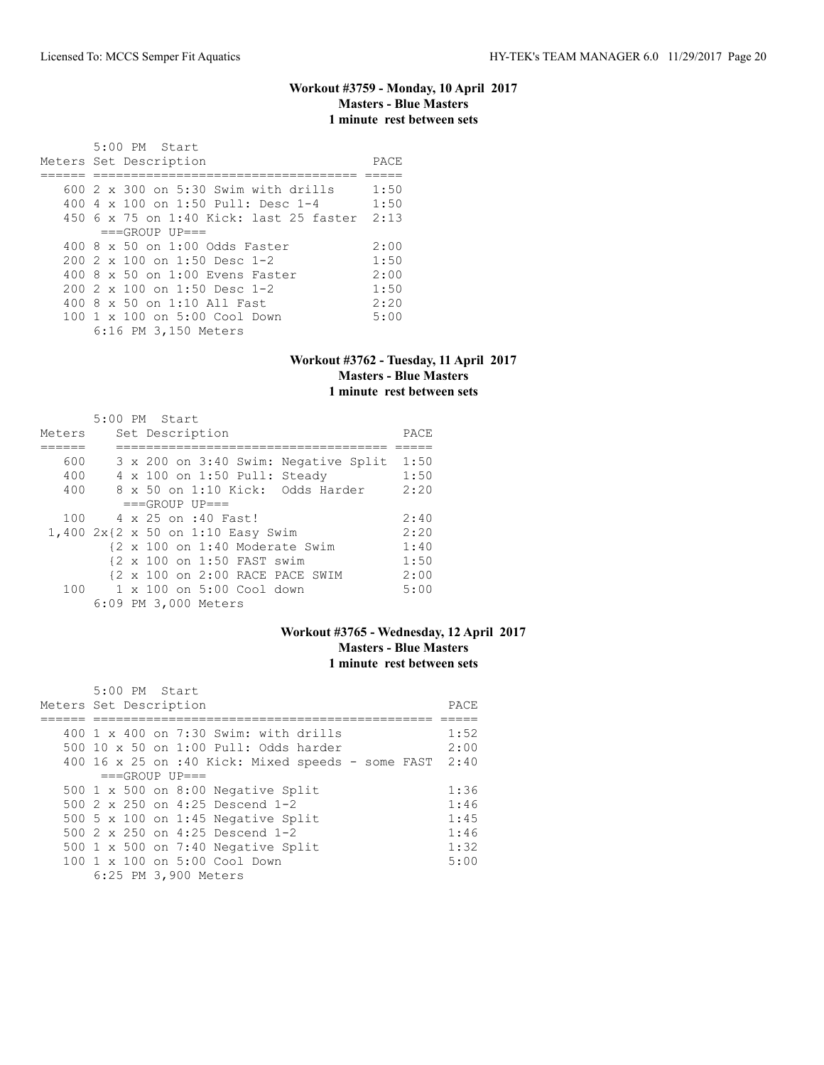### Workout #3759 - Monday, 10 April 2017
**Masters - Blue Masters**
**1 minute rest between sets**

5:00 PM Start

| Meters | Set Description | PACE |
|---|---|---|
| 600 | 2 x 300 on 5:30 Swim with drills | 1:50 |
| 400 | 4 x 100 on 1:50 Pull: Desc 1-4 | 1:50 |
| 450 | 6 x 75 on 1:40 Kick: last 25 faster | 2:13 |
| | ===GROUP UP=== | |
| 400 | 8 x 50 on 1:00 Odds Faster | 2:00 |
| 200 | 2 x 100 on 1:50 Desc 1-2 | 1:50 |
| 400 | 8 x 50 on 1:00 Evens Faster | 2:00 |
| 200 | 2 x 100 on 1:50 Desc 1-2 | 1:50 |
| 400 | 8 x 50 on 1:10 All Fast | 2:20 |
| 100 | 1 x 100 on 5:00 Cool Down | 5:00 |

6:16 PM 3,150 Meters

### Workout #3762 - Tuesday, 11 April 2017
**Masters - Blue Masters**
**1 minute rest between sets**

5:00 PM Start

| Meters | Set Description | PACE |
|---|---|---|
| 600 | 3 x 200 on 3:40 Swim: Negative Split | 1:50 |
| 400 | 4 x 100 on 1:50 Pull: Steady | 1:50 |
| 400 | 8 x 50 on 1:10 Kick: Odds Harder | 2:20 |
| | ===GROUP UP=== | |
| 100 | 4 x 25 on :40 Fast! | 2:40 |
| 1,400 | 2x{2 x 50 on 1:10 Easy Swim | 2:20 |
| | {2 x 100 on 1:40 Moderate Swim | 1:40 |
| | {2 x 100 on 1:50 FAST swim | 1:50 |
| | {2 x 100 on 2:00 RACE PACE SWIM | 2:00 |
| 100 | 1 x 100 on 5:00 Cool down | 5:00 |

6:09 PM 3,000 Meters

### Workout #3765 - Wednesday, 12 April 2017
**Masters - Blue Masters**
**1 minute rest between sets**

5:00 PM Start

| Meters | Set Description | PACE |
|---|---|---|
| 400 | 1 x 400 on 7:30 Swim: with drills | 1:52 |
| 500 | 10 x 50 on 1:00 Pull: Odds harder | 2:00 |
| 400 | 16 x 25 on :40 Kick: Mixed speeds - some FAST | 2:40 |
| | ===GROUP UP=== | |
| 500 | 1 x 500 on 8:00 Negative Split | 1:36 |
| 500 | 2 x 250 on 4:25 Descend 1-2 | 1:46 |
| 500 | 5 x 100 on 1:45 Negative Split | 1:45 |
| 500 | 2 x 250 on 4:25 Descend 1-2 | 1:46 |
| 500 | 1 x 500 on 7:40 Negative Split | 1:32 |
| 100 | 1 x 100 on 5:00 Cool Down | 5:00 |

6:25 PM 3,900 Meters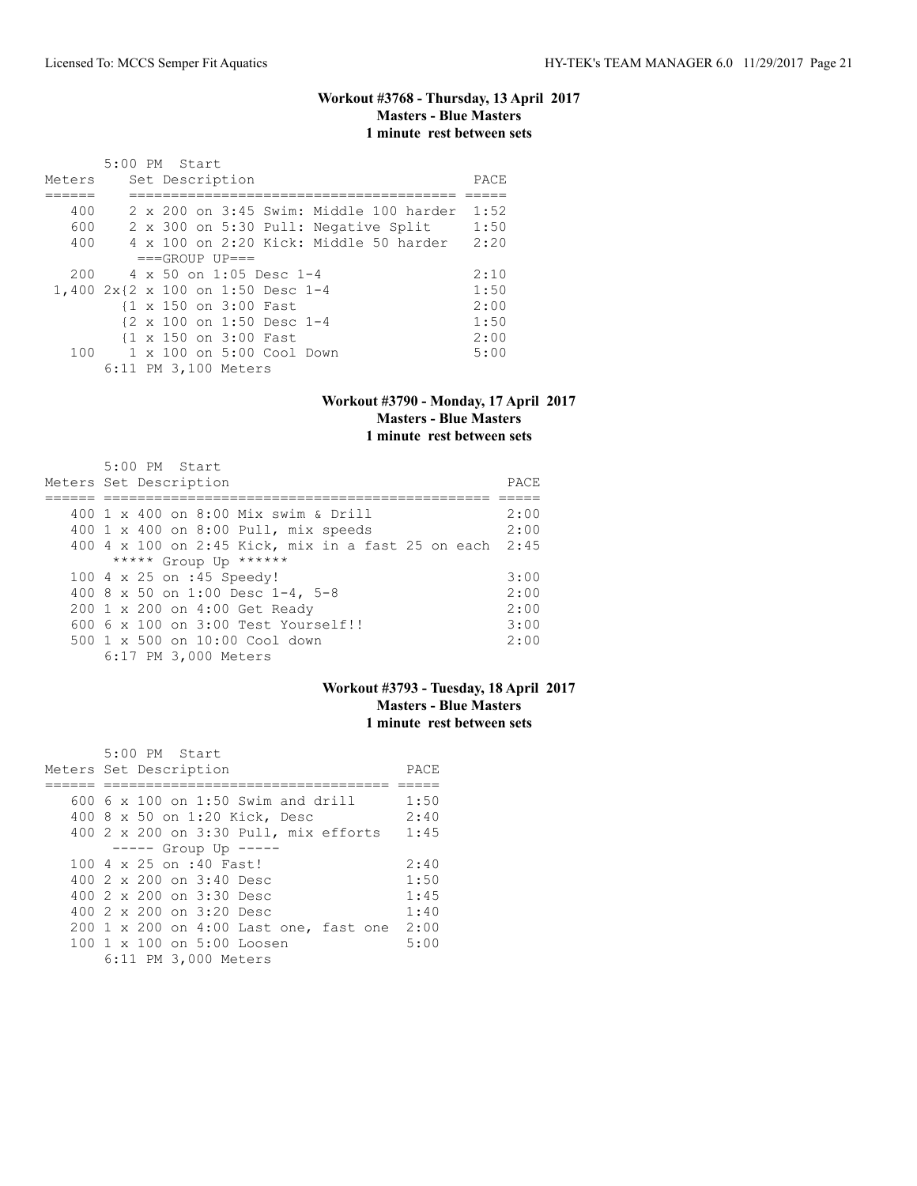## Workout #3768 - Thursday, 13 April 2017
**Masters - Blue Masters**
**1 minute rest between sets**

5:00 PM Start

| Meters | Set Description | PACE |
|---|---|---|
| 400 | 2 x 200 on 3:45 Swim: Middle 100 harder | 1:52 |
| 600 | 2 x 300 on 5:30 Pull: Negative Split | 1:50 |
| 400 | 4 x 100 on 2:20 Kick: Middle 50 harder | 2:20 |
| | ===GROUP UP=== | |
| 200 | 4 x 50 on 1:05 Desc 1-4 | 2:10 |
| 1,400 | 2x{2 x 100 on 1:50 Desc 1-4 | 1:50 |
| | {1 x 150 on 3:00 Fast | 2:00 |
| | {2 x 100 on 1:50 Desc 1-4 | 1:50 |
| | {1 x 150 on 3:00 Fast | 2:00 |
| 100 | 1 x 100 on 5:00 Cool Down | 5:00 |

6:11 PM 3,100 Meters

## Workout #3790 - Monday, 17 April 2017
**Masters - Blue Masters**
**1 minute rest between sets**

5:00 PM Start

| Meters | Set Description | PACE |
|---|---|---|
| 400 | 1 x 400 on 8:00 Mix swim & Drill | 2:00 |
| 400 | 1 x 400 on 8:00 Pull, mix speeds | 2:00 |
| 400 | 4 x 100 on 2:45 Kick, mix in a fast 25 on each | 2:45 |
| | ***** Group Up ****** | |
| 100 | 4 x 25 on :45 Speedy! | 3:00 |
| 400 | 8 x 50 on 1:00 Desc 1-4, 5-8 | 2:00 |
| 200 | 1 x 200 on 4:00 Get Ready | 2:00 |
| 600 | 6 x 100 on 3:00 Test Yourself!! | 3:00 |
| 500 | 1 x 500 on 10:00 Cool down | 2:00 |

6:17 PM 3,000 Meters

## Workout #3793 - Tuesday, 18 April 2017
**Masters - Blue Masters**
**1 minute rest between sets**

5:00 PM Start

| Meters | Set Description | PACE |
|---|---|---|
| 600 | 6 x 100 on 1:50 Swim and drill | 1:50 |
| 400 | 8 x 50 on 1:20 Kick, Desc | 2:40 |
| 400 | 2 x 200 on 3:30 Pull, mix efforts | 1:45 |
| | ----- Group Up ----- | |
| 100 | 4 x 25 on :40 Fast! | 2:40 |
| 400 | 2 x 200 on 3:40 Desc | 1:50 |
| 400 | 2 x 200 on 3:30 Desc | 1:45 |
| 400 | 2 x 200 on 3:20 Desc | 1:40 |
| 200 | 1 x 200 on 4:00 Last one, fast one | 2:00 |
| 100 | 1 x 100 on 5:00 Loosen | 5:00 |

6:11 PM 3,000 Meters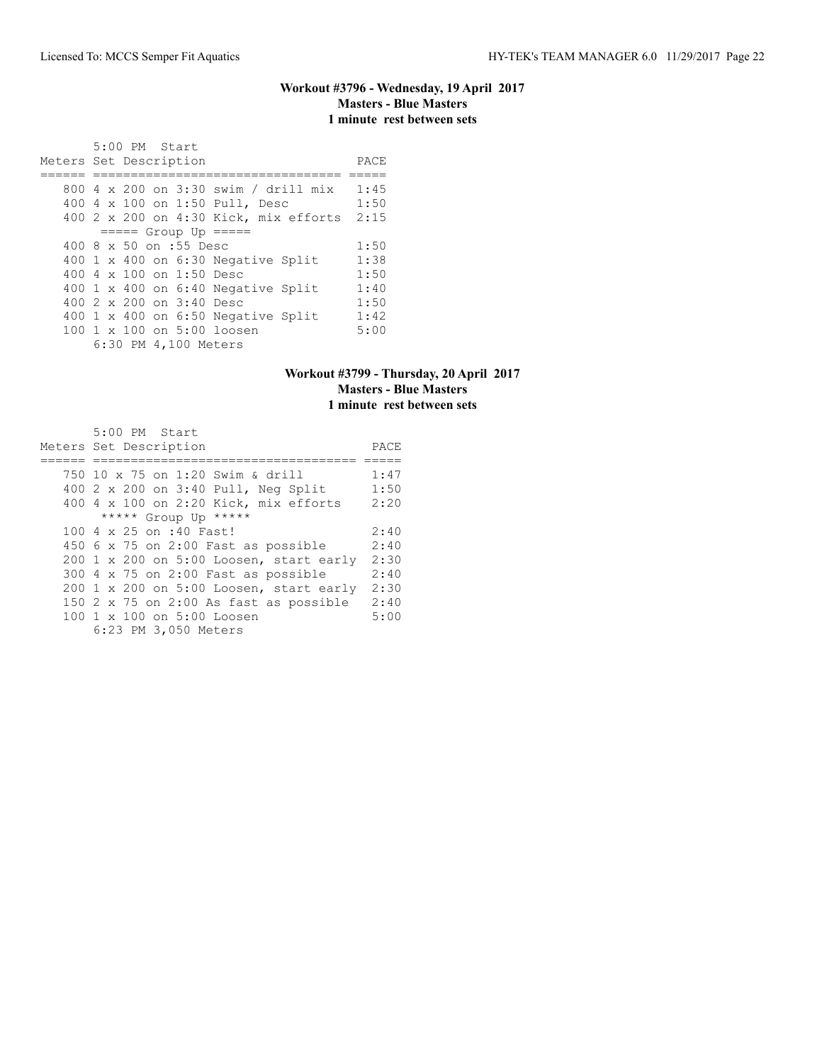## Workout #3796 - Wednesday, 19 April 2017
### Masters - Blue Masters
### 1 minute rest between sets

5:00 PM Start

| Meters | Set Description | PACE |
|---|---|---|
| 800 | 4 x 200 on 3:30 swim / drill mix | 1:45 |
| 400 | 4 x 100 on 1:50 Pull, Desc | 1:50 |
| 400 | 2 x 200 on 4:30 Kick, mix efforts | 2:15 |
| | ===== Group Up ===== | |
| 400 | 8 x 50 on :55 Desc | 1:50 |
| 400 | 1 x 400 on 6:30 Negative Split | 1:38 |
| 400 | 4 x 100 on 1:50 Desc | 1:50 |
| 400 | 1 x 400 on 6:40 Negative Split | 1:40 |
| 400 | 2 x 200 on 3:40 Desc | 1:50 |
| 400 | 1 x 400 on 6:50 Negative Split | 1:42 |
| 100 | 1 x 100 on 5:00 loosen | 5:00 |

6:30 PM 4,100 Meters

## Workout #3799 - Thursday, 20 April 2017
### Masters - Blue Masters
### 1 minute rest between sets

5:00 PM Start

| Meters | Set Description | PACE |
|---|---|---|
| 750 | 10 x 75 on 1:20 Swim & drill | 1:47 |
| 400 | 2 x 200 on 3:40 Pull, Neg Split | 1:50 |
| 400 | 4 x 100 on 2:20 Kick, mix efforts | 2:20 |
| | ***** Group Up ***** | |
| 100 | 4 x 25 on :40 Fast! | 2:40 |
| 450 | 6 x 75 on 2:00 Fast as possible | 2:40 |
| 200 | 1 x 200 on 5:00 Loosen, start early | 2:30 |
| 300 | 4 x 75 on 2:00 Fast as possible | 2:40 |
| 200 | 1 x 200 on 5:00 Loosen, start early | 2:30 |
| 150 | 2 x 75 on 2:00 As fast as possible | 2:40 |
| 100 | 1 x 100 on 5:00 Loosen | 5:00 |

6:23 PM 3,050 Meters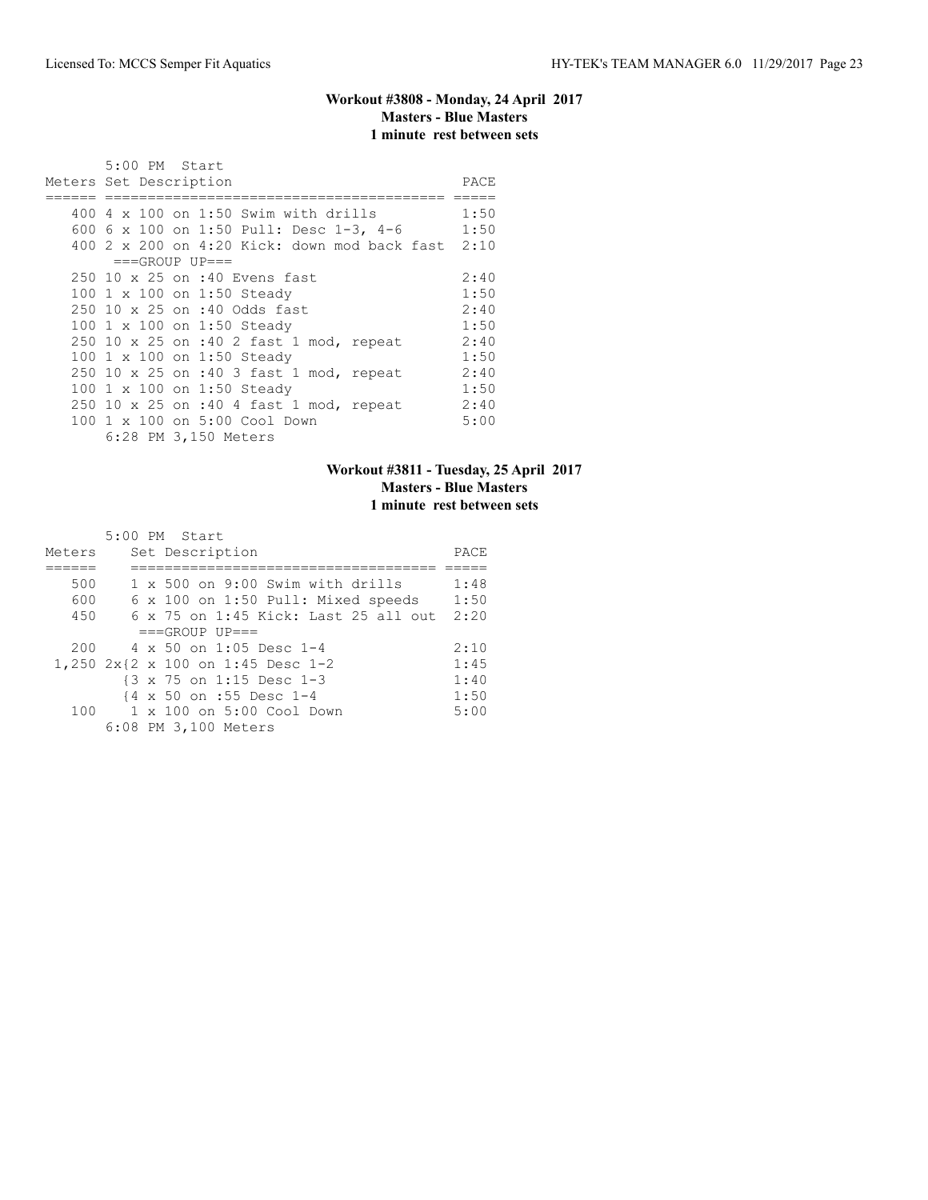### Workout #3808 - Monday, 24 April 2017
**Masters - Blue Masters**
**1 minute rest between sets**

5:00 PM Start

| Meters | Set Description | PACE |
|---|---|---|
| 400 | 4 x 100 on 1:50 Swim with drills | 1:50 |
| 600 | 6 x 100 on 1:50 Pull: Desc 1-3, 4-6 | 1:50 |
| 400 | 2 x 200 on 4:20 Kick: down mod back fast | 2:10 |
| | ===GROUP UP=== | |
| 250 | 10 x 25 on :40 Evens fast | 2:40 |
| 100 | 1 x 100 on 1:50 Steady | 1:50 |
| 250 | 10 x 25 on :40 Odds fast | 2:40 |
| 100 | 1 x 100 on 1:50 Steady | 1:50 |
| 250 | 10 x 25 on :40 2 fast 1 mod, repeat | 2:40 |
| 100 | 1 x 100 on 1:50 Steady | 1:50 |
| 250 | 10 x 25 on :40 3 fast 1 mod, repeat | 2:40 |
| 100 | 1 x 100 on 1:50 Steady | 1:50 |
| 250 | 10 x 25 on :40 4 fast 1 mod, repeat | 2:40 |
| 100 | 1 x 100 on 5:00 Cool Down | 5:00 |

6:28 PM 3,150 Meters

### Workout #3811 - Tuesday, 25 April 2017
**Masters - Blue Masters**
**1 minute rest between sets**

5:00 PM Start

| Meters | Set Description | PACE |
|---|---|---|
| 500 | 1 x 500 on 9:00 Swim with drills | 1:48 |
| 600 | 6 x 100 on 1:50 Pull: Mixed speeds | 1:50 |
| 450 | 6 x 75 on 1:45 Kick: Last 25 all out | 2:20 |
| | ===GROUP UP=== | |
| 200 | 4 x 50 on 1:05 Desc 1-4 | 2:10 |
| 1,250 | 2x{2 x 100 on 1:45 Desc 1-2 | 1:45 |
| | {3 x 75 on 1:15 Desc 1-3 | 1:40 |
| | {4 x 50 on :55 Desc 1-4 | 1:50 |
| 100 | 1 x 100 on 5:00 Cool Down | 5:00 |

6:08 PM 3,100 Meters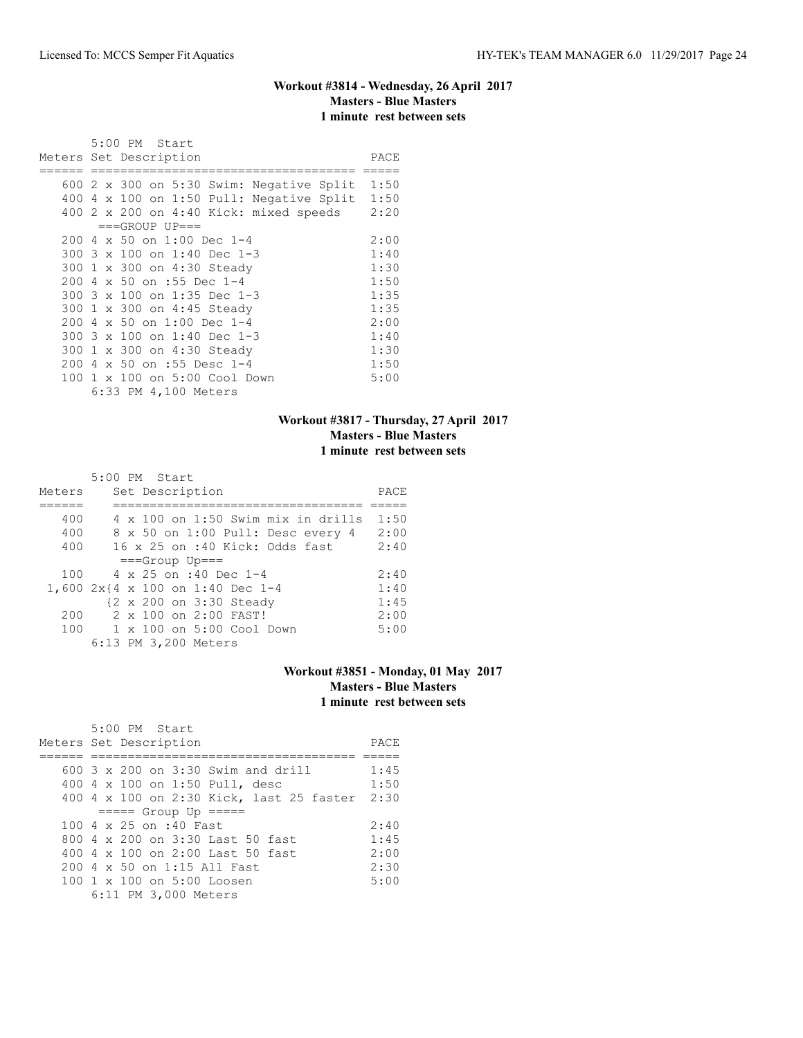### Workout #3814 - Wednesday, 26 April 2017
**Masters - Blue Masters**
**1 minute rest between sets**

5:00 PM Start

| Meters | Set Description | PACE |
|---|---|---|
| 600 | 2 x 300 on 5:30 Swim: Negative Split | 1:50 |
| 400 | 4 x 100 on 1:50 Pull: Negative Split | 1:50 |
| 400 | 2 x 200 on 4:40 Kick: mixed speeds | 2:20 |
| | ===GROUP UP=== | |
| 200 | 4 x 50 on 1:00 Dec 1-4 | 2:00 |
| 300 | 3 x 100 on 1:40 Dec 1-3 | 1:40 |
| 300 | 1 x 300 on 4:30 Steady | 1:30 |
| 200 | 4 x 50 on :55 Dec 1-4 | 1:50 |
| 300 | 3 x 100 on 1:35 Dec 1-3 | 1:35 |
| 300 | 1 x 300 on 4:45 Steady | 1:35 |
| 200 | 4 x 50 on 1:00 Dec 1-4 | 2:00 |
| 300 | 3 x 100 on 1:40 Dec 1-3 | 1:40 |
| 300 | 1 x 300 on 4:30 Steady | 1:30 |
| 200 | 4 x 50 on :55 Desc 1-4 | 1:50 |
| 100 | 1 x 100 on 5:00 Cool Down | 5:00 |

6:33 PM 4,100 Meters

### Workout #3817 - Thursday, 27 April 2017
**Masters - Blue Masters**
**1 minute rest between sets**

5:00 PM Start

| Meters | Set Description | PACE |
|---|---|---|
| 400 | 4 x 100 on 1:50 Swim mix in drills | 1:50 |
| 400 | 8 x 50 on 1:00 Pull: Desc every 4 | 2:00 |
| 400 | 16 x 25 on :40 Kick: Odds fast | 2:40 |
| | ===Group Up=== | |
| 100 | 4 x 25 on :40 Dec 1-4 | 2:40 |
| 1,600 | 2x{4 x 100 on 1:40 Dec 1-4 | 1:40 |
| | {2 x 200 on 3:30 Steady | 1:45 |
| 200 | 2 x 100 on 2:00 FAST! | 2:00 |
| 100 | 1 x 100 on 5:00 Cool Down | 5:00 |

6:13 PM 3,200 Meters

### Workout #3851 - Monday, 01 May 2017
**Masters - Blue Masters**
**1 minute rest between sets**

5:00 PM Start

| Meters | Set Description | PACE |
|---|---|---|
| 600 | 3 x 200 on 3:30 Swim and drill | 1:45 |
| 400 | 4 x 100 on 1:50 Pull, desc | 1:50 |
| 400 | 4 x 100 on 2:30 Kick, last 25 faster | 2:30 |
| | ===== Group Up ===== | |
| 100 | 4 x 25 on :40 Fast | 2:40 |
| 800 | 4 x 200 on 3:30 Last 50 fast | 1:45 |
| 400 | 4 x 100 on 2:00 Last 50 fast | 2:00 |
| 200 | 4 x 50 on 1:15 All Fast | 2:30 |
| 100 | 1 x 100 on 5:00 Loosen | 5:00 |

6:11 PM 3,000 Meters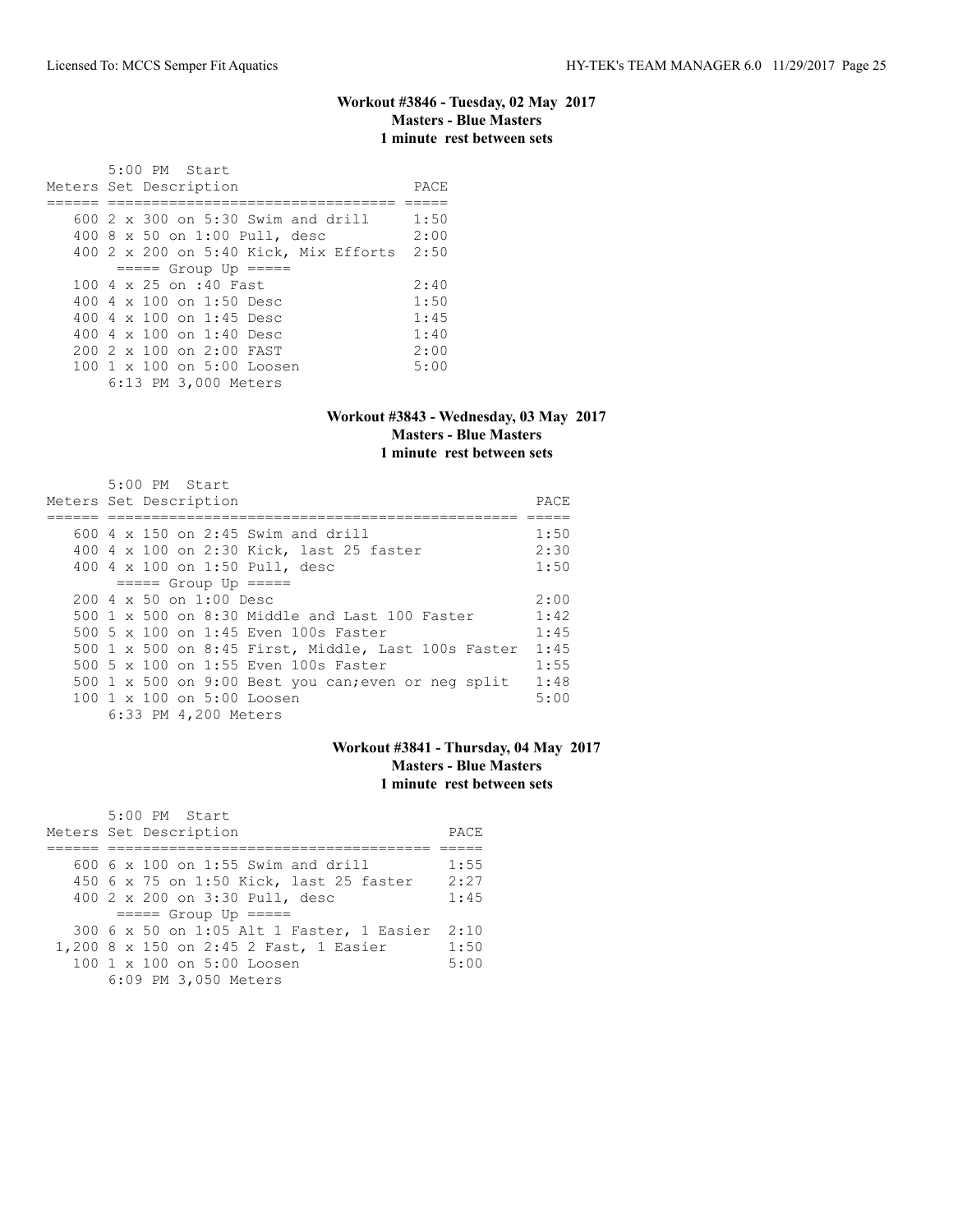### Workout #3846 - Tuesday, 02 May 2017
**Masters - Blue Masters**
**1 minute rest between sets**

5:00 PM Start

| Meters | Set Description | PACE |
|---|---|---|
| 600 | 2 x 300 on 5:30 Swim and drill | 1:50 |
| 400 | 8 x 50 on 1:00 Pull, desc | 2:00 |
| 400 | 2 x 200 on 5:40 Kick, Mix Efforts | 2:50 |
| | ===== Group Up ===== | |
| 100 | 4 x 25 on :40 Fast | 2:40 |
| 400 | 4 x 100 on 1:50 Desc | 1:50 |
| 400 | 4 x 100 on 1:45 Desc | 1:45 |
| 400 | 4 x 100 on 1:40 Desc | 1:40 |
| 200 | 2 x 100 on 2:00 FAST | 2:00 |
| 100 | 1 x 100 on 5:00 Loosen | 5:00 |
| | 6:13 PM 3,000 Meters | |

### Workout #3843 - Wednesday, 03 May 2017
**Masters - Blue Masters**
**1 minute rest between sets**

5:00 PM Start

| Meters | Set Description | PACE |
|---|---|---|
| 600 | 4 x 150 on 2:45 Swim and drill | 1:50 |
| 400 | 4 x 100 on 2:30 Kick, last 25 faster | 2:30 |
| 400 | 4 x 100 on 1:50 Pull, desc | 1:50 |
| | ===== Group Up ===== | |
| 200 | 4 x 50 on 1:00 Desc | 2:00 |
| 500 | 1 x 500 on 8:30 Middle and Last 100 Faster | 1:42 |
| 500 | 5 x 100 on 1:45 Even 100s Faster | 1:45 |
| 500 | 1 x 500 on 8:45 First, Middle, Last 100s Faster | 1:45 |
| 500 | 5 x 100 on 1:55 Even 100s Faster | 1:55 |
| 500 | 1 x 500 on 9:00 Best you can;even or neg split | 1:48 |
| 100 | 1 x 100 on 5:00 Loosen | 5:00 |
| | 6:33 PM 4,200 Meters | |

### Workout #3841 - Thursday, 04 May 2017
**Masters - Blue Masters**
**1 minute rest between sets**

5:00 PM Start

| Meters | Set Description | PACE |
|---|---|---|
| 600 | 6 x 100 on 1:55 Swim and drill | 1:55 |
| 450 | 6 x 75 on 1:50 Kick, last 25 faster | 2:27 |
| 400 | 2 x 200 on 3:30 Pull, desc | 1:45 |
| | ===== Group Up ===== | |
| 300 | 6 x 50 on 1:05 Alt 1 Faster, 1 Easier | 2:10 |
| 1,200 | 8 x 150 on 2:45 2 Fast, 1 Easier | 1:50 |
| 100 | 1 x 100 on 5:00 Loosen | 5:00 |
| | 6:09 PM 3,050 Meters | |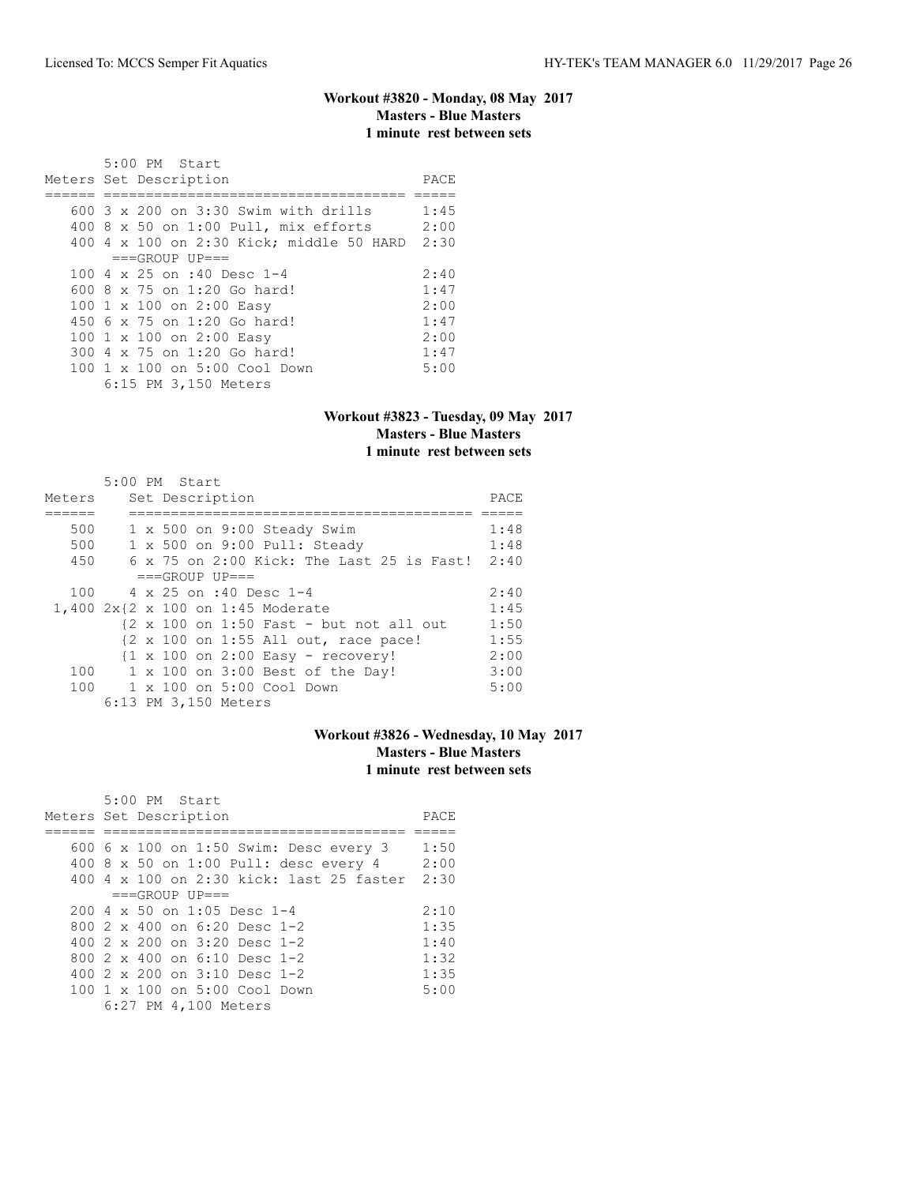### Workout #3820 - Monday, 08 May 2017
**Masters - Blue Masters**
**1 minute rest between sets**

```
       5:00 PM  Start
Meters Set Description                        PACE
====== =================================== =====
   600 3 x 200 on 3:30 Swim with drills       1:45
   400 8 x 50 on 1:00 Pull, mix efforts       2:00
   400 4 x 100 on 2:30 Kick; middle 50 HARD  2:30
       ===GROUP UP===
   100 4 x 25 on :40 Desc 1-4                 2:40
   600 8 x 75 on 1:20 Go hard!                1:47
   100 1 x 100 on 2:00 Easy                   2:00
   450 6 x 75 on 1:20 Go hard!                1:47
   100 1 x 100 on 2:00 Easy                   2:00
   300 4 x 75 on 1:20 Go hard!                1:47
   100 1 x 100 on 5:00 Cool Down              5:00
       6:15 PM 3,150 Meters
```

### Workout #3823 - Tuesday, 09 May 2017
**Masters - Blue Masters**
**1 minute rest between sets**

```
       5:00 PM  Start
Meters     Set Description                              PACE
======     ======================================== =====
   500     1 x 500 on 9:00 Steady Swim                 1:48
   500     1 x 500 on 9:00 Pull: Steady                1:48
   450     6 x 75 on 2:00 Kick: The Last 25 is Fast!  2:40
           ===GROUP UP===
   100     4 x 25 on :40 Desc 1-4                      2:40
 1,400 2x{2 x 100 on 1:45 Moderate                     1:45
          {2 x 100 on 1:50 Fast - but not all out      1:50
          {2 x 100 on 1:55 All out, race pace!         1:55
          {1 x 100 on 2:00 Easy - recovery!            2:00
   100     1 x 100 on 3:00 Best of the Day!            3:00
   100     1 x 100 on 5:00 Cool Down                   5:00
       6:13 PM 3,150 Meters
```

### Workout #3826 - Wednesday, 10 May 2017
**Masters - Blue Masters**
**1 minute rest between sets**

```
       5:00 PM  Start
Meters Set Description                        PACE
====== =================================== =====
   600 6 x 100 on 1:50 Swim: Desc every 3     1:50
   400 8 x 50 on 1:00 Pull: desc every 4      2:00
   400 4 x 100 on 2:30 kick: last 25 faster  2:30
       ===GROUP UP===
   200 4 x 50 on 1:05 Desc 1-4                2:10
   800 2 x 400 on 6:20 Desc 1-2               1:35
   400 2 x 200 on 3:20 Desc 1-2               1:40
   800 2 x 400 on 6:10 Desc 1-2               1:32
   400 2 x 200 on 3:10 Desc 1-2               1:35
   100 1 x 100 on 5:00 Cool Down              5:00
       6:27 PM 4,100 Meters
```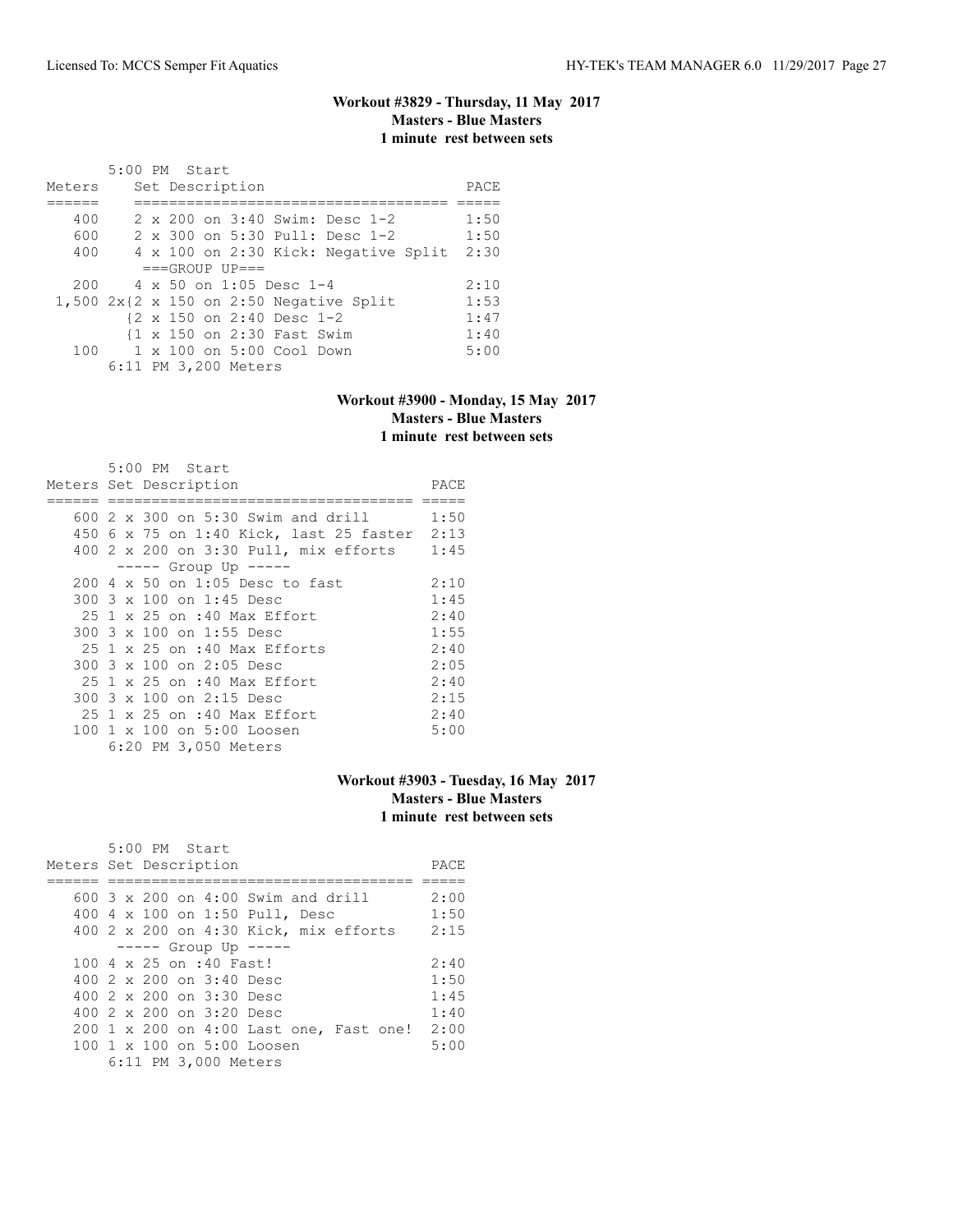### Workout #3829 - Thursday, 11 May 2017
**Masters - Blue Masters**
**1 minute rest between sets**

5:00 PM Start

| Meters | Set Description | PACE |
|---|---|---|
| 400 | 2 x 200 on 3:40 Swim: Desc 1-2 | 1:50 |
| 600 | 2 x 300 on 5:30 Pull: Desc 1-2 | 1:50 |
| 400 | 4 x 100 on 2:30 Kick: Negative Split | 2:30 |
| | ===GROUP UP=== | |
| 200 | 4 x 50 on 1:05 Desc 1-4 | 2:10 |
| 1,500 | 2x{2 x 150 on 2:50 Negative Split | 1:53 |
| | {2 x 150 on 2:40 Desc 1-2 | 1:47 |
| | {1 x 150 on 2:30 Fast Swim | 1:40 |
| 100 | 1 x 100 on 5:00 Cool Down | 5:00 |

6:11 PM 3,200 Meters

### Workout #3900 - Monday, 15 May 2017
**Masters - Blue Masters**
**1 minute rest between sets**

5:00 PM Start

| Meters | Set Description | PACE |
|---|---|---|
| 600 | 2 x 300 on 5:30 Swim and drill | 1:50 |
| 450 | 6 x 75 on 1:40 Kick, last 25 faster | 2:13 |
| 400 | 2 x 200 on 3:30 Pull, mix efforts | 1:45 |
| | ----- Group Up ----- | |
| 200 | 4 x 50 on 1:05 Desc to fast | 2:10 |
| 300 | 3 x 100 on 1:45 Desc | 1:45 |
| 25 | 1 x 25 on :40 Max Effort | 2:40 |
| 300 | 3 x 100 on 1:55 Desc | 1:55 |
| 25 | 1 x 25 on :40 Max Efforts | 2:40 |
| 300 | 3 x 100 on 2:05 Desc | 2:05 |
| 25 | 1 x 25 on :40 Max Effort | 2:40 |
| 300 | 3 x 100 on 2:15 Desc | 2:15 |
| 25 | 1 x 25 on :40 Max Effort | 2:40 |
| 100 | 1 x 100 on 5:00 Loosen | 5:00 |

6:20 PM 3,050 Meters

### Workout #3903 - Tuesday, 16 May 2017
**Masters - Blue Masters**
**1 minute rest between sets**

5:00 PM Start

| Meters | Set Description | PACE |
|---|---|---|
| 600 | 3 x 200 on 4:00 Swim and drill | 2:00 |
| 400 | 4 x 100 on 1:50 Pull, Desc | 1:50 |
| 400 | 2 x 200 on 4:30 Kick, mix efforts | 2:15 |
| | ----- Group Up ----- | |
| 100 | 4 x 25 on :40 Fast! | 2:40 |
| 400 | 2 x 200 on 3:40 Desc | 1:50 |
| 400 | 2 x 200 on 3:30 Desc | 1:45 |
| 400 | 2 x 200 on 3:20 Desc | 1:40 |
| 200 | 1 x 200 on 4:00 Last one, Fast one! | 2:00 |
| 100 | 1 x 100 on 5:00 Loosen | 5:00 |

6:11 PM 3,000 Meters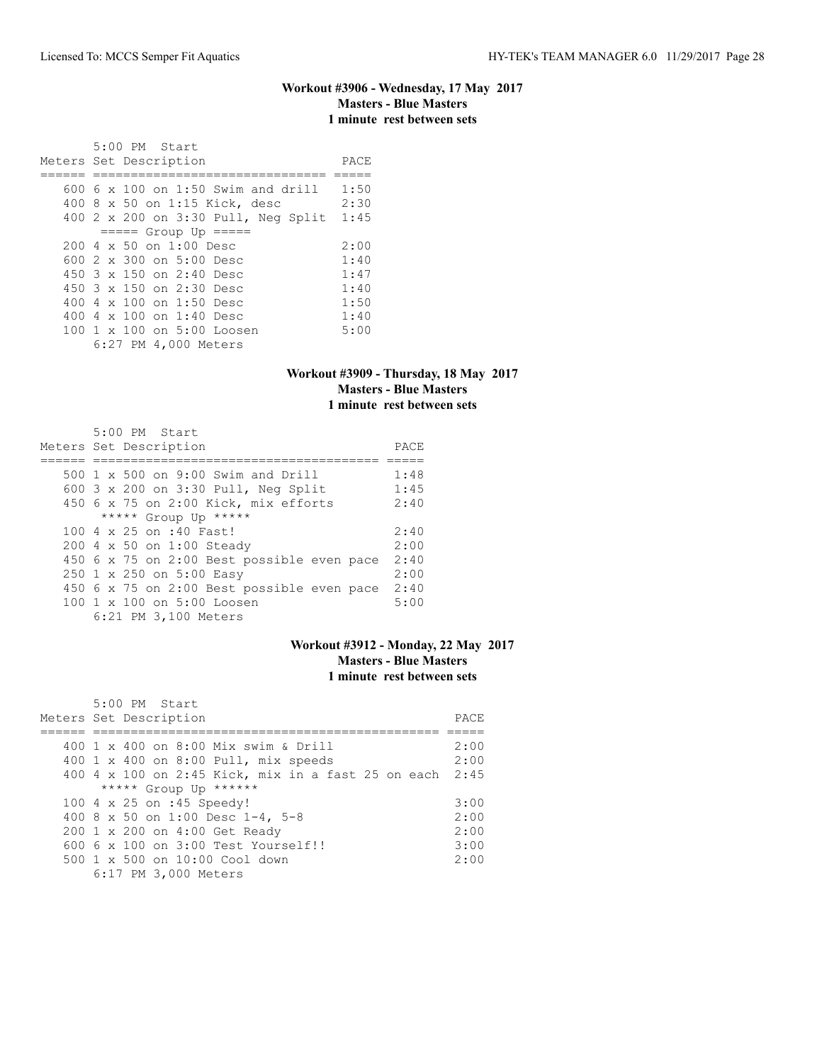### Workout #3906 - Wednesday, 17 May 2017
**Masters - Blue Masters**
**1 minute rest between sets**

```
       5:00 PM  Start
Meters Set Description                   PACE
====== ============================== =====
   600 6 x 100 on 1:50 Swim and drill   1:50
   400 8 x 50 on 1:15 Kick, desc        2:30
   400 2 x 200 on 3:30 Pull, Neg Split  1:45
        ===== Group Up =====
   200 4 x 50 on 1:00 Desc              2:00
   600 2 x 300 on 5:00 Desc             1:40
   450 3 x 150 on 2:40 Desc             1:47
   450 3 x 150 on 2:30 Desc             1:40
   400 4 x 100 on 1:50 Desc             1:50
   400 4 x 100 on 1:40 Desc             1:40
   100 1 x 100 on 5:00 Loosen           5:00
       6:27 PM 4,000 Meters
```

### Workout #3909 - Thursday, 18 May 2017
**Masters - Blue Masters**
**1 minute rest between sets**

```
       5:00 PM  Start
Meters Set Description                          PACE
====== ===================================== =====
   500 1 x 500 on 9:00 Swim and Drill          1:48
   600 3 x 200 on 3:30 Pull, Neg Split         1:45
   450 6 x 75 on 2:00 Kick, mix efforts        2:40
        ***** Group Up *****
   100 4 x 25 on :40 Fast!                     2:40
   200 4 x 50 on 1:00 Steady                   2:00
   450 6 x 75 on 2:00 Best possible even pace  2:40
   250 1 x 250 on 5:00 Easy                    2:00
   450 6 x 75 on 2:00 Best possible even pace  2:40
   100 1 x 100 on 5:00 Loosen                  5:00
       6:21 PM 3,100 Meters
```

### Workout #3912 - Monday, 22 May 2017
**Masters - Blue Masters**
**1 minute rest between sets**

```
       5:00 PM  Start
Meters Set Description                                  PACE
====== ============================================= =====
   400 1 x 400 on 8:00 Mix swim & Drill                2:00
   400 1 x 400 on 8:00 Pull, mix speeds                2:00
   400 4 x 100 on 2:45 Kick, mix in a fast 25 on each  2:45
        ***** Group Up ******
   100 4 x 25 on :45 Speedy!                           3:00
   400 8 x 50 on 1:00 Desc 1-4, 5-8                    2:00
   200 1 x 200 on 4:00 Get Ready                       2:00
   600 6 x 100 on 3:00 Test Yourself!!                 3:00
   500 1 x 500 on 10:00 Cool down                      2:00
       6:17 PM 3,000 Meters
```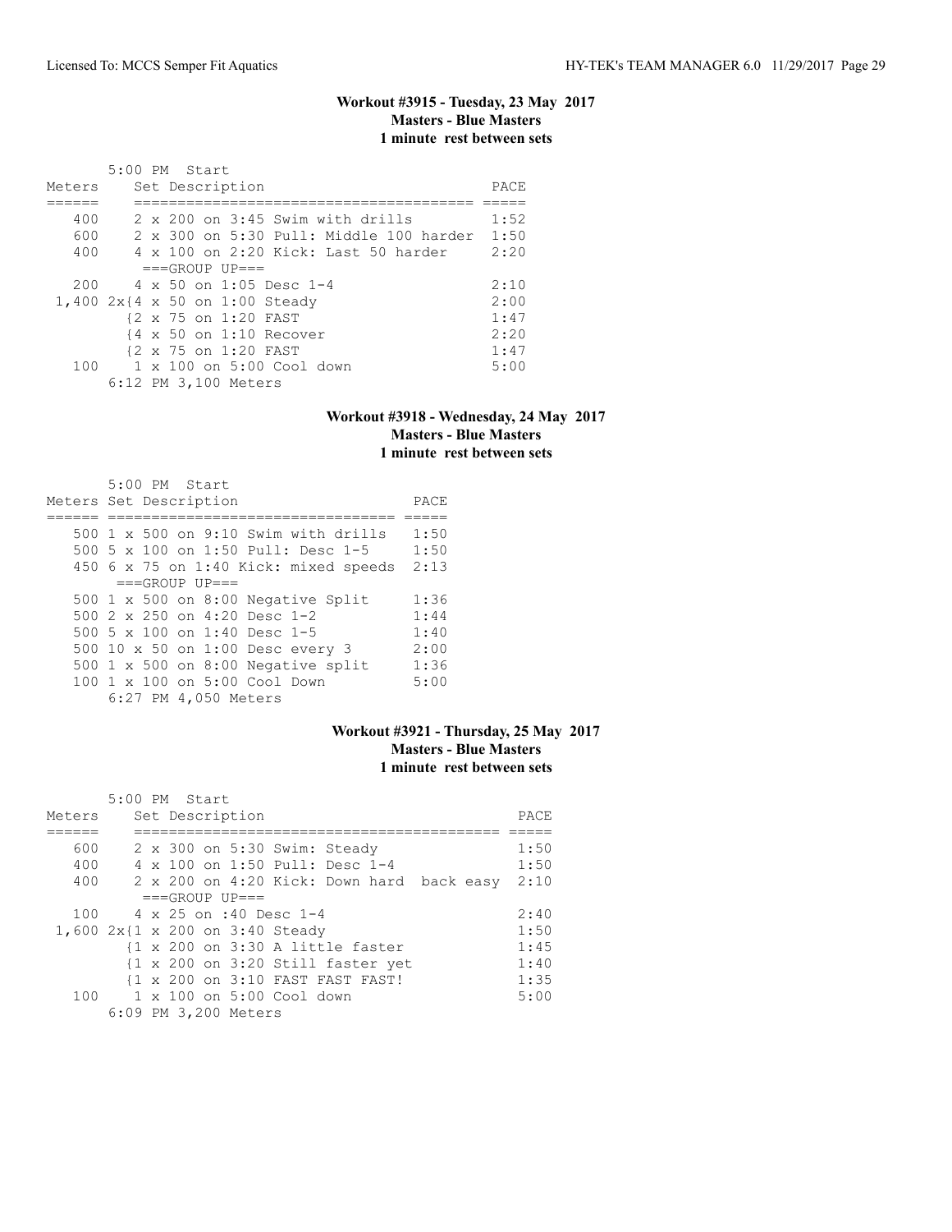### Workout #3915 - Tuesday, 23 May 2017
**Masters - Blue Masters**
**1 minute rest between sets**

5:00 PM Start

| Meters | Set Description | PACE |
|---|---|---|
| 400 | 2 x 200 on 3:45 Swim with drills | 1:52 |
| 600 | 2 x 300 on 5:30 Pull: Middle 100 harder | 1:50 |
| 400 | 4 x 100 on 2:20 Kick: Last 50 harder | 2:20 |
| | ===GROUP UP=== | |
| 200 | 4 x 50 on 1:05 Desc 1-4 | 2:10 |
| 1,400 | 2x{4 x 50 on 1:00 Steady | 2:00 |
| | {2 x 75 on 1:20 FAST | 1:47 |
| | {4 x 50 on 1:10 Recover | 2:20 |
| | {2 x 75 on 1:20 FAST | 1:47 |
| 100 | 1 x 100 on 5:00 Cool down | 5:00 |

6:12 PM 3,100 Meters

### Workout #3918 - Wednesday, 24 May 2017
**Masters - Blue Masters**
**1 minute rest between sets**

5:00 PM Start

| Meters | Set Description | PACE |
|---|---|---|
| 500 | 1 x 500 on 9:10 Swim with drills | 1:50 |
| 500 | 5 x 100 on 1:50 Pull: Desc 1-5 | 1:50 |
| 450 | 6 x 75 on 1:40 Kick: mixed speeds | 2:13 |
| | ===GROUP UP=== | |
| 500 | 1 x 500 on 8:00 Negative Split | 1:36 |
| 500 | 2 x 250 on 4:20 Desc 1-2 | 1:44 |
| 500 | 5 x 100 on 1:40 Desc 1-5 | 1:40 |
| 500 | 10 x 50 on 1:00 Desc every 3 | 2:00 |
| 500 | 1 x 500 on 8:00 Negative split | 1:36 |
| 100 | 1 x 100 on 5:00 Cool Down | 5:00 |

6:27 PM 4,050 Meters

### Workout #3921 - Thursday, 25 May 2017
**Masters - Blue Masters**
**1 minute rest between sets**

5:00 PM Start

| Meters | Set Description | PACE |
|---|---|---|
| 600 | 2 x 300 on 5:30 Swim: Steady | 1:50 |
| 400 | 4 x 100 on 1:50 Pull: Desc 1-4 | 1:50 |
| 400 | 2 x 200 on 4:20 Kick: Down hard back easy | 2:10 |
| | ===GROUP UP=== | |
| 100 | 4 x 25 on :40 Desc 1-4 | 2:40 |
| 1,600 | 2x{1 x 200 on 3:40 Steady | 1:50 |
| | {1 x 200 on 3:30 A little faster | 1:45 |
| | {1 x 200 on 3:20 Still faster yet | 1:40 |
| | {1 x 200 on 3:10 FAST FAST FAST! | 1:35 |
| 100 | 1 x 100 on 5:00 Cool down | 5:00 |

6:09 PM 3,200 Meters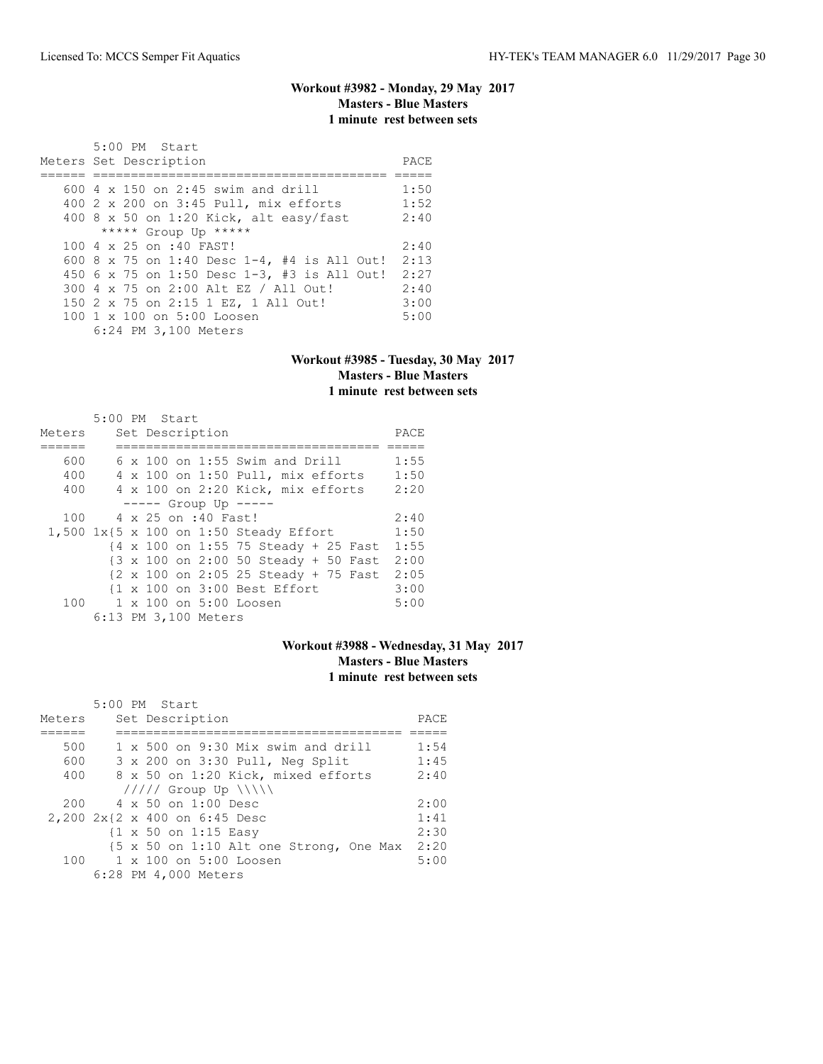### Workout #3982 - Monday, 29 May 2017
**Masters - Blue Masters**
**1 minute rest between sets**

```
       5:00 PM  Start
Meters Set Description                            PACE
====== ======================================== =====
   600 4 x 150 on 2:45 swim and drill            1:50
   400 2 x 200 on 3:45 Pull, mix efforts         1:52
   400 8 x 50 on 1:20 Kick, alt easy/fast        2:40
        ***** Group Up *****
   100 4 x 25 on :40 FAST!                       2:40
   600 8 x 75 on 1:40 Desc 1-4, #4 is All Out!  2:13
   450 6 x 75 on 1:50 Desc 1-3, #3 is All Out!  2:27
   300 4 x 75 on 2:00 Alt EZ / All Out!          2:40
   150 2 x 75 on 2:15 1 EZ, 1 All Out!           3:00
   100 1 x 100 on 5:00 Loosen                    5:00
       6:24 PM 3,100 Meters
```

### Workout #3985 - Tuesday, 30 May 2017
**Masters - Blue Masters**
**1 minute rest between sets**

```
       5:00 PM  Start
Meters     Set Description                         PACE
======     ==================================== =====
   600     6 x 100 on 1:55 Swim and Drill        1:55
   400     4 x 100 on 1:50 Pull, mix efforts     1:50
   400     4 x 100 on 2:20 Kick, mix efforts     2:20
           ----- Group Up -----
   100     4 x 25 on :40 Fast!                   2:40
 1,500 1x{5 x 100 on 1:50 Steady Effort          1:50
         {4 x 100 on 1:55 75 Steady + 25 Fast   1:55
         {3 x 100 on 2:00 50 Steady + 50 Fast   2:00
         {2 x 100 on 2:05 25 Steady + 75 Fast   2:05
         {1 x 100 on 3:00 Best Effort           3:00
   100     1 x 100 on 5:00 Loosen                5:00
       6:13 PM 3,100 Meters
```

### Workout #3988 - Wednesday, 31 May 2017
**Masters - Blue Masters**
**1 minute rest between sets**

```
       5:00 PM  Start
Meters     Set Description                          PACE
======     ======================================= =====
   500     1 x 500 on 9:30 Mix swim and drill      1:54
   600     3 x 200 on 3:30 Pull, Neg Split         1:45
   400     8 x 50 on 1:20 Kick, mixed efforts      2:40
           ///// Group Up \\\\\
   200     4 x 50 on 1:00 Desc                     2:00
 2,200 2x{2 x 400 on 6:45 Desc                     1:41
         {1 x 50 on 1:15 Easy                      2:30
         {5 x 50 on 1:10 Alt one Strong, One Max   2:20
   100     1 x 100 on 5:00 Loosen                  5:00
       6:28 PM 4,000 Meters
```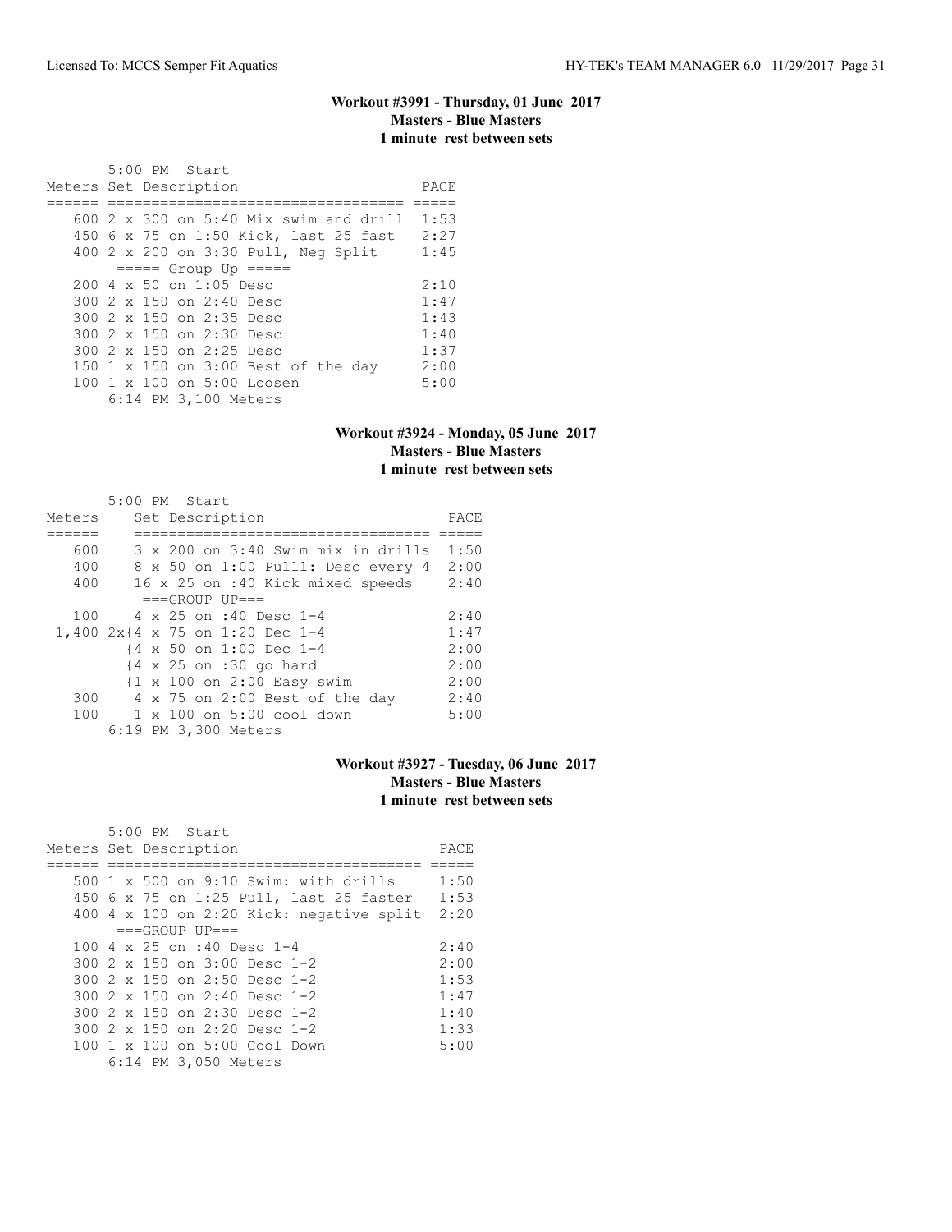### Workout #3991 - Thursday, 01 June 2017
**Masters - Blue Masters**
**1 minute rest between sets**

5:00 PM Start

| Meters | Set Description | PACE |
|---|---|---|
| 600 | 2 x 300 on 5:40 Mix swim and drill | 1:53 |
| 450 | 6 x 75 on 1:50 Kick, last 25 fast | 2:27 |
| 400 | 2 x 200 on 3:30 Pull, Neg Split | 1:45 |
| | ===== Group Up ===== | |
| 200 | 4 x 50 on 1:05 Desc | 2:10 |
| 300 | 2 x 150 on 2:40 Desc | 1:47 |
| 300 | 2 x 150 on 2:35 Desc | 1:43 |
| 300 | 2 x 150 on 2:30 Desc | 1:40 |
| 300 | 2 x 150 on 2:25 Desc | 1:37 |
| 150 | 1 x 150 on 3:00 Best of the day | 2:00 |
| 100 | 1 x 100 on 5:00 Loosen | 5:00 |

6:14 PM 3,100 Meters

### Workout #3924 - Monday, 05 June 2017
**Masters - Blue Masters**
**1 minute rest between sets**

5:00 PM Start

| Meters | Set Description | PACE |
|---|---|---|
| 600 | 3 x 200 on 3:40 Swim mix in drills | 1:50 |
| 400 | 8 x 50 on 1:00 Pulll: Desc every 4 | 2:00 |
| 400 | 16 x 25 on :40 Kick mixed speeds | 2:40 |
| | ===GROUP UP=== | |
| 100 | 4 x 25 on :40 Desc 1-4 | 2:40 |
| 1,400 | 2x{4 x 75 on 1:20 Dec 1-4 | 1:47 |
| | {4 x 50 on 1:00 Dec 1-4 | 2:00 |
| | {4 x 25 on :30 go hard | 2:00 |
| | {1 x 100 on 2:00 Easy swim | 2:00 |
| 300 | 4 x 75 on 2:00 Best of the day | 2:40 |
| 100 | 1 x 100 on 5:00 cool down | 5:00 |

6:19 PM 3,300 Meters

### Workout #3927 - Tuesday, 06 June 2017
**Masters - Blue Masters**
**1 minute rest between sets**

5:00 PM Start

| Meters | Set Description | PACE |
|---|---|---|
| 500 | 1 x 500 on 9:10 Swim: with drills | 1:50 |
| 450 | 6 x 75 on 1:25 Pull, last 25 faster | 1:53 |
| 400 | 4 x 100 on 2:20 Kick: negative split | 2:20 |
| | ===GROUP UP=== | |
| 100 | 4 x 25 on :40 Desc 1-4 | 2:40 |
| 300 | 2 x 150 on 3:00 Desc 1-2 | 2:00 |
| 300 | 2 x 150 on 2:50 Desc 1-2 | 1:53 |
| 300 | 2 x 150 on 2:40 Desc 1-2 | 1:47 |
| 300 | 2 x 150 on 2:30 Desc 1-2 | 1:40 |
| 300 | 2 x 150 on 2:20 Desc 1-2 | 1:33 |
| 100 | 1 x 100 on 5:00 Cool Down | 5:00 |

6:14 PM 3,050 Meters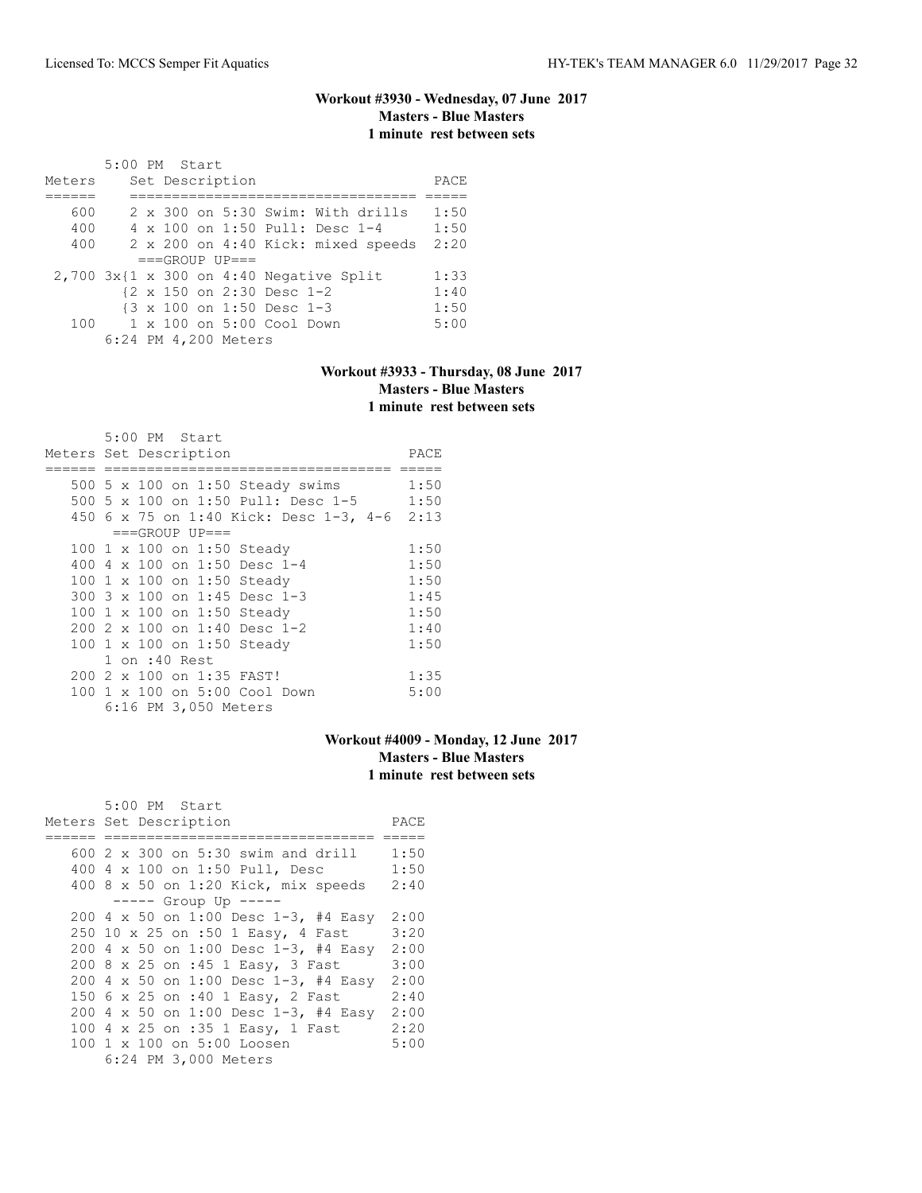### Workout #3930 - Wednesday, 07 June 2017
**Masters - Blue Masters**
**1 minute rest between sets**

5:00 PM Start

| Meters | Set Description | PACE |
|---|---|---|
| 600 | 2 x 300 on 5:30 Swim: With drills | 1:50 |
| 400 | 4 x 100 on 1:50 Pull: Desc 1-4 | 1:50 |
| 400 | 2 x 200 on 4:40 Kick: mixed speeds | 2:20 |
| | ===GROUP UP=== | |
| 2,700 | 3x{1 x 300 on 4:40 Negative Split | 1:33 |
| | {2 x 150 on 2:30 Desc 1-2 | 1:40 |
| | {3 x 100 on 1:50 Desc 1-3 | 1:50 |
| 100 | 1 x 100 on 5:00 Cool Down | 5:00 |
| | 6:24 PM 4,200 Meters | |

### Workout #3933 - Thursday, 08 June 2017
**Masters - Blue Masters**
**1 minute rest between sets**

5:00 PM Start

| Meters | Set Description | PACE |
|---|---|---|
| 500 | 5 x 100 on 1:50 Steady swims | 1:50 |
| 500 | 5 x 100 on 1:50 Pull: Desc 1-5 | 1:50 |
| 450 | 6 x 75 on 1:40 Kick: Desc 1-3, 4-6 | 2:13 |
| | ===GROUP UP=== | |
| 100 | 1 x 100 on 1:50 Steady | 1:50 |
| 400 | 4 x 100 on 1:50 Desc 1-4 | 1:50 |
| 100 | 1 x 100 on 1:50 Steady | 1:50 |
| 300 | 3 x 100 on 1:45 Desc 1-3 | 1:45 |
| 100 | 1 x 100 on 1:50 Steady | 1:50 |
| 200 | 2 x 100 on 1:40 Desc 1-2 | 1:40 |
| 100 | 1 x 100 on 1:50 Steady | 1:50 |
| | 1 on :40 Rest | |
| 200 | 2 x 100 on 1:35 FAST! | 1:35 |
| 100 | 1 x 100 on 5:00 Cool Down | 5:00 |
| | 6:16 PM 3,050 Meters | |

### Workout #4009 - Monday, 12 June 2017
**Masters - Blue Masters**
**1 minute rest between sets**

5:00 PM Start

| Meters | Set Description | PACE |
|---|---|---|
| 600 | 2 x 300 on 5:30 swim and drill | 1:50 |
| 400 | 4 x 100 on 1:50 Pull, Desc | 1:50 |
| 400 | 8 x 50 on 1:20 Kick, mix speeds | 2:40 |
| | ----- Group Up ----- | |
| 200 | 4 x 50 on 1:00 Desc 1-3, #4 Easy | 2:00 |
| 250 | 10 x 25 on :50 1 Easy, 4 Fast | 3:20 |
| 200 | 4 x 50 on 1:00 Desc 1-3, #4 Easy | 2:00 |
| 200 | 8 x 25 on :45 1 Easy, 3 Fast | 3:00 |
| 200 | 4 x 50 on 1:00 Desc 1-3, #4 Easy | 2:00 |
| 150 | 6 x 25 on :40 1 Easy, 2 Fast | 2:40 |
| 200 | 4 x 50 on 1:00 Desc 1-3, #4 Easy | 2:00 |
| 100 | 4 x 25 on :35 1 Easy, 1 Fast | 2:20 |
| 100 | 1 x 100 on 5:00 Loosen | 5:00 |
| | 6:24 PM 3,000 Meters | |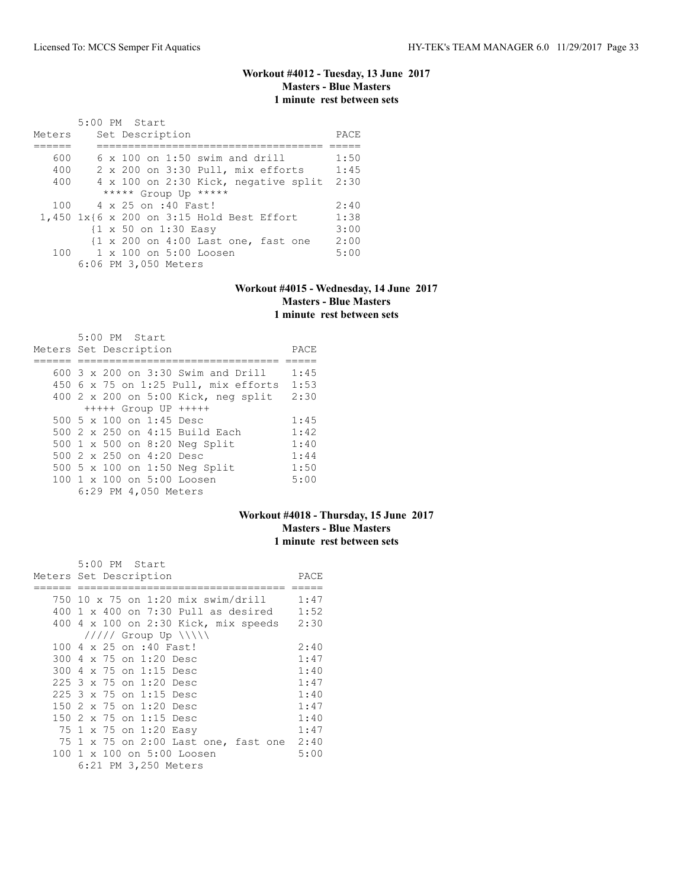### Workout #4012 - Tuesday, 13 June 2017
### Masters - Blue Masters
### 1 minute rest between sets

5:00 PM Start

| Meters | Set Description | PACE |
|---|---|---|
| 600 | 6 x 100 on 1:50 swim and drill | 1:50 |
| 400 | 2 x 200 on 3:30 Pull, mix efforts | 1:45 |
| 400 | 4 x 100 on 2:30 Kick, negative split | 2:30 |
| | ***** Group Up ***** | |
| 100 | 4 x 25 on :40 Fast! | 2:40 |
| 1,450 | 1x{6 x 200 on 3:15 Hold Best Effort | 1:38 |
| | {1 x 50 on 1:30 Easy | 3:00 |
| | {1 x 200 on 4:00 Last one, fast one | 2:00 |
| 100 | 1 x 100 on 5:00 Loosen | 5:00 |

6:06 PM 3,050 Meters

### Workout #4015 - Wednesday, 14 June 2017
### Masters - Blue Masters
### 1 minute rest between sets

5:00 PM Start

| Meters | Set Description | PACE |
|---|---|---|
| 600 | 3 x 200 on 3:30 Swim and Drill | 1:45 |
| 450 | 6 x 75 on 1:25 Pull, mix efforts | 1:53 |
| 400 | 2 x 200 on 5:00 Kick, neg split | 2:30 |
| | +++++ Group UP +++++ | |
| 500 | 5 x 100 on 1:45 Desc | 1:45 |
| 500 | 2 x 250 on 4:15 Build Each | 1:42 |
| 500 | 1 x 500 on 8:20 Neg Split | 1:40 |
| 500 | 2 x 250 on 4:20 Desc | 1:44 |
| 500 | 5 x 100 on 1:50 Neg Split | 1:50 |
| 100 | 1 x 100 on 5:00 Loosen | 5:00 |

6:29 PM 4,050 Meters

### Workout #4018 - Thursday, 15 June 2017
### Masters - Blue Masters
### 1 minute rest between sets

5:00 PM Start

| Meters | Set Description | PACE |
|---|---|---|
| 750 | 10 x 75 on 1:20 mix swim/drill | 1:47 |
| 400 | 1 x 400 on 7:30 Pull as desired | 1:52 |
| 400 | 4 x 100 on 2:30 Kick, mix speeds | 2:30 |
| | ///// Group Up \\\\\ | |
| 100 | 4 x 25 on :40 Fast! | 2:40 |
| 300 | 4 x 75 on 1:20 Desc | 1:47 |
| 300 | 4 x 75 on 1:15 Desc | 1:40 |
| 225 | 3 x 75 on 1:20 Desc | 1:47 |
| 225 | 3 x 75 on 1:15 Desc | 1:40 |
| 150 | 2 x 75 on 1:20 Desc | 1:47 |
| 150 | 2 x 75 on 1:15 Desc | 1:40 |
| 75 | 1 x 75 on 1:20 Easy | 1:47 |
| 75 | 1 x 75 on 2:00 Last one, fast one | 2:40 |
| 100 | 1 x 100 on 5:00 Loosen | 5:00 |

6:21 PM 3,250 Meters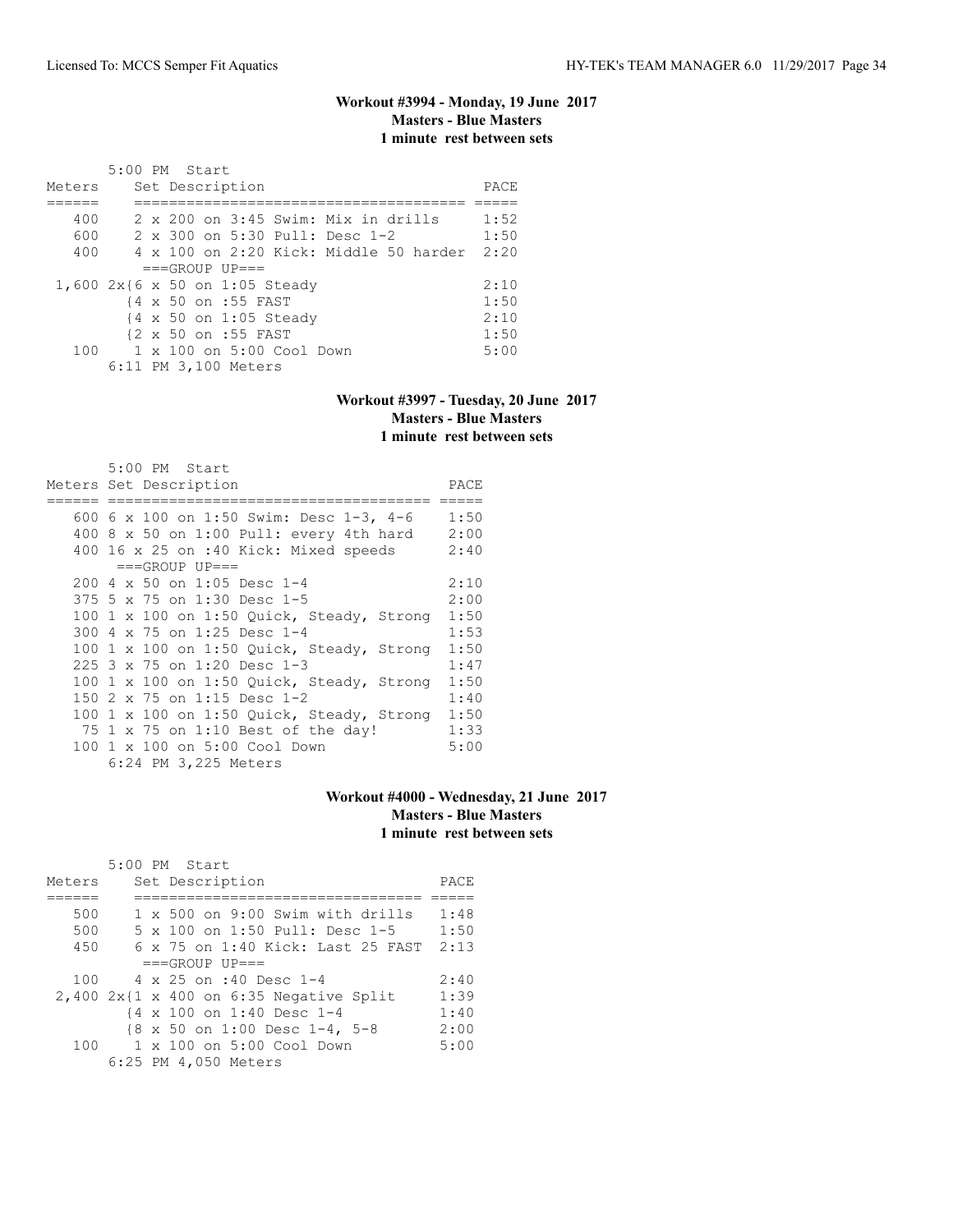## Workout #3994 - Monday, 19 June 2017
**Masters - Blue Masters**
**1 minute rest between sets**

5:00 PM Start

| Meters | Set Description | PACE |
|---|---|---|
| 400 | 2 x 200 on 3:45 Swim: Mix in drills | 1:52 |
| 600 | 2 x 300 on 5:30 Pull: Desc 1-2 | 1:50 |
| 400 | 4 x 100 on 2:20 Kick: Middle 50 harder | 2:20 |
| | ===GROUP UP=== | |
| 1,600 | 2x{6 x 50 on 1:05 Steady | 2:10 |
| | {4 x 50 on :55 FAST | 1:50 |
| | {4 x 50 on 1:05 Steady | 2:10 |
| | {2 x 50 on :55 FAST | 1:50 |
| 100 | 1 x 100 on 5:00 Cool Down | 5:00 |

6:11 PM 3,100 Meters

## Workout #3997 - Tuesday, 20 June 2017
**Masters - Blue Masters**
**1 minute rest between sets**

5:00 PM Start

| Meters | Set Description | PACE |
|---|---|---|
| 600 | 6 x 100 on 1:50 Swim: Desc 1-3, 4-6 | 1:50 |
| 400 | 8 x 50 on 1:00 Pull: every 4th hard | 2:00 |
| 400 | 16 x 25 on :40 Kick: Mixed speeds | 2:40 |
| | ===GROUP UP=== | |
| 200 | 4 x 50 on 1:05 Desc 1-4 | 2:10 |
| 375 | 5 x 75 on 1:30 Desc 1-5 | 2:00 |
| 100 | 1 x 100 on 1:50 Quick, Steady, Strong | 1:50 |
| 300 | 4 x 75 on 1:25 Desc 1-4 | 1:53 |
| 100 | 1 x 100 on 1:50 Quick, Steady, Strong | 1:50 |
| 225 | 3 x 75 on 1:20 Desc 1-3 | 1:47 |
| 100 | 1 x 100 on 1:50 Quick, Steady, Strong | 1:50 |
| 150 | 2 x 75 on 1:15 Desc 1-2 | 1:40 |
| 100 | 1 x 100 on 1:50 Quick, Steady, Strong | 1:50 |
| 75 | 1 x 75 on 1:10 Best of the day! | 1:33 |
| 100 | 1 x 100 on 5:00 Cool Down | 5:00 |

6:24 PM 3,225 Meters

## Workout #4000 - Wednesday, 21 June 2017
**Masters - Blue Masters**
**1 minute rest between sets**

5:00 PM Start

| Meters | Set Description | PACE |
|---|---|---|
| 500 | 1 x 500 on 9:00 Swim with drills | 1:48 |
| 500 | 5 x 100 on 1:50 Pull: Desc 1-5 | 1:50 |
| 450 | 6 x 75 on 1:40 Kick: Last 25 FAST | 2:13 |
| | ===GROUP UP=== | |
| 100 | 4 x 25 on :40 Desc 1-4 | 2:40 |
| 2,400 | 2x{1 x 400 on 6:35 Negative Split | 1:39 |
| | {4 x 100 on 1:40 Desc 1-4 | 1:40 |
| | {8 x 50 on 1:00 Desc 1-4, 5-8 | 2:00 |
| 100 | 1 x 100 on 5:00 Cool Down | 5:00 |

6:25 PM 4,050 Meters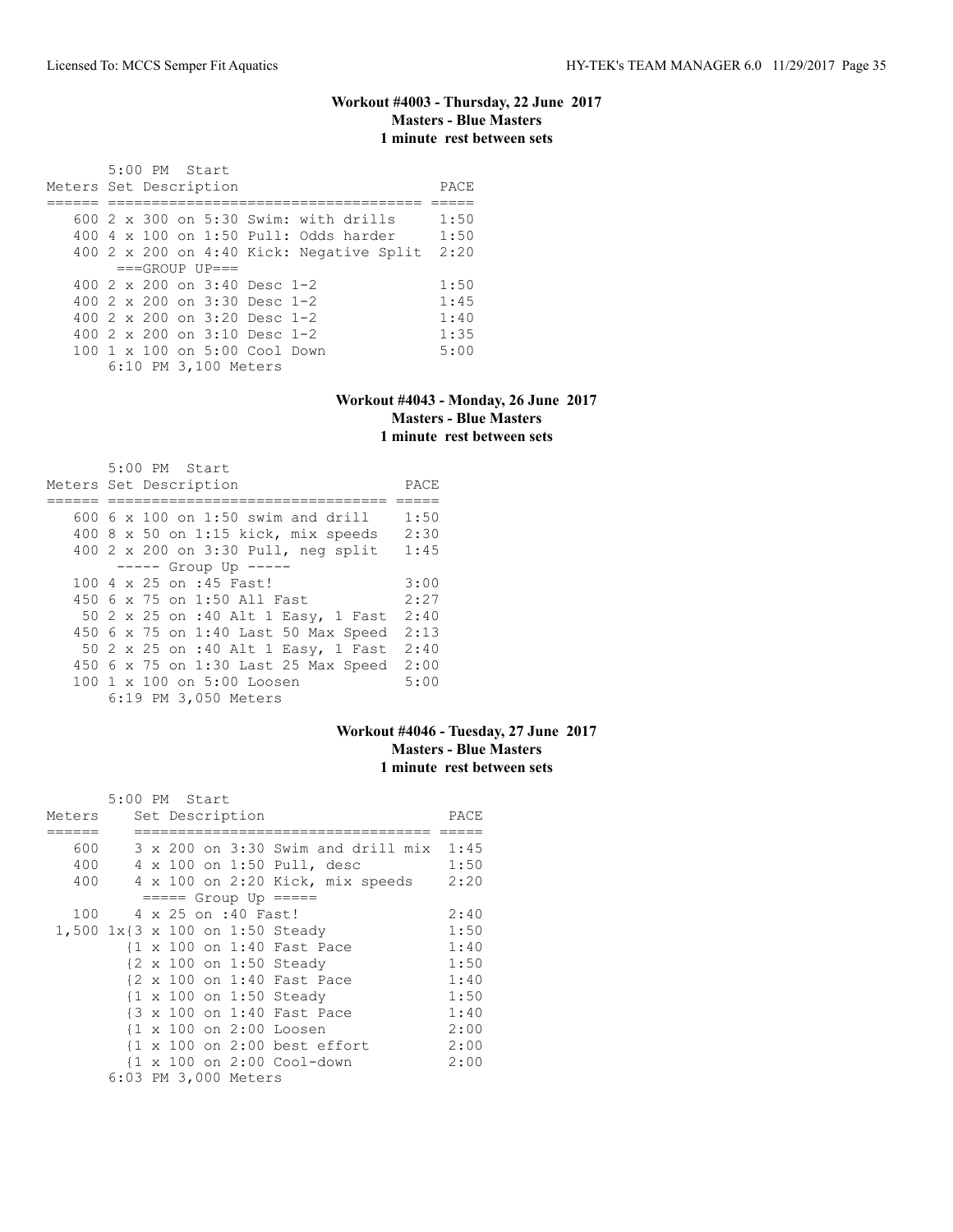### Workout #4003 - Thursday, 22 June 2017
**Masters - Blue Masters**
**1 minute rest between sets**

```
       5:00 PM  Start
Meters Set Description                         PACE
====== =================================== =====
   600 2 x 300 on 5:30 Swim: with drills      1:50
   400 4 x 100 on 1:50 Pull: Odds harder      1:50
   400 2 x 200 on 4:40 Kick: Negative Split  2:20
        ===GROUP UP===
   400 2 x 200 on 3:40 Desc 1-2              1:50
   400 2 x 200 on 3:30 Desc 1-2              1:45
   400 2 x 200 on 3:20 Desc 1-2              1:40
   400 2 x 200 on 3:10 Desc 1-2              1:35
   100 1 x 100 on 5:00 Cool Down             5:00
       6:10 PM 3,100 Meters
```

### Workout #4043 - Monday, 26 June 2017
**Masters - Blue Masters**
**1 minute rest between sets**

```
       5:00 PM  Start
Meters Set Description                     PACE
====== =============================== =====
   600 6 x 100 on 1:50 swim and drill    1:50
   400 8 x 50 on 1:15 kick, mix speeds   2:30
   400 2 x 200 on 3:30 Pull, neg split   1:45
        ----- Group Up -----
   100 4 x 25 on :45 Fast!               3:00
   450 6 x 75 on 1:50 All Fast           2:27
    50 2 x 25 on :40 Alt 1 Easy, 1 Fast  2:40
   450 6 x 75 on 1:40 Last 50 Max Speed  2:13
    50 2 x 25 on :40 Alt 1 Easy, 1 Fast  2:40
   450 6 x 75 on 1:30 Last 25 Max Speed  2:00
   100 1 x 100 on 5:00 Loosen            5:00
       6:19 PM 3,050 Meters
```

### Workout #4046 - Tuesday, 27 June 2017
**Masters - Blue Masters**
**1 minute rest between sets**

```
       5:00 PM  Start
Meters    Set Description                     PACE
======    ================================= =====
   600    3 x 200 on 3:30 Swim and drill mix  1:45
   400    4 x 100 on 1:50 Pull, desc          1:50
   400    4 x 100 on 2:20 Kick, mix speeds    2:20
           ===== Group Up =====
   100    4 x 25 on :40 Fast!                 2:40
 1,500 1x{3 x 100 on 1:50 Steady              1:50
         {1 x 100 on 1:40 Fast Pace           1:40
         {2 x 100 on 1:50 Steady              1:50
         {2 x 100 on 1:40 Fast Pace           1:40
         {1 x 100 on 1:50 Steady              1:50
         {3 x 100 on 1:40 Fast Pace           1:40
         {1 x 100 on 2:00 Loosen              2:00
         {1 x 100 on 2:00 best effort         2:00
         {1 x 100 on 2:00 Cool-down           2:00
       6:03 PM 3,000 Meters
```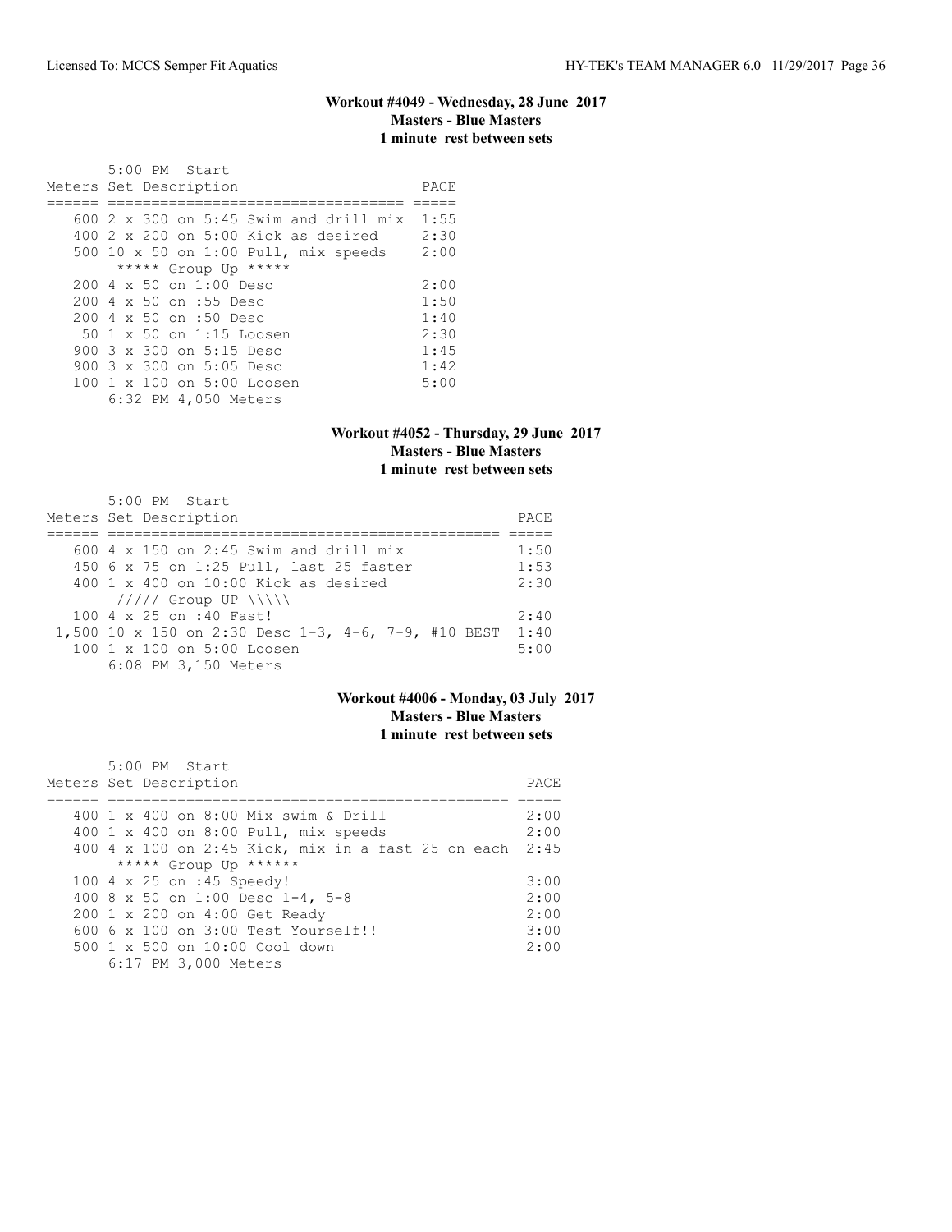### Workout #4049 - Wednesday, 28 June 2017
**Masters - Blue Masters**
**1 minute rest between sets**

5:00 PM Start

| Meters | Set Description | PACE |
|---|---|---|
| 600 | 2 x 300 on 5:45 Swim and drill mix | 1:55 |
| 400 | 2 x 200 on 5:00 Kick as desired | 2:30 |
| 500 | 10 x 50 on 1:00 Pull, mix speeds | 2:00 |
| | ***** Group Up ***** | |
| 200 | 4 x 50 on 1:00 Desc | 2:00 |
| 200 | 4 x 50 on :55 Desc | 1:50 |
| 200 | 4 x 50 on :50 Desc | 1:40 |
| 50 | 1 x 50 on 1:15 Loosen | 2:30 |
| 900 | 3 x 300 on 5:15 Desc | 1:45 |
| 900 | 3 x 300 on 5:05 Desc | 1:42 |
| 100 | 1 x 100 on 5:00 Loosen | 5:00 |

6:32 PM 4,050 Meters

### Workout #4052 - Thursday, 29 June 2017
**Masters - Blue Masters**
**1 minute rest between sets**

5:00 PM Start

| Meters | Set Description | PACE |
|---|---|---|
| 600 | 4 x 150 on 2:45 Swim and drill mix | 1:50 |
| 450 | 6 x 75 on 1:25 Pull, last 25 faster | 1:53 |
| 400 | 1 x 400 on 10:00 Kick as desired | 2:30 |
| | ///// Group UP \\\\\ | |
| 100 | 4 x 25 on :40 Fast! | 2:40 |
| 1,500 | 10 x 150 on 2:30 Desc 1-3, 4-6, 7-9, #10 BEST | 1:40 |
| 100 | 1 x 100 on 5:00 Loosen | 5:00 |

6:08 PM 3,150 Meters

### Workout #4006 - Monday, 03 July 2017
**Masters - Blue Masters**
**1 minute rest between sets**

5:00 PM Start

| Meters | Set Description | PACE |
|---|---|---|
| 400 | 1 x 400 on 8:00 Mix swim & Drill | 2:00 |
| 400 | 1 x 400 on 8:00 Pull, mix speeds | 2:00 |
| 400 | 4 x 100 on 2:45 Kick, mix in a fast 25 on each | 2:45 |
| | ***** Group Up ****** | |
| 100 | 4 x 25 on :45 Speedy! | 3:00 |
| 400 | 8 x 50 on 1:00 Desc 1-4, 5-8 | 2:00 |
| 200 | 1 x 200 on 4:00 Get Ready | 2:00 |
| 600 | 6 x 100 on 3:00 Test Yourself!! | 3:00 |
| 500 | 1 x 500 on 10:00 Cool down | 2:00 |

6:17 PM 3,000 Meters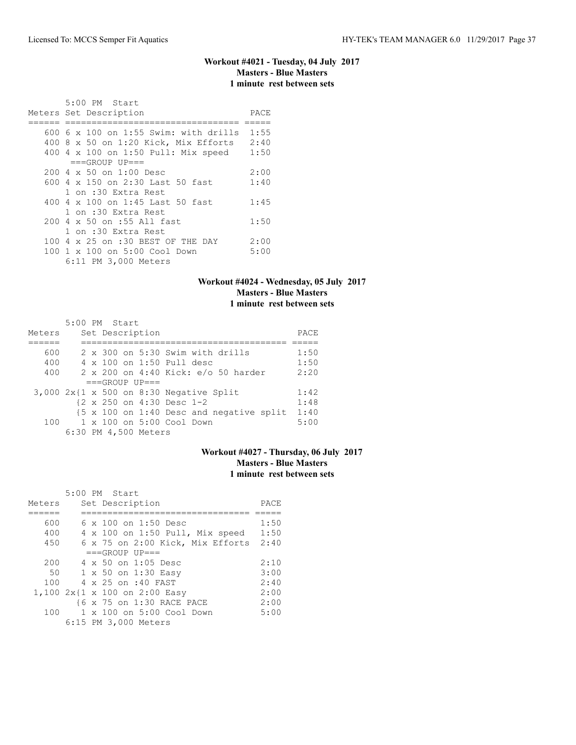## Workout #4021 - Tuesday, 04 July 2017
**Masters - Blue Masters**
**1 minute rest between sets**

5:00 PM Start

| Meters | Set Description | PACE |
|---|---|---|
| 600 | 6 x 100 on 1:55 Swim: with drills | 1:55 |
| 400 | 8 x 50 on 1:20 Kick, Mix Efforts | 2:40 |
| 400 | 4 x 100 on 1:50 Pull: Mix speed | 1:50 |
| | ===GROUP UP=== | |
| 200 | 4 x 50 on 1:00 Desc | 2:00 |
| 600 | 4 x 150 on 2:30 Last 50 fast | 1:40 |
| | 1 on :30 Extra Rest | |
| 400 | 4 x 100 on 1:45 Last 50 fast | 1:45 |
| | 1 on :30 Extra Rest | |
| 200 | 4 x 50 on :55 All fast | 1:50 |
| | 1 on :30 Extra Rest | |
| 100 | 4 x 25 on :30 BEST OF THE DAY | 2:00 |
| 100 | 1 x 100 on 5:00 Cool Down | 5:00 |

6:11 PM 3,000 Meters

## Workout #4024 - Wednesday, 05 July 2017
**Masters - Blue Masters**
**1 minute rest between sets**

5:00 PM Start

| Meters | Set Description | PACE |
|---|---|---|
| 600 | 2 x 300 on 5:30 Swim with drills | 1:50 |
| 400 | 4 x 100 on 1:50 Pull desc | 1:50 |
| 400 | 2 x 200 on 4:40 Kick: e/o 50 harder | 2:20 |
| | ===GROUP UP=== | |
| 3,000 | 2x{1 x 500 on 8:30 Negative Split | 1:42 |
| | {2 x 250 on 4:30 Desc 1-2 | 1:48 |
| | {5 x 100 on 1:40 Desc and negative split | 1:40 |
| 100 | 1 x 100 on 5:00 Cool Down | 5:00 |

6:30 PM 4,500 Meters

## Workout #4027 - Thursday, 06 July 2017
**Masters - Blue Masters**
**1 minute rest between sets**

5:00 PM Start

| Meters | Set Description | PACE |
|---|---|---|
| 600 | 6 x 100 on 1:50 Desc | 1:50 |
| 400 | 4 x 100 on 1:50 Pull, Mix speed | 1:50 |
| 450 | 6 x 75 on 2:00 Kick, Mix Efforts | 2:40 |
| | ===GROUP UP=== | |
| 200 | 4 x 50 on 1:05 Desc | 2:10 |
| 50 | 1 x 50 on 1:30 Easy | 3:00 |
| 100 | 4 x 25 on :40 FAST | 2:40 |
| 1,100 | 2x{1 x 100 on 2:00 Easy | 2:00 |
| | {6 x 75 on 1:30 RACE PACE | 2:00 |
| 100 | 1 x 100 on 5:00 Cool Down | 5:00 |

6:15 PM 3,000 Meters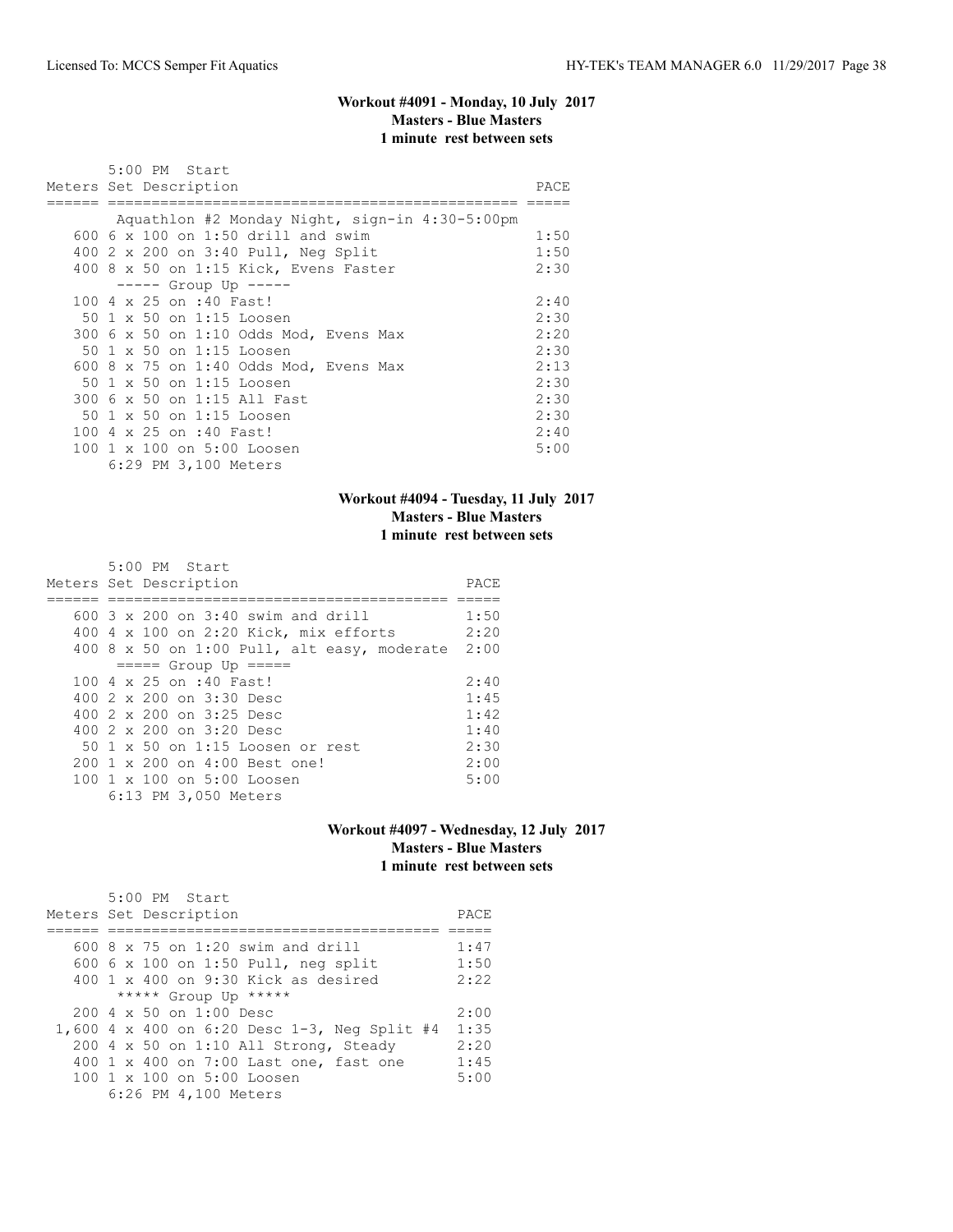### Workout #4091 - Monday, 10 July 2017
**Masters - Blue Masters**
**1 minute rest between sets**

```
       5:00 PM  Start
Meters Set Description                                     PACE
====== ================================================== =====
        Aquathlon #2 Monday Night, sign-in 4:30-5:00pm
   600 6 x 100 on 1:50 drill and swim                      1:50
   400 2 x 200 on 3:40 Pull, Neg Split                     1:50
   400 8 x 50 on 1:15 Kick, Evens Faster                   2:30
        ----- Group Up -----
   100 4 x 25 on :40 Fast!                                 2:40
    50 1 x 50 on 1:15 Loosen                               2:30
   300 6 x 50 on 1:10 Odds Mod, Evens Max                  2:20
    50 1 x 50 on 1:15 Loosen                               2:30
   600 8 x 75 on 1:40 Odds Mod, Evens Max                  2:13
    50 1 x 50 on 1:15 Loosen                               2:30
   300 6 x 50 on 1:15 All Fast                             2:30
    50 1 x 50 on 1:15 Loosen                               2:30
   100 4 x 25 on :40 Fast!                                 2:40
   100 1 x 100 on 5:00 Loosen                              5:00
       6:29 PM 3,100 Meters
```

### Workout #4094 - Tuesday, 11 July 2017
**Masters - Blue Masters**
**1 minute rest between sets**

```
       5:00 PM  Start
Meters Set Description                             PACE
====== ======================================== =====
   600 3 x 200 on 3:40 swim and drill              1:50
   400 4 x 100 on 2:20 Kick, mix efforts           2:20
   400 8 x 50 on 1:00 Pull, alt easy, moderate     2:00
        ===== Group Up =====
   100 4 x 25 on :40 Fast!                         2:40
   400 2 x 200 on 3:30 Desc                        1:45
   400 2 x 200 on 3:25 Desc                        1:42
   400 2 x 200 on 3:20 Desc                        1:40
    50 1 x 50 on 1:15 Loosen or rest               2:30
   200 1 x 200 on 4:00 Best one!                   2:00
   100 1 x 100 on 5:00 Loosen                      5:00
       6:13 PM 3,050 Meters
```

### Workout #4097 - Wednesday, 12 July 2017
**Masters - Blue Masters**
**1 minute rest between sets**

```
       5:00 PM  Start
Meters Set Description                              PACE
====== ======================================== =====
   600 8 x 75 on 1:20 swim and drill                1:47
   600 6 x 100 on 1:50 Pull, neg split              1:50
   400 1 x 400 on 9:30 Kick as desired              2:22
        ***** Group Up *****
   200 4 x 50 on 1:00 Desc                          2:00
 1,600 4 x 400 on 6:20 Desc 1-3, Neg Split #4       1:35
   200 4 x 50 on 1:10 All Strong, Steady            2:20
   400 1 x 400 on 7:00 Last one, fast one           1:45
   100 1 x 100 on 5:00 Loosen                       5:00
       6:26 PM 4,100 Meters
```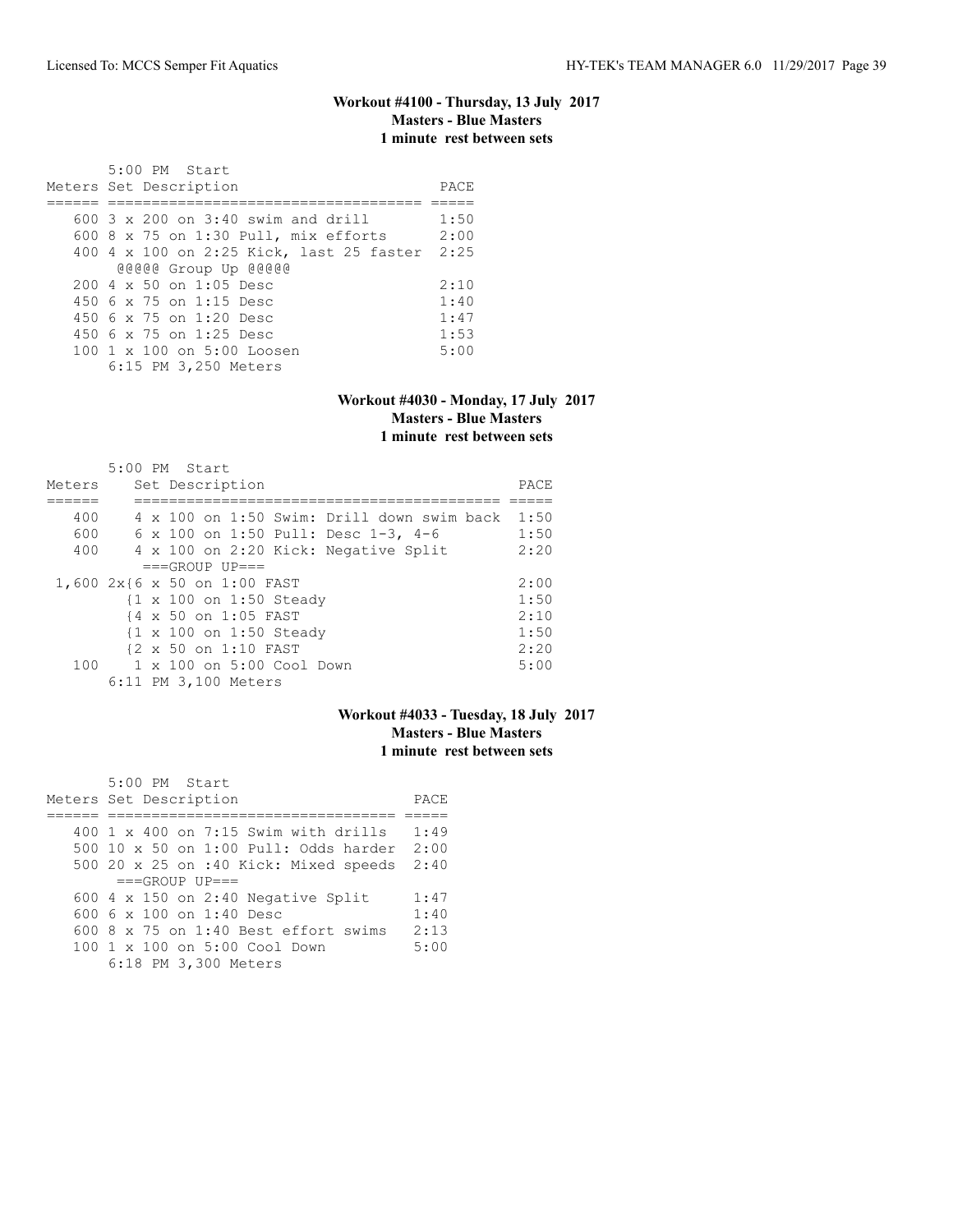### Workout #4100 - Thursday, 13 July 2017
**Masters - Blue Masters**
**1 minute rest between sets**

```
       5:00 PM  Start
Meters Set Description                        PACE
====== =================================== =====
   600 3 x 200 on 3:40 swim and drill        1:50
   600 8 x 75 on 1:30 Pull, mix efforts      2:00
   400 4 x 100 on 2:25 Kick, last 25 faster  2:25
        @@@@@ Group Up @@@@@
   200 4 x 50 on 1:05 Desc                   2:10
   450 6 x 75 on 1:15 Desc                   1:40
   450 6 x 75 on 1:20 Desc                   1:47
   450 6 x 75 on 1:25 Desc                   1:53
   100 1 x 100 on 5:00 Loosen                5:00
       6:15 PM 3,250 Meters
```

### Workout #4030 - Monday, 17 July 2017
**Masters - Blue Masters**
**1 minute rest between sets**

```
       5:00 PM  Start
Meters    Set Description                             PACE
======    =========================================  =====
   400    4 x 100 on 1:50 Swim: Drill down swim back  1:50
   600    6 x 100 on 1:50 Pull: Desc 1-3, 4-6        1:50
   400    4 x 100 on 2:20 Kick: Negative Split       2:20
           ===GROUP UP===
 1,600 2x{6 x 50 on 1:00 FAST                         2:00
         {1 x 100 on 1:50 Steady                      1:50
         {4 x 50 on 1:05 FAST                         2:10
         {1 x 100 on 1:50 Steady                      1:50
         {2 x 50 on 1:10 FAST                         2:20
   100    1 x 100 on 5:00 Cool Down                   5:00
       6:11 PM 3,100 Meters
```

### Workout #4033 - Tuesday, 18 July 2017
**Masters - Blue Masters**
**1 minute rest between sets**

```
       5:00 PM  Start
Meters Set Description                      PACE
====== ================================ =====
   400 1 x 400 on 7:15 Swim with drills   1:49
   500 10 x 50 on 1:00 Pull: Odds harder  2:00
   500 20 x 25 on :40 Kick: Mixed speeds  2:40
       ===GROUP UP===
   600 4 x 150 on 2:40 Negative Split     1:47
   600 6 x 100 on 1:40 Desc               1:40
   600 8 x 75 on 1:40 Best effort swims   2:13
   100 1 x 100 on 5:00 Cool Down          5:00
       6:18 PM 3,300 Meters
```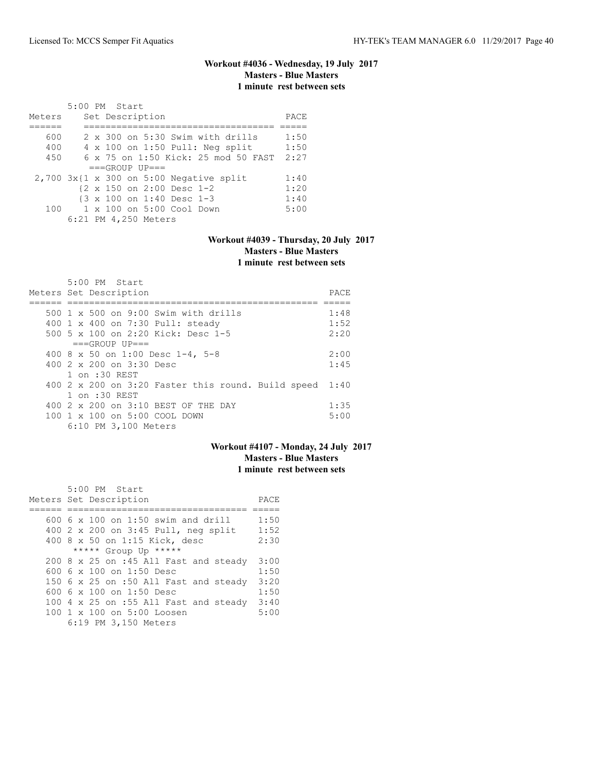### Workout #4036 - Wednesday, 19 July 2017
**Masters - Blue Masters**
**1 minute rest between sets**

5:00 PM Start

| Meters | Set Description | PACE |
|---|---|---|
| 600 | 2 x 300 on 5:30 Swim with drills | 1:50 |
| 400 | 4 x 100 on 1:50 Pull: Neg split | 1:50 |
| 450 | 6 x 75 on 1:50 Kick: 25 mod 50 FAST | 2:27 |
| | ===GROUP UP=== | |
| 2,700 | 3x{1 x 300 on 5:00 Negative split | 1:40 |
| | {2 x 150 on 2:00 Desc 1-2 | 1:20 |
| | {3 x 100 on 1:40 Desc 1-3 | 1:40 |
| 100 | 1 x 100 on 5:00 Cool Down | 5:00 |
| | 6:21 PM 4,250 Meters | |

### Workout #4039 - Thursday, 20 July 2017
**Masters - Blue Masters**
**1 minute rest between sets**

5:00 PM Start

| Meters | Set Description | PACE |
|---|---|---|
| 500 | 1 x 500 on 9:00 Swim with drills | 1:48 |
| 400 | 1 x 400 on 7:30 Pull: steady | 1:52 |
| 500 | 5 x 100 on 2:20 Kick: Desc 1-5 | 2:20 |
| | ===GROUP UP=== | |
| 400 | 8 x 50 on 1:00 Desc 1-4, 5-8 | 2:00 |
| 400 | 2 x 200 on 3:30 Desc | 1:45 |
| | 1 on :30 REST | |
| 400 | 2 x 200 on 3:20 Faster this round. Build speed | 1:40 |
| | 1 on :30 REST | |
| 400 | 2 x 200 on 3:10 BEST OF THE DAY | 1:35 |
| 100 | 1 x 100 on 5:00 COOL DOWN | 5:00 |
| | 6:10 PM 3,100 Meters | |

### Workout #4107 - Monday, 24 July 2017
**Masters - Blue Masters**
**1 minute rest between sets**

5:00 PM Start

| Meters | Set Description | PACE |
|---|---|---|
| 600 | 6 x 100 on 1:50 swim and drill | 1:50 |
| 400 | 2 x 200 on 3:45 Pull, neg split | 1:52 |
| 400 | 8 x 50 on 1:15 Kick, desc | 2:30 |
| | ***** Group Up ***** | |
| 200 | 8 x 25 on :45 All Fast and steady | 3:00 |
| 600 | 6 x 100 on 1:50 Desc | 1:50 |
| 150 | 6 x 25 on :50 All Fast and steady | 3:20 |
| 600 | 6 x 100 on 1:50 Desc | 1:50 |
| 100 | 4 x 25 on :55 All Fast and steady | 3:40 |
| 100 | 1 x 100 on 5:00 Loosen | 5:00 |
| | 6:19 PM 3,150 Meters | |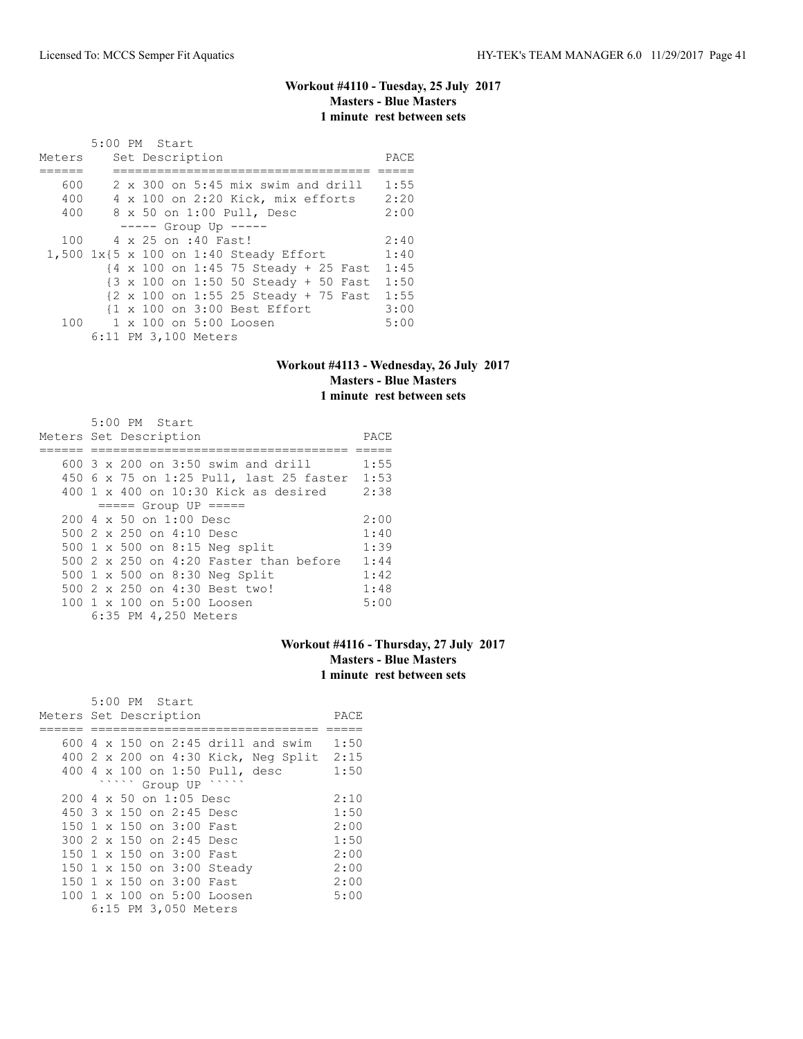### Workout #4110 - Tuesday, 25 July 2017
**Masters - Blue Masters**
**1 minute rest between sets**

5:00 PM Start

| Meters | Set Description | PACE |
|---|---|---|
| 600 | 2 x 300 on 5:45 mix swim and drill | 1:55 |
| 400 | 4 x 100 on 2:20 Kick, mix efforts | 2:20 |
| 400 | 8 x 50 on 1:00 Pull, Desc | 2:00 |
| | ----- Group Up ----- | |
| 100 | 4 x 25 on :40 Fast! | 2:40 |
| 1,500 | 1x{5 x 100 on 1:40 Steady Effort | 1:40 |
| | {4 x 100 on 1:45 75 Steady + 25 Fast | 1:45 |
| | {3 x 100 on 1:50 50 Steady + 50 Fast | 1:50 |
| | {2 x 100 on 1:55 25 Steady + 75 Fast | 1:55 |
| | {1 x 100 on 3:00 Best Effort | 3:00 |
| 100 | 1 x 100 on 5:00 Loosen | 5:00 |

6:11 PM 3,100 Meters

### Workout #4113 - Wednesday, 26 July 2017
**Masters - Blue Masters**
**1 minute rest between sets**

5:00 PM Start

| Meters | Set Description | PACE |
|---|---|---|
| 600 | 3 x 200 on 3:50 swim and drill | 1:55 |
| 450 | 6 x 75 on 1:25 Pull, last 25 faster | 1:53 |
| 400 | 1 x 400 on 10:30 Kick as desired | 2:38 |
| | ===== Group UP ===== | |
| 200 | 4 x 50 on 1:00 Desc | 2:00 |
| 500 | 2 x 250 on 4:10 Desc | 1:40 |
| 500 | 1 x 500 on 8:15 Neg split | 1:39 |
| 500 | 2 x 250 on 4:20 Faster than before | 1:44 |
| 500 | 1 x 500 on 8:30 Neg Split | 1:42 |
| 500 | 2 x 250 on 4:30 Best two! | 1:48 |
| 100 | 1 x 100 on 5:00 Loosen | 5:00 |

6:35 PM 4,250 Meters

### Workout #4116 - Thursday, 27 July 2017
**Masters - Blue Masters**
**1 minute rest between sets**

5:00 PM Start

| Meters | Set Description | PACE |
|---|---|---|
| 600 | 4 x 150 on 2:45 drill and swim | 1:50 |
| 400 | 2 x 200 on 4:30 Kick, Neg Split | 2:15 |
| 400 | 4 x 100 on 1:50 Pull, desc | 1:50 |
| | ````` Group UP ````` | |
| 200 | 4 x 50 on 1:05 Desc | 2:10 |
| 450 | 3 x 150 on 2:45 Desc | 1:50 |
| 150 | 1 x 150 on 3:00 Fast | 2:00 |
| 300 | 2 x 150 on 2:45 Desc | 1:50 |
| 150 | 1 x 150 on 3:00 Fast | 2:00 |
| 150 | 1 x 150 on 3:00 Steady | 2:00 |
| 150 | 1 x 150 on 3:00 Fast | 2:00 |
| 100 | 1 x 100 on 5:00 Loosen | 5:00 |

6:15 PM 3,050 Meters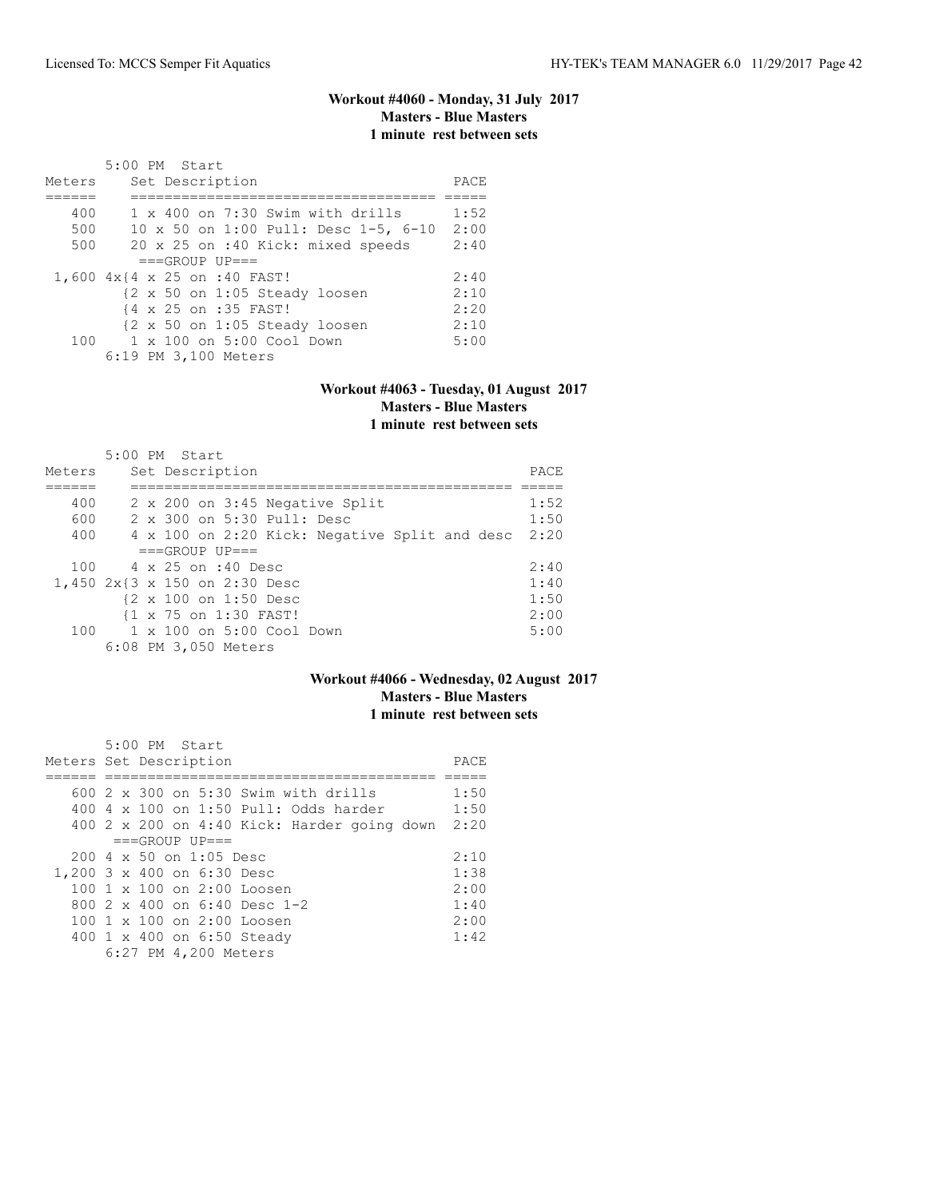### Workout #4060 - Monday, 31 July 2017
**Masters - Blue Masters**
**1 minute rest between sets**

5:00 PM Start

| Meters | Set Description | PACE |
|---|---|---|
| 400 | 1 x 400 on 7:30 Swim with drills | 1:52 |
| 500 | 10 x 50 on 1:00 Pull: Desc 1-5, 6-10 | 2:00 |
| 500 | 20 x 25 on :40 Kick: mixed speeds | 2:40 |
| | ===GROUP UP=== | |
| 1,600 | 4x{4 x 25 on :40 FAST! | 2:40 |
| | {2 x 50 on 1:05 Steady loosen | 2:10 |
| | {4 x 25 on :35 FAST! | 2:20 |
| | {2 x 50 on 1:05 Steady loosen | 2:10 |
| 100 | 1 x 100 on 5:00 Cool Down | 5:00 |
| | 6:19 PM 3,100 Meters | |

### Workout #4063 - Tuesday, 01 August 2017
**Masters - Blue Masters**
**1 minute rest between sets**

5:00 PM Start

| Meters | Set Description | PACE |
|---|---|---|
| 400 | 2 x 200 on 3:45 Negative Split | 1:52 |
| 600 | 2 x 300 on 5:30 Pull: Desc | 1:50 |
| 400 | 4 x 100 on 2:20 Kick: Negative Split and desc | 2:20 |
| | ===GROUP UP=== | |
| 100 | 4 x 25 on :40 Desc | 2:40 |
| 1,450 | 2x{3 x 150 on 2:30 Desc | 1:40 |
| | {2 x 100 on 1:50 Desc | 1:50 |
| | {1 x 75 on 1:30 FAST! | 2:00 |
| 100 | 1 x 100 on 5:00 Cool Down | 5:00 |
| | 6:08 PM 3,050 Meters | |

### Workout #4066 - Wednesday, 02 August 2017
**Masters - Blue Masters**
**1 minute rest between sets**

5:00 PM Start

| Meters | Set Description | PACE |
|---|---|---|
| 600 | 2 x 300 on 5:30 Swim with drills | 1:50 |
| 400 | 4 x 100 on 1:50 Pull: Odds harder | 1:50 |
| 400 | 2 x 200 on 4:40 Kick: Harder going down | 2:20 |
| | ===GROUP UP=== | |
| 200 | 4 x 50 on 1:05 Desc | 2:10 |
| 1,200 | 3 x 400 on 6:30 Desc | 1:38 |
| 100 | 1 x 100 on 2:00 Loosen | 2:00 |
| 800 | 2 x 400 on 6:40 Desc 1-2 | 1:40 |
| 100 | 1 x 100 on 2:00 Loosen | 2:00 |
| 400 | 1 x 400 on 6:50 Steady | 1:42 |
| | 6:27 PM 4,200 Meters | |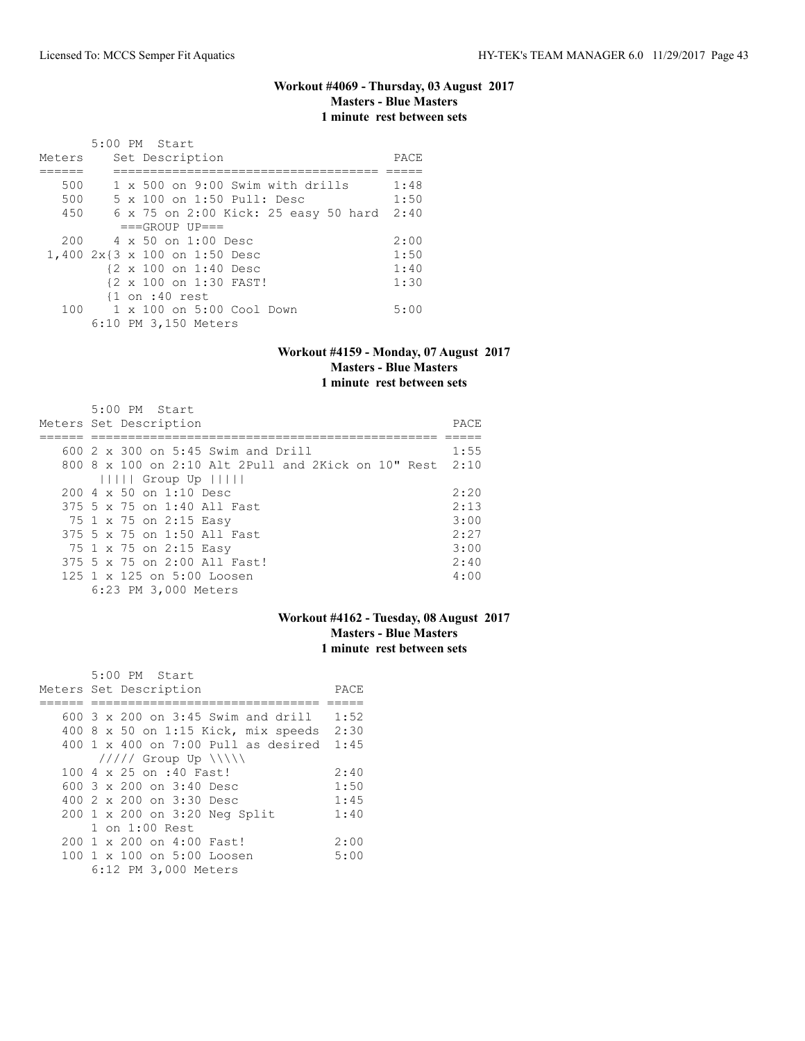### Workout #4069 - Thursday, 03 August 2017
**Masters - Blue Masters**
**1 minute rest between sets**

5:00 PM Start

| Meters | Set Description | PACE |
|---|---|---|
| 500 | 1 x 500 on 9:00 Swim with drills | 1:48 |
| 500 | 5 x 100 on 1:50 Pull: Desc | 1:50 |
| 450 | 6 x 75 on 2:00 Kick: 25 easy 50 hard | 2:40 |
| | ===GROUP UP=== | |
| 200 | 4 x 50 on 1:00 Desc | 2:00 |
| 1,400 | 2x{3 x 100 on 1:50 Desc | 1:50 |
| | {2 x 100 on 1:40 Desc | 1:40 |
| | {2 x 100 on 1:30 FAST! | 1:30 |
| | {1 on :40 rest | |
| 100 | 1 x 100 on 5:00 Cool Down | 5:00 |

6:10 PM 3,150 Meters

### Workout #4159 - Monday, 07 August 2017
**Masters - Blue Masters**
**1 minute rest between sets**

5:00 PM Start

| Meters | Set Description | PACE |
|---|---|---|
| 600 | 2 x 300 on 5:45 Swim and Drill | 1:55 |
| 800 | 8 x 100 on 2:10 Alt 2Pull and 2Kick on 10" Rest | 2:10 |
| | ||||| Group Up ||||| | |
| 200 | 4 x 50 on 1:10 Desc | 2:20 |
| 375 | 5 x 75 on 1:40 All Fast | 2:13 |
| 75 | 1 x 75 on 2:15 Easy | 3:00 |
| 375 | 5 x 75 on 1:50 All Fast | 2:27 |
| 75 | 1 x 75 on 2:15 Easy | 3:00 |
| 375 | 5 x 75 on 2:00 All Fast! | 2:40 |
| 125 | 1 x 125 on 5:00 Loosen | 4:00 |

6:23 PM 3,000 Meters

### Workout #4162 - Tuesday, 08 August 2017
**Masters - Blue Masters**
**1 minute rest between sets**

5:00 PM Start

| Meters | Set Description | PACE |
|---|---|---|
| 600 | 3 x 200 on 3:45 Swim and drill | 1:52 |
| 400 | 8 x 50 on 1:15 Kick, mix speeds | 2:30 |
| 400 | 1 x 400 on 7:00 Pull as desired | 1:45 |
| | ///// Group Up \\\\\ | |
| 100 | 4 x 25 on :40 Fast! | 2:40 |
| 600 | 3 x 200 on 3:40 Desc | 1:50 |
| 400 | 2 x 200 on 3:30 Desc | 1:45 |
| 200 | 1 x 200 on 3:20 Neg Split | 1:40 |
| | 1 on 1:00 Rest | |
| 200 | 1 x 200 on 4:00 Fast! | 2:00 |
| 100 | 1 x 100 on 5:00 Loosen | 5:00 |

6:12 PM 3,000 Meters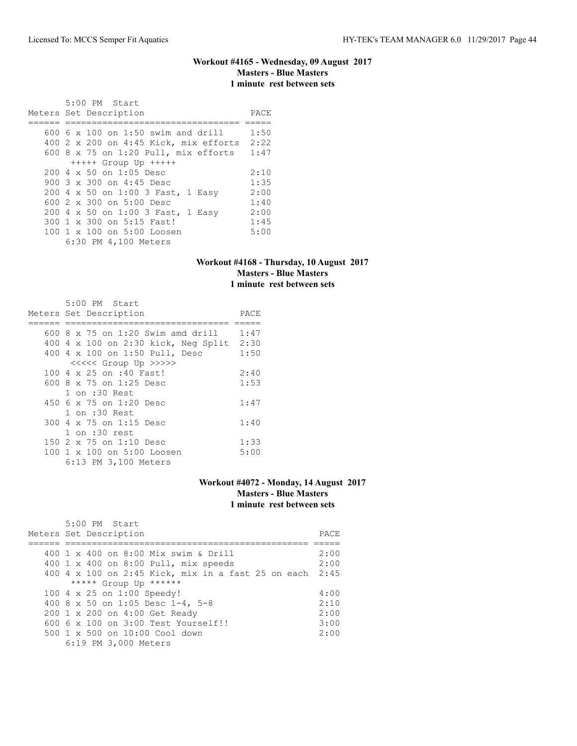### Workout #4165 - Wednesday, 09 August 2017
**Masters - Blue Masters**
**1 minute rest between sets**

5:00 PM Start

| Meters | Set Description | PACE |
|---|---|---|
| 600 | 6 x 100 on 1:50 swim and drill | 1:50 |
| 400 | 2 x 200 on 4:45 Kick, mix efforts | 2:22 |
| 600 | 8 x 75 on 1:20 Pull, mix efforts | 1:47 |
| | +++++ Group Up +++++ | |
| 200 | 4 x 50 on 1:05 Desc | 2:10 |
| 900 | 3 x 300 on 4:45 Desc | 1:35 |
| 200 | 4 x 50 on 1:00 3 Fast, 1 Easy | 2:00 |
| 600 | 2 x 300 on 5:00 Desc | 1:40 |
| 200 | 4 x 50 on 1:00 3 Fast, 1 Easy | 2:00 |
| 300 | 1 x 300 on 5:15 Fast! | 1:45 |
| 100 | 1 x 100 on 5:00 Loosen | 5:00 |

6:30 PM 4,100 Meters

### Workout #4168 - Thursday, 10 August 2017
**Masters - Blue Masters**
**1 minute rest between sets**

5:00 PM Start

| Meters | Set Description | PACE |
|---|---|---|
| 600 | 8 x 75 on 1:20 Swim amd drill | 1:47 |
| 400 | 4 x 100 on 2:30 kick, Neg Split | 2:30 |
| 400 | 4 x 100 on 1:50 Pull, Desc | 1:50 |
| | <<<<< Group Up >>>>> | |
| 100 | 4 x 25 on :40 Fast! | 2:40 |
| 600 | 8 x 75 on 1:25 Desc | 1:53 |
| | 1 on :30 Rest | |
| 450 | 6 x 75 on 1:20 Desc | 1:47 |
| | 1 on :30 Rest | |
| 300 | 4 x 75 on 1:15 Desc | 1:40 |
| | 1 on :30 rest | |
| 150 | 2 x 75 on 1:10 Desc | 1:33 |
| 100 | 1 x 100 on 5:00 Loosen | 5:00 |

6:13 PM 3,100 Meters

### Workout #4072 - Monday, 14 August 2017
**Masters - Blue Masters**
**1 minute rest between sets**

5:00 PM Start

| Meters | Set Description | PACE |
|---|---|---|
| 400 | 1 x 400 on 8:00 Mix swim & Drill | 2:00 |
| 400 | 1 x 400 on 8:00 Pull, mix speeds | 2:00 |
| 400 | 4 x 100 on 2:45 Kick, mix in a fast 25 on each | 2:45 |
| | ***** Group Up ****** | |
| 100 | 4 x 25 on 1:00 Speedy! | 4:00 |
| 400 | 8 x 50 on 1:05 Desc 1-4, 5-8 | 2:10 |
| 200 | 1 x 200 on 4:00 Get Ready | 2:00 |
| 600 | 6 x 100 on 3:00 Test Yourself!! | 3:00 |
| 500 | 1 x 500 on 10:00 Cool down | 2:00 |

6:19 PM 3,000 Meters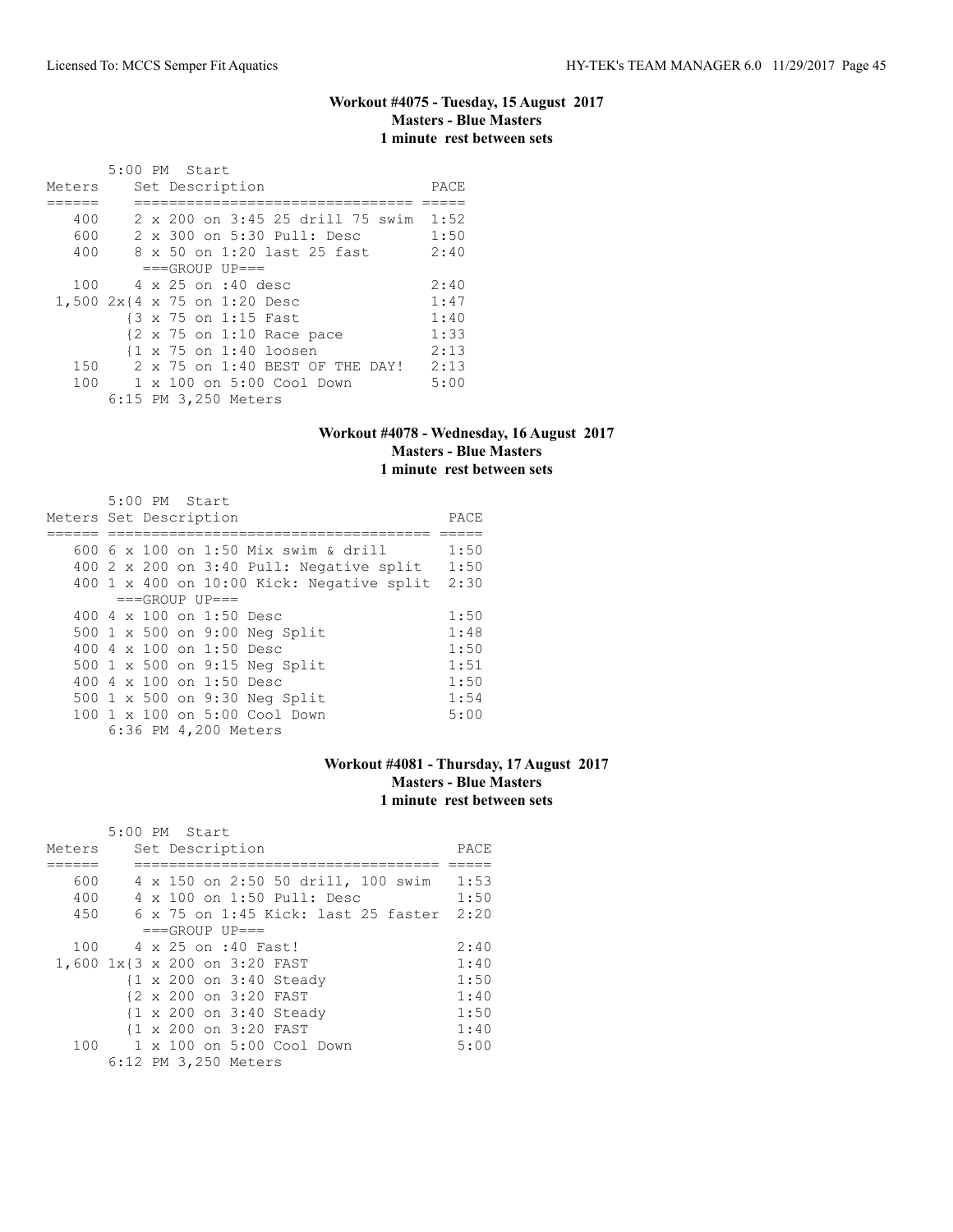### Workout #4075 - Tuesday, 15 August 2017
### Masters - Blue Masters
### 1 minute rest between sets

5:00 PM Start

| Meters | Set Description | PACE |
|---|---|---|
| 400 | 2 x 200 on 3:45 25 drill 75 swim | 1:52 |
| 600 | 2 x 300 on 5:30 Pull: Desc | 1:50 |
| 400 | 8 x 50 on 1:20 last 25 fast | 2:40 |
| | ===GROUP UP=== | |
| 100 | 4 x 25 on :40 desc | 2:40 |
| 1,500 | 2x{4 x 75 on 1:20 Desc | 1:47 |
| | {3 x 75 on 1:15 Fast | 1:40 |
| | {2 x 75 on 1:10 Race pace | 1:33 |
| | {1 x 75 on 1:40 loosen | 2:13 |
| 150 | 2 x 75 on 1:40 BEST OF THE DAY! | 2:13 |
| 100 | 1 x 100 on 5:00 Cool Down | 5:00 |

6:15 PM 3,250 Meters

### Workout #4078 - Wednesday, 16 August 2017
### Masters - Blue Masters
### 1 minute rest between sets

5:00 PM Start

| Meters | Set Description | PACE |
|---|---|---|
| 600 | 6 x 100 on 1:50 Mix swim & drill | 1:50 |
| 400 | 2 x 200 on 3:40 Pull: Negative split | 1:50 |
| 400 | 1 x 400 on 10:00 Kick: Negative split | 2:30 |
| | ===GROUP UP=== | |
| 400 | 4 x 100 on 1:50 Desc | 1:50 |
| 500 | 1 x 500 on 9:00 Neg Split | 1:48 |
| 400 | 4 x 100 on 1:50 Desc | 1:50 |
| 500 | 1 x 500 on 9:15 Neg Split | 1:51 |
| 400 | 4 x 100 on 1:50 Desc | 1:50 |
| 500 | 1 x 500 on 9:30 Neg Split | 1:54 |
| 100 | 1 x 100 on 5:00 Cool Down | 5:00 |

6:36 PM 4,200 Meters

### Workout #4081 - Thursday, 17 August 2017
### Masters - Blue Masters
### 1 minute rest between sets

5:00 PM Start

| Meters | Set Description | PACE |
|---|---|---|
| 600 | 4 x 150 on 2:50 50 drill, 100 swim | 1:53 |
| 400 | 4 x 100 on 1:50 Pull: Desc | 1:50 |
| 450 | 6 x 75 on 1:45 Kick: last 25 faster | 2:20 |
| | ===GROUP UP=== | |
| 100 | 4 x 25 on :40 Fast! | 2:40 |
| 1,600 | 1x{3 x 200 on 3:20 FAST | 1:40 |
| | {1 x 200 on 3:40 Steady | 1:50 |
| | {2 x 200 on 3:20 FAST | 1:40 |
| | {1 x 200 on 3:40 Steady | 1:50 |
| | {1 x 200 on 3:20 FAST | 1:40 |
| 100 | 1 x 100 on 5:00 Cool Down | 5:00 |

6:12 PM 3,250 Meters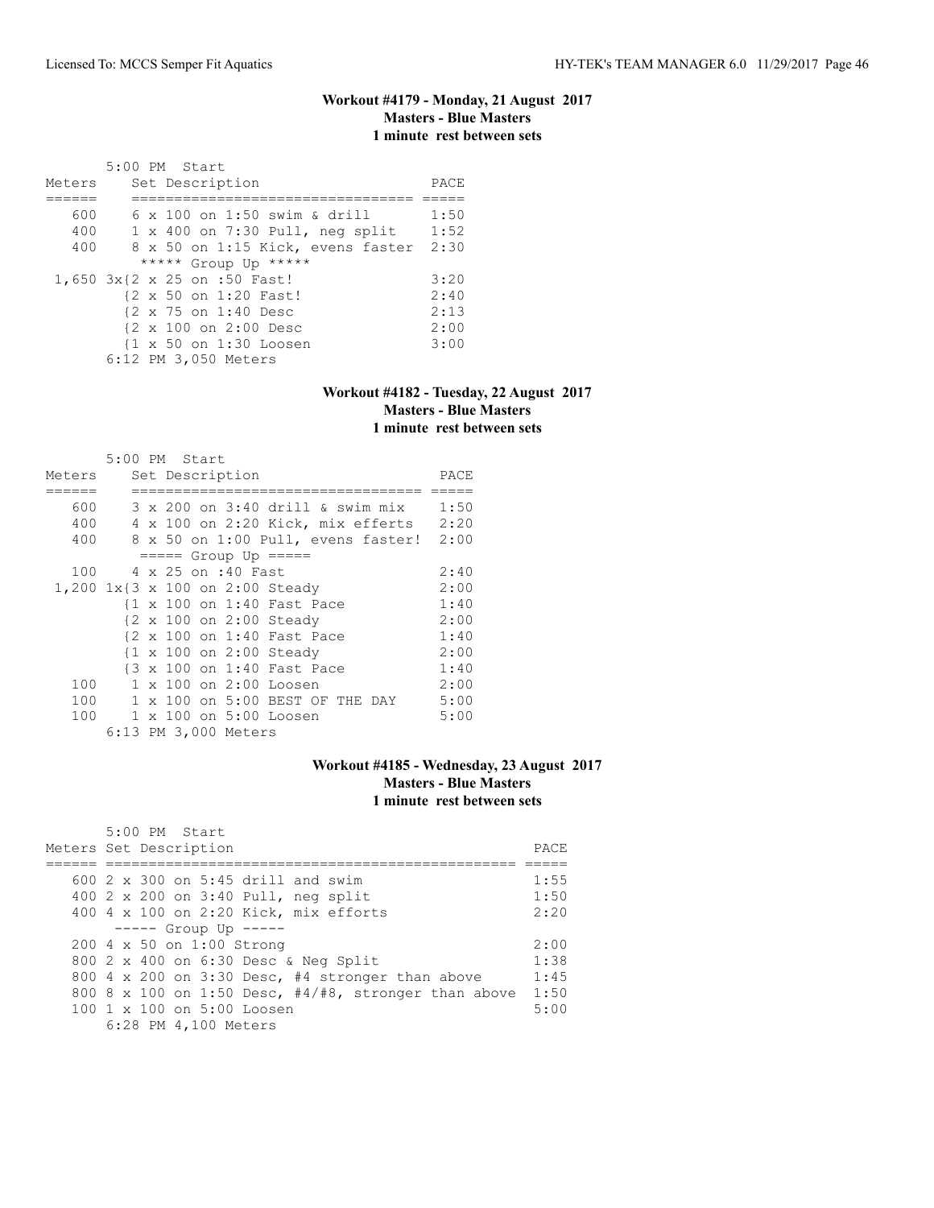### Workout #4179 - Monday, 21 August 2017
**Masters - Blue Masters**
**1 minute rest between sets**

```
       5:00 PM  Start
Meters    Set Description                    PACE
======    ================================  =====
   600    6 x 100 on 1:50 swim & drill       1:50
   400    1 x 400 on 7:30 Pull, neg split    1:52
   400    8 x 50 on 1:15 Kick, evens faster  2:30
          ***** Group Up *****
 1,650 3x{2 x 25 on :50 Fast!                3:20
         {2 x 50 on 1:20 Fast!               2:40
         {2 x 75 on 1:40 Desc                2:13
         {2 x 100 on 2:00 Desc               2:00
         {1 x 50 on 1:30 Loosen              3:00
       6:12 PM 3,050 Meters
```

### Workout #4182 - Tuesday, 22 August 2017
**Masters - Blue Masters**
**1 minute rest between sets**

```
       5:00 PM  Start
Meters    Set Description                     PACE
======    =================================  =====
   600    3 x 200 on 3:40 drill & swim mix    1:50
   400    4 x 100 on 2:20 Kick, mix efferts   2:20
   400    8 x 50 on 1:00 Pull, evens faster!  2:00
          ===== Group Up =====
   100    4 x 25 on :40 Fast                  2:40
 1,200 1x{3 x 100 on 2:00 Steady              2:00
         {1 x 100 on 1:40 Fast Pace           1:40
         {2 x 100 on 2:00 Steady              2:00
         {2 x 100 on 1:40 Fast Pace           1:40
         {1 x 100 on 2:00 Steady              2:00
         {3 x 100 on 1:40 Fast Pace           1:40
   100    1 x 100 on 2:00 Loosen              2:00
   100    1 x 100 on 5:00 BEST OF THE DAY     5:00
   100    1 x 100 on 5:00 Loosen              5:00
       6:13 PM 3,000 Meters
```

### Workout #4185 - Wednesday, 23 August 2017
**Masters - Blue Masters**
**1 minute rest between sets**

```
       5:00 PM  Start
Meters Set Description                                    PACE
====== ================================================  =====
   600 2 x 300 on 5:45 drill and swim                     1:55
   400 2 x 200 on 3:40 Pull, neg split                    1:50
   400 4 x 100 on 2:20 Kick, mix efforts                  2:20
       ----- Group Up -----
   200 4 x 50 on 1:00 Strong                              2:00
   800 2 x 400 on 6:30 Desc & Neg Split                   1:38
   800 4 x 200 on 3:30 Desc, #4 stronger than above       1:45
   800 8 x 100 on 1:50 Desc, #4/#8, stronger than above   1:50
   100 1 x 100 on 5:00 Loosen                             5:00
       6:28 PM 4,100 Meters
```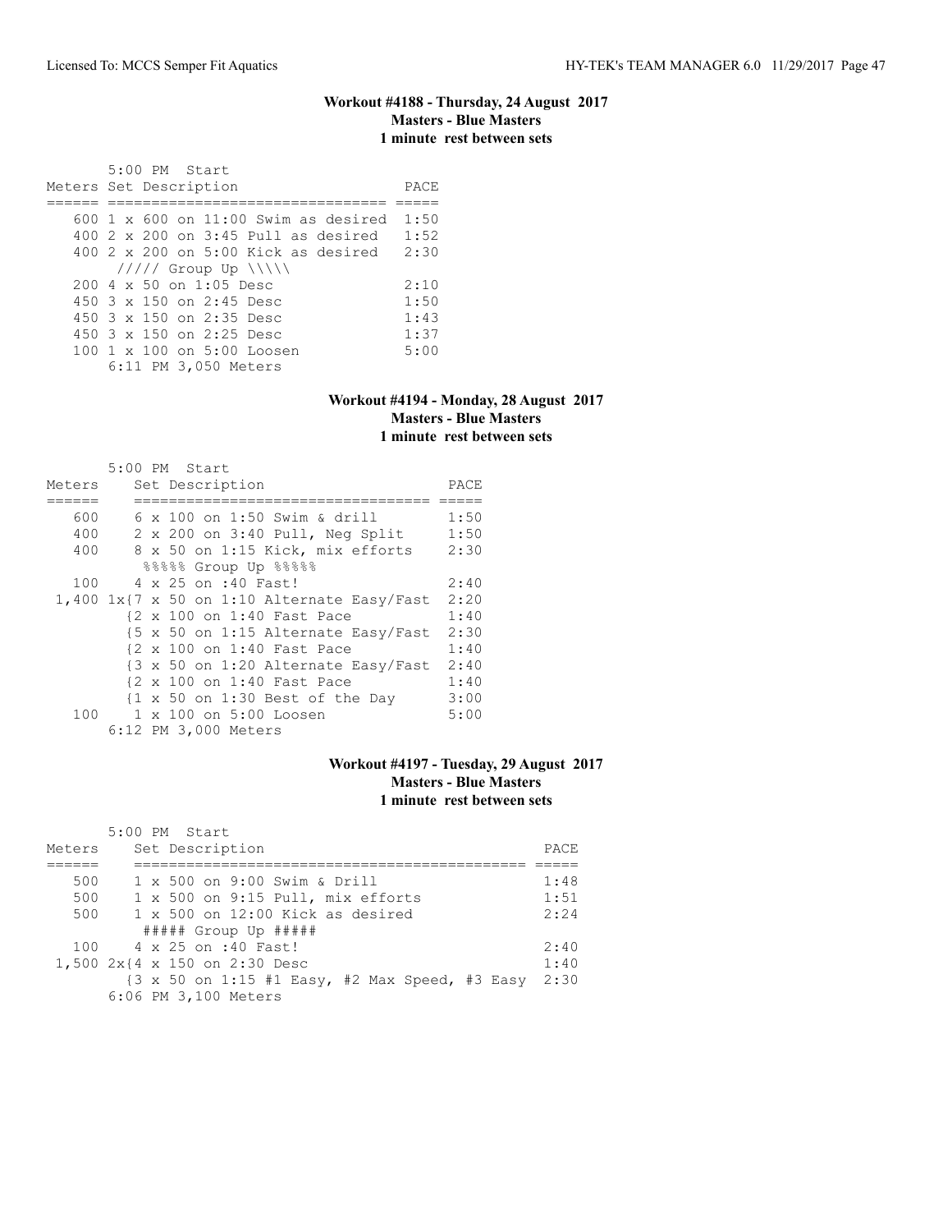### Workout #4188 - Thursday, 24 August 2017
### Masters - Blue Masters
### 1 minute rest between sets

```
      5:00 PM  Start
Meters Set Description                   PACE
====== =============================== =====
   600 1 x 600 on 11:00 Swim as desired  1:50
   400 2 x 200 on 3:45 Pull as desired   1:52
   400 2 x 200 on 5:00 Kick as desired   2:30
       ///// Group Up \\\\\
   200 4 x 50 on 1:05 Desc               2:10
   450 3 x 150 on 2:45 Desc              1:50
   450 3 x 150 on 2:35 Desc              1:43
   450 3 x 150 on 2:25 Desc              1:37
   100 1 x 100 on 5:00 Loosen            5:00
       6:11 PM 3,050 Meters
```

### Workout #4194 - Monday, 28 August 2017
### Masters - Blue Masters
### 1 minute rest between sets

```
       5:00 PM  Start
Meters    Set Description                    PACE
======    ================================= =====
   600    6 x 100 on 1:50 Swim & drill       1:50
   400    2 x 200 on 3:40 Pull, Neg Split    1:50
   400    8 x 50 on 1:15 Kick, mix efforts   2:30
          %%%%% Group Up %%%%%
   100    4 x 25 on :40 Fast!                2:40
 1,400 1x{7 x 50 on 1:10 Alternate Easy/Fast 2:20
         {2 x 100 on 1:40 Fast Pace          1:40
         {5 x 50 on 1:15 Alternate Easy/Fast 2:30
         {2 x 100 on 1:40 Fast Pace          1:40
         {3 x 50 on 1:20 Alternate Easy/Fast 2:40
         {2 x 100 on 1:40 Fast Pace          1:40
         {1 x 50 on 1:30 Best of the Day     3:00
   100    1 x 100 on 5:00 Loosen             5:00
       6:12 PM 3,000 Meters
```

### Workout #4197 - Tuesday, 29 August 2017
### Masters - Blue Masters
### 1 minute rest between sets

```
       5:00 PM  Start
Meters    Set Description                                PACE
======    ============================================= =====
   500    1 x 500 on 9:00 Swim & Drill                   1:48
   500    1 x 500 on 9:15 Pull, mix efforts              1:51
   500    1 x 500 on 12:00 Kick as desired               2:24
          ##### Group Up #####
   100    4 x 25 on :40 Fast!                            2:40
 1,500 2x{4 x 150 on 2:30 Desc                           1:40
         {3 x 50 on 1:15 #1 Easy, #2 Max Speed, #3 Easy  2:30
       6:06 PM 3,100 Meters
```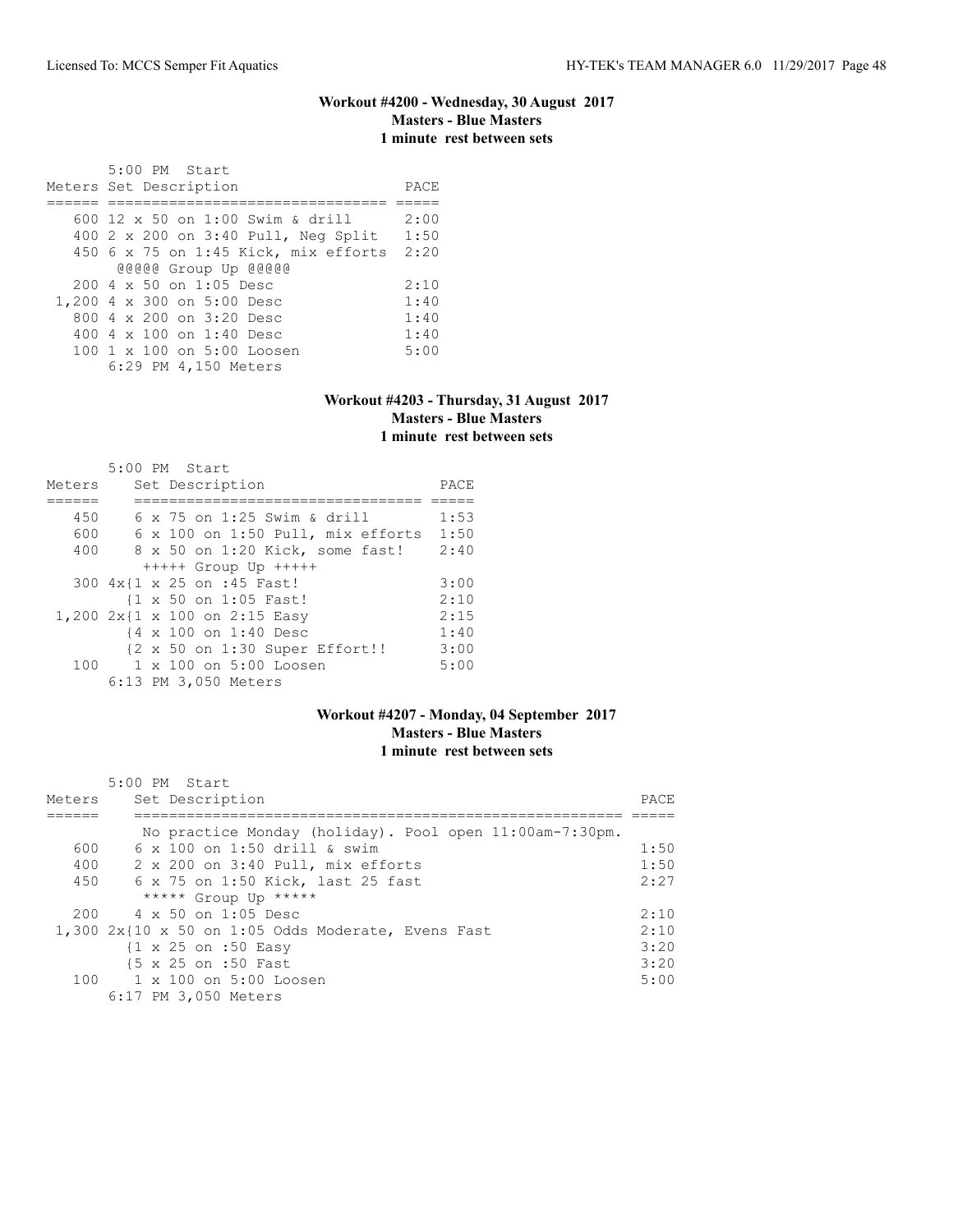### Workout #4200 - Wednesday, 30 August 2017
**Masters - Blue Masters**
**1 minute rest between sets**

```
       5:00 PM  Start
Meters Set Description                   PACE
====== ================================ =====
   600 12 x 50 on 1:00 Swim & drill      2:00
   400 2 x 200 on 3:40 Pull, Neg Split   1:50
   450 6 x 75 on 1:45 Kick, mix efforts  2:20
        @@@@@ Group Up @@@@@
   200 4 x 50 on 1:05 Desc               2:10
 1,200 4 x 300 on 5:00 Desc              1:40
   800 4 x 200 on 3:20 Desc              1:40
   400 4 x 100 on 1:40 Desc              1:40
   100 1 x 100 on 5:00 Loosen            5:00
       6:29 PM 4,150 Meters
```

### Workout #4203 - Thursday, 31 August 2017
**Masters - Blue Masters**
**1 minute rest between sets**

```
       5:00 PM  Start
Meters    Set Description                   PACE
======    ================================ =====
   450    6 x 75 on 1:25 Swim & drill       1:53
   600    6 x 100 on 1:50 Pull, mix efforts 1:50
   400    8 x 50 on 1:20 Kick, some fast!   2:40
           +++++ Group Up +++++
   300 4x{1 x 25 on :45 Fast!               3:00
         {1 x 50 on 1:05 Fast!              2:10
 1,200 2x{1 x 100 on 2:15 Easy              2:15
         {4 x 100 on 1:40 Desc              1:40
         {2 x 50 on 1:30 Super Effort!!     3:00
   100    1 x 100 on 5:00 Loosen            5:00
       6:13 PM 3,050 Meters
```

### Workout #4207 - Monday, 04 September 2017
**Masters - Blue Masters**
**1 minute rest between sets**

```
       5:00 PM  Start
Meters    Set Description                                          PACE
======    ======================================================= =====
          No practice Monday (holiday). Pool open 11:00am-7:30pm.
   600    6 x 100 on 1:50 drill & swim                             1:50
   400    2 x 200 on 3:40 Pull, mix efforts                        1:50
   450    6 x 75 on 1:50 Kick, last 25 fast                        2:27
           ***** Group Up *****
   200    4 x 50 on 1:05 Desc                                      2:10
 1,300 2x{10 x 50 on 1:05 Odds Moderate, Evens Fast                2:10
         {1 x 25 on :50 Easy                                       3:20
         {5 x 25 on :50 Fast                                       3:20
   100    1 x 100 on 5:00 Loosen                                   5:00
       6:17 PM 3,050 Meters
```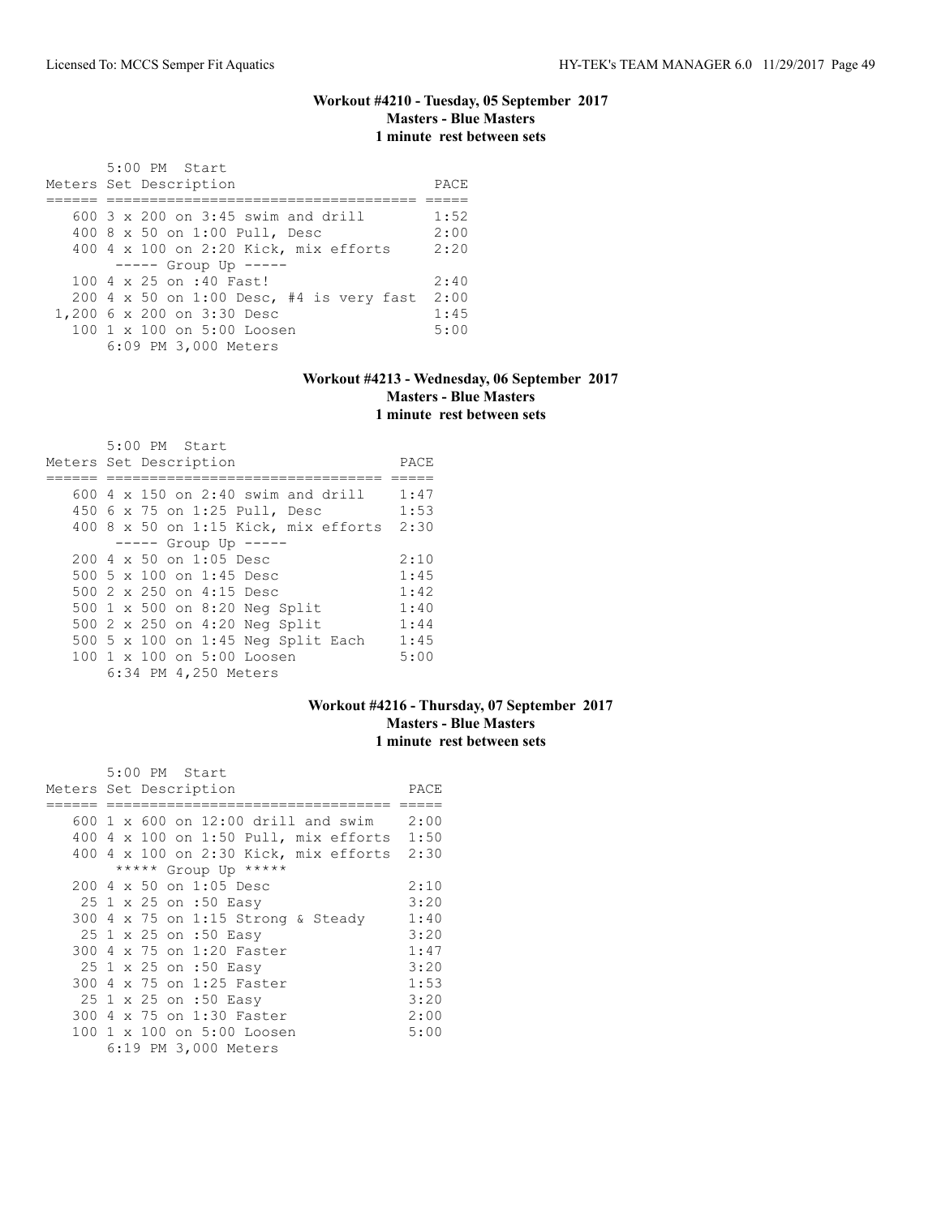### Workout #4210 - Tuesday, 05 September 2017
**Masters - Blue Masters**
**1 minute rest between sets**

```
       5:00 PM  Start
Meters Set Description                          PACE
====== ==================================== =====
   600 3 x 200 on 3:45 swim and drill        1:52
   400 8 x 50 on 1:00 Pull, Desc             2:00
   400 4 x 100 on 2:20 Kick, mix efforts     2:20
        ----- Group Up -----
   100 4 x 25 on :40 Fast!                   2:40
   200 4 x 50 on 1:00 Desc, #4 is very fast  2:00
 1,200 6 x 200 on 3:30 Desc                  1:45
   100 1 x 100 on 5:00 Loosen                5:00
       6:09 PM 3,000 Meters
```

### Workout #4213 - Wednesday, 06 September 2017
**Masters - Blue Masters**
**1 minute rest between sets**

```
       5:00 PM  Start
Meters Set Description                        PACE
====== ================================ =====
   600 4 x 150 on 2:40 swim and drill     1:47
   450 6 x 75 on 1:25 Pull, Desc          1:53
   400 8 x 50 on 1:15 Kick, mix efforts   2:30
        ----- Group Up -----
   200 4 x 50 on 1:05 Desc                2:10
   500 5 x 100 on 1:45 Desc               1:45
   500 2 x 250 on 4:15 Desc               1:42
   500 1 x 500 on 8:20 Neg Split          1:40
   500 2 x 250 on 4:20 Neg Split          1:44
   500 5 x 100 on 1:45 Neg Split Each     1:45
   100 1 x 100 on 5:00 Loosen             5:00
       6:34 PM 4,250 Meters
```

### Workout #4216 - Thursday, 07 September 2017
**Masters - Blue Masters**
**1 minute rest between sets**

```
       5:00 PM  Start
Meters Set Description                         PACE
====== ================================= =====
   600 1 x 600 on 12:00 drill and swim     2:00
   400 4 x 100 on 1:50 Pull, mix efforts   1:50
   400 4 x 100 on 2:30 Kick, mix efforts   2:30
        ***** Group Up *****
   200 4 x 50 on 1:05 Desc                 2:10
    25 1 x 25 on :50 Easy                  3:20
   300 4 x 75 on 1:15 Strong & Steady      1:40
    25 1 x 25 on :50 Easy                  3:20
   300 4 x 75 on 1:20 Faster               1:47
    25 1 x 25 on :50 Easy                  3:20
   300 4 x 75 on 1:25 Faster               1:53
    25 1 x 25 on :50 Easy                  3:20
   300 4 x 75 on 1:30 Faster               2:00
   100 1 x 100 on 5:00 Loosen              5:00
       6:19 PM 3,000 Meters
```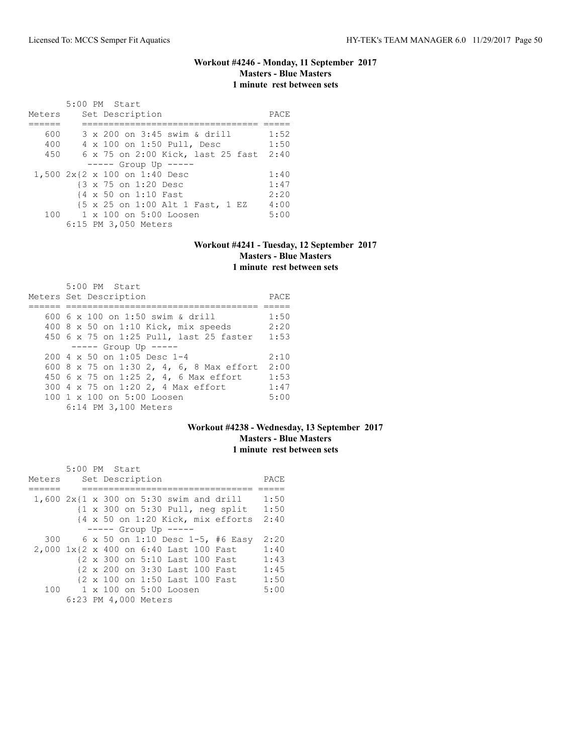### Workout #4246 - Monday, 11 September 2017
**Masters - Blue Masters**
**1 minute rest between sets**

```
       5:00 PM  Start
Meters     Set Description                     PACE
======     ================================  =====
   600     3 x 200 on 3:45 swim & drill       1:52
   400     4 x 100 on 1:50 Pull, Desc         1:50
   450     6 x 75 on 2:00 Kick, last 25 fast  2:40
            ----- Group Up -----
 1,500 2x{2 x 100 on 1:40 Desc                1:40
         {3 x 75 on 1:20 Desc                 1:47
         {4 x 50 on 1:10 Fast                 2:20
         {5 x 25 on 1:00 Alt 1 Fast, 1 EZ     4:00
   100     1 x 100 on 5:00 Loosen             5:00
       6:15 PM 3,050 Meters
```

### Workout #4241 - Tuesday, 12 September 2017
**Masters - Blue Masters**
**1 minute rest between sets**

```
       5:00 PM  Start
Meters Set Description                          PACE
====== ===================================== =====
   600 6 x 100 on 1:50 swim & drill          1:50
   400 8 x 50 on 1:10 Kick, mix speeds       2:20
   450 6 x 75 on 1:25 Pull, last 25 faster   1:53
        ----- Group Up -----
   200 4 x 50 on 1:05 Desc 1-4               2:10
   600 8 x 75 on 1:30 2, 4, 6, 8 Max effort  2:00
   450 6 x 75 on 1:25 2, 4, 6 Max effort     1:53
   300 4 x 75 on 1:20 2, 4 Max effort        1:47
   100 1 x 100 on 5:00 Loosen                5:00
       6:14 PM 3,100 Meters
```

### Workout #4238 - Wednesday, 13 September 2017
**Masters - Blue Masters**
**1 minute rest between sets**

```
       5:00 PM  Start
Meters     Set Description                     PACE
======     ================================  =====
 1,600 2x{1 x 300 on 5:30 swim and drill     1:50
         {1 x 300 on 5:30 Pull, neg split    1:50
         {4 x 50 on 1:20 Kick, mix efforts   2:40
          ----- Group Up -----
   300     6 x 50 on 1:10 Desc 1-5, #6 Easy  2:20
 2,000 1x{2 x 400 on 6:40 Last 100 Fast      1:40
         {2 x 300 on 5:10 Last 100 Fast      1:43
         {2 x 200 on 3:30 Last 100 Fast      1:45
         {2 x 100 on 1:50 Last 100 Fast      1:50
   100     1 x 100 on 5:00 Loosen            5:00
       6:23 PM 4,000 Meters
```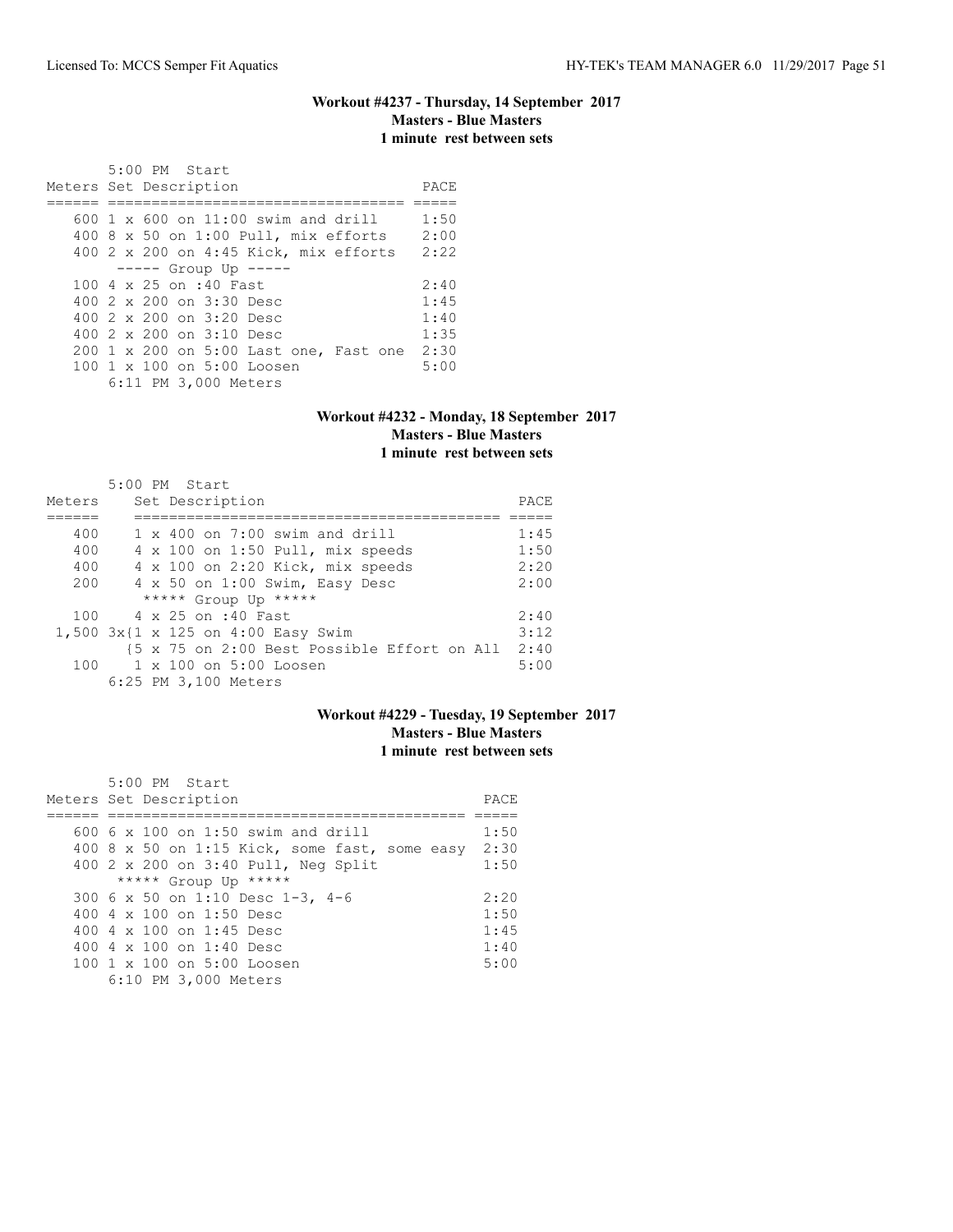### Workout #4237 - Thursday, 14 September 2017
### Masters - Blue Masters
### 1 minute rest between sets

5:00 PM Start

| Meters | Set Description | PACE |
|---|---|---|
| 600 | 1 x 600 on 11:00 swim and drill | 1:50 |
| 400 | 8 x 50 on 1:00 Pull, mix efforts | 2:00 |
| 400 | 2 x 200 on 4:45 Kick, mix efforts | 2:22 |
| | ----- Group Up ----- | |
| 100 | 4 x 25 on :40 Fast | 2:40 |
| 400 | 2 x 200 on 3:30 Desc | 1:45 |
| 400 | 2 x 200 on 3:20 Desc | 1:40 |
| 400 | 2 x 200 on 3:10 Desc | 1:35 |
| 200 | 1 x 200 on 5:00 Last one, Fast one | 2:30 |
| 100 | 1 x 100 on 5:00 Loosen | 5:00 |

6:11 PM 3,000 Meters

### Workout #4232 - Monday, 18 September 2017
### Masters - Blue Masters
### 1 minute rest between sets

5:00 PM Start

| Meters | Set Description | PACE |
|---|---|---|
| 400 | 1 x 400 on 7:00 swim and drill | 1:45 |
| 400 | 4 x 100 on 1:50 Pull, mix speeds | 1:50 |
| 400 | 4 x 100 on 2:20 Kick, mix speeds | 2:20 |
| 200 | 4 x 50 on 1:00 Swim, Easy Desc | 2:00 |
| | ***** Group Up ***** | |
| 100 | 4 x 25 on :40 Fast | 2:40 |
| 1,500 | 3x{1 x 125 on 4:00 Easy Swim | 3:12 |
| | {5 x 75 on 2:00 Best Possible Effort on All | 2:40 |
| 100 | 1 x 100 on 5:00 Loosen | 5:00 |

6:25 PM 3,100 Meters

### Workout #4229 - Tuesday, 19 September 2017
### Masters - Blue Masters
### 1 minute rest between sets

5:00 PM Start

| Meters | Set Description | PACE |
|---|---|---|
| 600 | 6 x 100 on 1:50 swim and drill | 1:50 |
| 400 | 8 x 50 on 1:15 Kick, some fast, some easy | 2:30 |
| 400 | 2 x 200 on 3:40 Pull, Neg Split | 1:50 |
| | ***** Group Up ***** | |
| 300 | 6 x 50 on 1:10 Desc 1-3, 4-6 | 2:20 |
| 400 | 4 x 100 on 1:50 Desc | 1:50 |
| 400 | 4 x 100 on 1:45 Desc | 1:45 |
| 400 | 4 x 100 on 1:40 Desc | 1:40 |
| 100 | 1 x 100 on 5:00 Loosen | 5:00 |

6:10 PM 3,000 Meters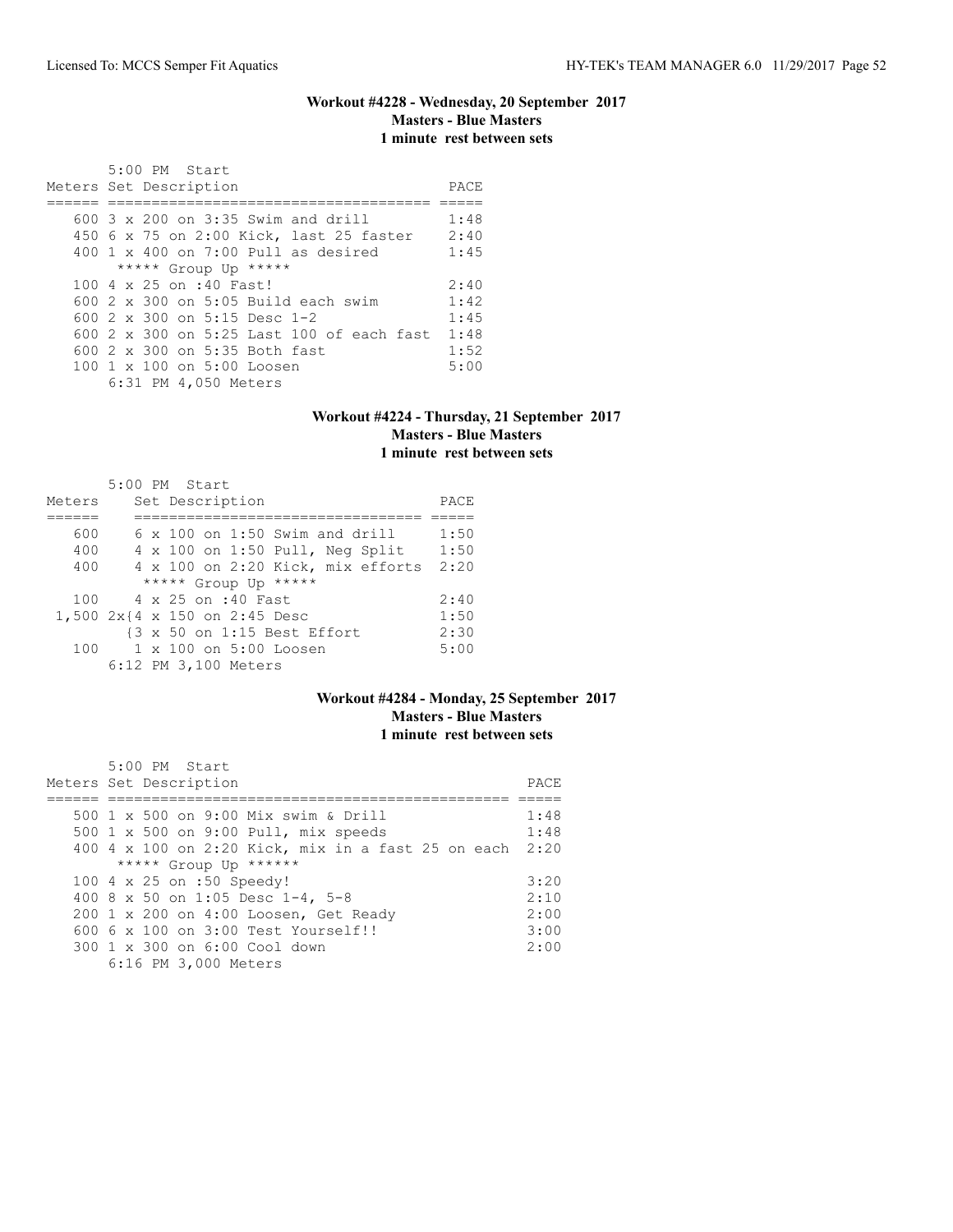### Workout #4228 - Wednesday, 20 September 2017
### Masters - Blue Masters
### 1 minute rest between sets

5:00 PM Start

| Meters | Set Description | PACE |
|---|---|---|
| 600 | 3 x 200 on 3:35 Swim and drill | 1:48 |
| 450 | 6 x 75 on 2:00 Kick, last 25 faster | 2:40 |
| 400 | 1 x 400 on 7:00 Pull as desired | 1:45 |
| | ***** Group Up ***** | |
| 100 | 4 x 25 on :40 Fast! | 2:40 |
| 600 | 2 x 300 on 5:05 Build each swim | 1:42 |
| 600 | 2 x 300 on 5:15 Desc 1-2 | 1:45 |
| 600 | 2 x 300 on 5:25 Last 100 of each fast | 1:48 |
| 600 | 2 x 300 on 5:35 Both fast | 1:52 |
| 100 | 1 x 100 on 5:00 Loosen | 5:00 |

6:31 PM 4,050 Meters

### Workout #4224 - Thursday, 21 September 2017
### Masters - Blue Masters
### 1 minute rest between sets

5:00 PM Start

| Meters | Set Description | PACE |
|---|---|---|
| 600 | 6 x 100 on 1:50 Swim and drill | 1:50 |
| 400 | 4 x 100 on 1:50 Pull, Neg Split | 1:50 |
| 400 | 4 x 100 on 2:20 Kick, mix efforts | 2:20 |
| | ***** Group Up ***** | |
| 100 | 4 x 25 on :40 Fast | 2:40 |
| 1,500 | 2x{4 x 150 on 2:45 Desc | 1:50 |
| | {3 x 50 on 1:15 Best Effort | 2:30 |
| 100 | 1 x 100 on 5:00 Loosen | 5:00 |

6:12 PM 3,100 Meters

### Workout #4284 - Monday, 25 September 2017
### Masters - Blue Masters
### 1 minute rest between sets

5:00 PM Start

| Meters | Set Description | PACE |
|---|---|---|
| 500 | 1 x 500 on 9:00 Mix swim & Drill | 1:48 |
| 500 | 1 x 500 on 9:00 Pull, mix speeds | 1:48 |
| 400 | 4 x 100 on 2:20 Kick, mix in a fast 25 on each | 2:20 |
| | ***** Group Up ****** | |
| 100 | 4 x 25 on :50 Speedy! | 3:20 |
| 400 | 8 x 50 on 1:05 Desc 1-4, 5-8 | 2:10 |
| 200 | 1 x 200 on 4:00 Loosen, Get Ready | 2:00 |
| 600 | 6 x 100 on 3:00 Test Yourself!! | 3:00 |
| 300 | 1 x 300 on 6:00 Cool down | 2:00 |

6:16 PM 3,000 Meters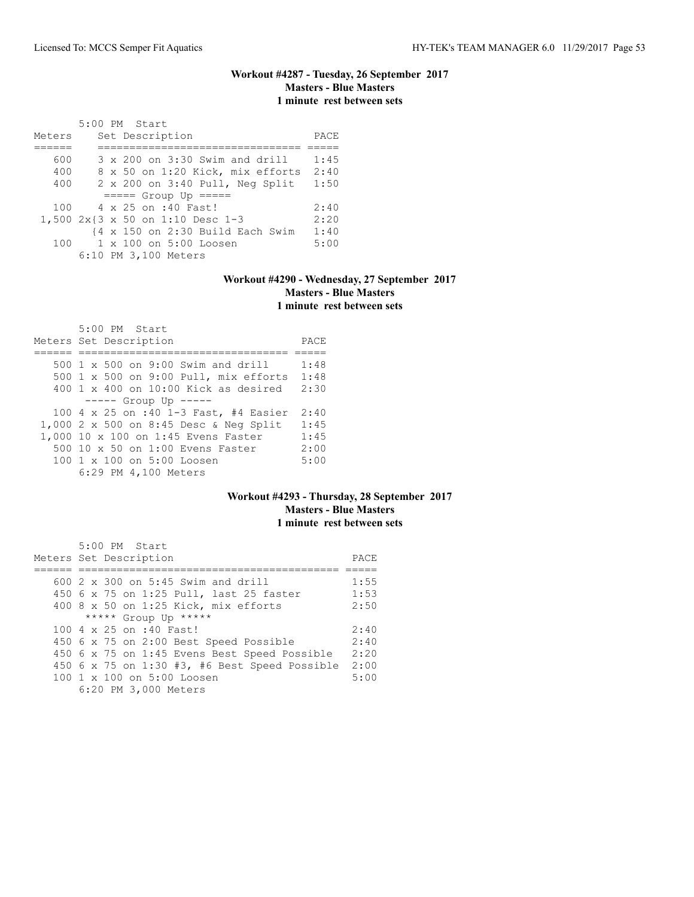## Workout #4287 - Tuesday, 26 September 2017
**Masters - Blue Masters**
**1 minute rest between sets**

5:00 PM Start

| Meters | Set Description | PACE |
|---|---|---|
| 600 | 3 x 200 on 3:30 Swim and drill | 1:45 |
| 400 | 8 x 50 on 1:20 Kick, mix efforts | 2:40 |
| 400 | 2 x 200 on 3:40 Pull, Neg Split | 1:50 |
| | ===== Group Up ===== | |
| 100 | 4 x 25 on :40 Fast! | 2:40 |
| 1,500 | 2x{3 x 50 on 1:10 Desc 1-3 | 2:20 |
| | {4 x 150 on 2:30 Build Each Swim | 1:40 |
| 100 | 1 x 100 on 5:00 Loosen | 5:00 |

6:10 PM 3,100 Meters

## Workout #4290 - Wednesday, 27 September 2017
**Masters - Blue Masters**
**1 minute rest between sets**

5:00 PM Start

| Meters | Set Description | PACE |
|---|---|---|
| 500 | 1 x 500 on 9:00 Swim and drill | 1:48 |
| 500 | 1 x 500 on 9:00 Pull, mix efforts | 1:48 |
| 400 | 1 x 400 on 10:00 Kick as desired | 2:30 |
| | ----- Group Up ----- | |
| 100 | 4 x 25 on :40 1-3 Fast, #4 Easier | 2:40 |
| 1,000 | 2 x 500 on 8:45 Desc & Neg Split | 1:45 |
| 1,000 | 10 x 100 on 1:45 Evens Faster | 1:45 |
| 500 | 10 x 50 on 1:00 Evens Faster | 2:00 |
| 100 | 1 x 100 on 5:00 Loosen | 5:00 |

6:29 PM 4,100 Meters

## Workout #4293 - Thursday, 28 September 2017
**Masters - Blue Masters**
**1 minute rest between sets**

5:00 PM Start

| Meters | Set Description | PACE |
|---|---|---|
| 600 | 2 x 300 on 5:45 Swim and drill | 1:55 |
| 450 | 6 x 75 on 1:25 Pull, last 25 faster | 1:53 |
| 400 | 8 x 50 on 1:25 Kick, mix efforts | 2:50 |
| | ***** Group Up ***** | |
| 100 | 4 x 25 on :40 Fast! | 2:40 |
| 450 | 6 x 75 on 2:00 Best Speed Possible | 2:40 |
| 450 | 6 x 75 on 1:45 Evens Best Speed Possible | 2:20 |
| 450 | 6 x 75 on 1:30 #3, #6 Best Speed Possible | 2:00 |
| 100 | 1 x 100 on 5:00 Loosen | 5:00 |

6:20 PM 3,000 Meters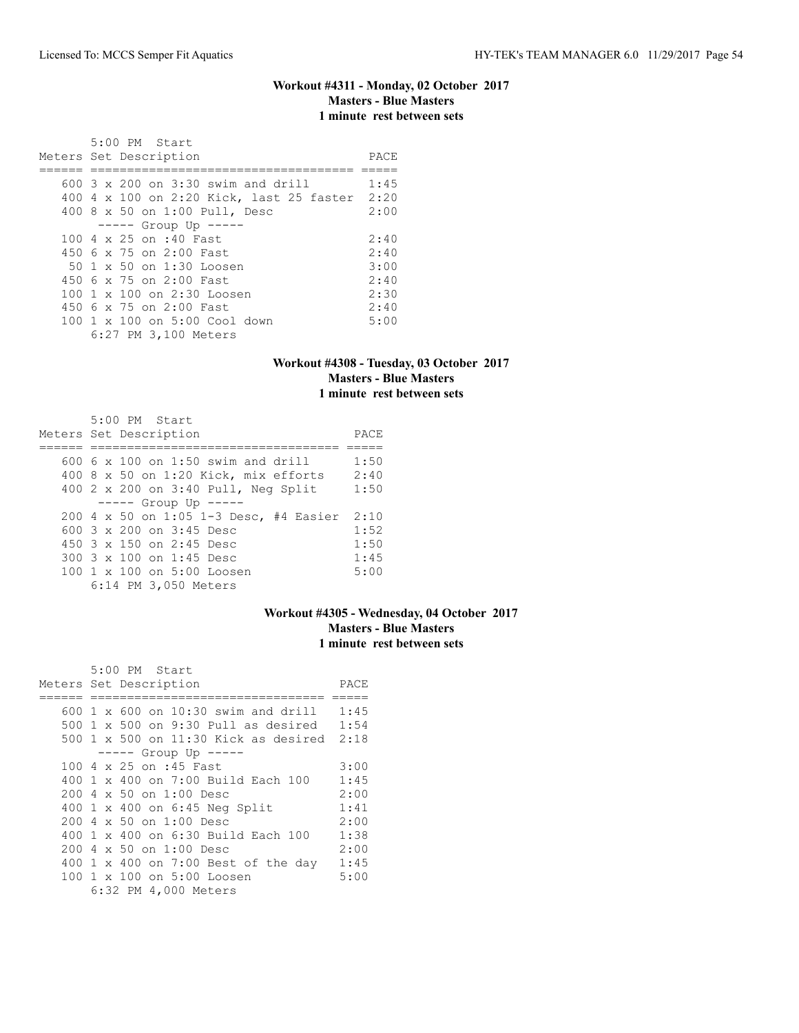### Workout #4311 - Monday, 02 October 2017
**Masters - Blue Masters**
**1 minute rest between sets**

5:00 PM Start

| Meters | Set Description | PACE |
|---|---|---|
| 600 | 3 x 200 on 3:30 swim and drill | 1:45 |
| 400 | 4 x 100 on 2:20 Kick, last 25 faster | 2:20 |
| 400 | 8 x 50 on 1:00 Pull, Desc | 2:00 |
| | ----- Group Up ----- | |
| 100 | 4 x 25 on :40 Fast | 2:40 |
| 450 | 6 x 75 on 2:00 Fast | 2:40 |
| 50 | 1 x 50 on 1:30 Loosen | 3:00 |
| 450 | 6 x 75 on 2:00 Fast | 2:40 |
| 100 | 1 x 100 on 2:30 Loosen | 2:30 |
| 450 | 6 x 75 on 2:00 Fast | 2:40 |
| 100 | 1 x 100 on 5:00 Cool down | 5:00 |
| | 6:27 PM 3,100 Meters | |

### Workout #4308 - Tuesday, 03 October 2017
**Masters - Blue Masters**
**1 minute rest between sets**

5:00 PM Start

| Meters | Set Description | PACE |
|---|---|---|
| 600 | 6 x 100 on 1:50 swim and drill | 1:50 |
| 400 | 8 x 50 on 1:20 Kick, mix efforts | 2:40 |
| 400 | 2 x 200 on 3:40 Pull, Neg Split | 1:50 |
| | ----- Group Up ----- | |
| 200 | 4 x 50 on 1:05 1-3 Desc, #4 Easier | 2:10 |
| 600 | 3 x 200 on 3:45 Desc | 1:52 |
| 450 | 3 x 150 on 2:45 Desc | 1:50 |
| 300 | 3 x 100 on 1:45 Desc | 1:45 |
| 100 | 1 x 100 on 5:00 Loosen | 5:00 |
| | 6:14 PM 3,050 Meters | |

### Workout #4305 - Wednesday, 04 October 2017
**Masters - Blue Masters**
**1 minute rest between sets**

5:00 PM Start

| Meters | Set Description | PACE |
|---|---|---|
| 600 | 1 x 600 on 10:30 swim and drill | 1:45 |
| 500 | 1 x 500 on 9:30 Pull as desired | 1:54 |
| 500 | 1 x 500 on 11:30 Kick as desired | 2:18 |
| | ----- Group Up ----- | |
| 100 | 4 x 25 on :45 Fast | 3:00 |
| 400 | 1 x 400 on 7:00 Build Each 100 | 1:45 |
| 200 | 4 x 50 on 1:00 Desc | 2:00 |
| 400 | 1 x 400 on 6:45 Neg Split | 1:41 |
| 200 | 4 x 50 on 1:00 Desc | 2:00 |
| 400 | 1 x 400 on 6:30 Build Each 100 | 1:38 |
| 200 | 4 x 50 on 1:00 Desc | 2:00 |
| 400 | 1 x 400 on 7:00 Best of the day | 1:45 |
| 100 | 1 x 100 on 5:00 Loosen | 5:00 |
| | 6:32 PM 4,000 Meters | |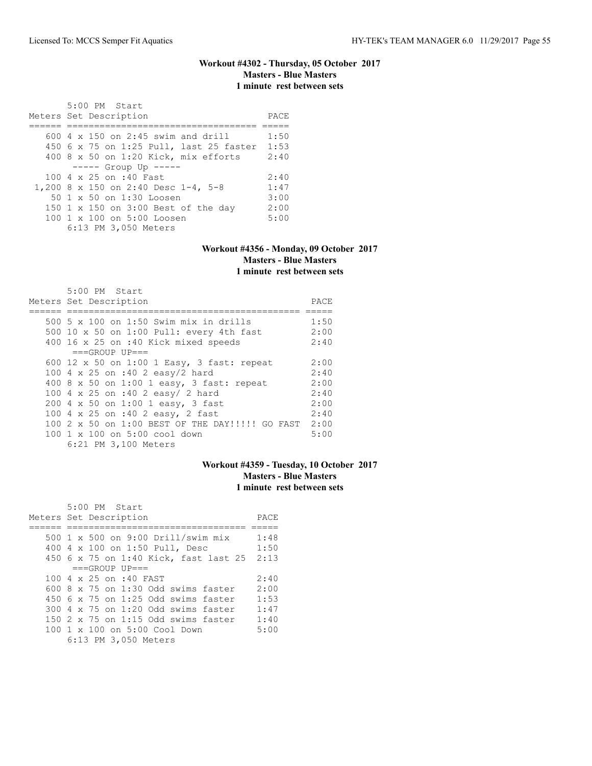### Workout #4302 - Thursday, 05 October 2017
### Masters - Blue Masters
### 1 minute rest between sets

5:00 PM Start

| Meters | Set Description | PACE |
|---|---|---|
| 600 | 4 x 150 on 2:45 swim and drill | 1:50 |
| 450 | 6 x 75 on 1:25 Pull, last 25 faster | 1:53 |
| 400 | 8 x 50 on 1:20 Kick, mix efforts | 2:40 |
| | ----- Group Up ----- | |
| 100 | 4 x 25 on :40 Fast | 2:40 |
| 1,200 | 8 x 150 on 2:40 Desc 1-4, 5-8 | 1:47 |
| 50 | 1 x 50 on 1:30 Loosen | 3:00 |
| 150 | 1 x 150 on 3:00 Best of the day | 2:00 |
| 100 | 1 x 100 on 5:00 Loosen | 5:00 |
| | 6:13 PM 3,050 Meters | |

### Workout #4356 - Monday, 09 October 2017
### Masters - Blue Masters
### 1 minute rest between sets

5:00 PM Start

| Meters | Set Description | PACE |
|---|---|---|
| 500 | 5 x 100 on 1:50 Swim mix in drills | 1:50 |
| 500 | 10 x 50 on 1:00 Pull: every 4th fast | 2:00 |
| 400 | 16 x 25 on :40 Kick mixed speeds | 2:40 |
| | ===GROUP UP=== | |
| 600 | 12 x 50 on 1:00 1 Easy, 3 fast: repeat | 2:00 |
| 100 | 4 x 25 on :40 2 easy/2 hard | 2:40 |
| 400 | 8 x 50 on 1:00 1 easy, 3 fast: repeat | 2:00 |
| 100 | 4 x 25 on :40 2 easy/ 2 hard | 2:40 |
| 200 | 4 x 50 on 1:00 1 easy, 3 fast | 2:00 |
| 100 | 4 x 25 on :40 2 easy, 2 fast | 2:40 |
| 100 | 2 x 50 on 1:00 BEST OF THE DAY!!!!! GO FAST | 2:00 |
| 100 | 1 x 100 on 5:00 cool down | 5:00 |
| | 6:21 PM 3,100 Meters | |

### Workout #4359 - Tuesday, 10 October 2017
### Masters - Blue Masters
### 1 minute rest between sets

5:00 PM Start

| Meters | Set Description | PACE |
|---|---|---|
| 500 | 1 x 500 on 9:00 Drill/swim mix | 1:48 |
| 400 | 4 x 100 on 1:50 Pull, Desc | 1:50 |
| 450 | 6 x 75 on 1:40 Kick, fast last 25 | 2:13 |
| | ===GROUP UP=== | |
| 100 | 4 x 25 on :40 FAST | 2:40 |
| 600 | 8 x 75 on 1:30 Odd swims faster | 2:00 |
| 450 | 6 x 75 on 1:25 Odd swims faster | 1:53 |
| 300 | 4 x 75 on 1:20 Odd swims faster | 1:47 |
| 150 | 2 x 75 on 1:15 Odd swims faster | 1:40 |
| 100 | 1 x 100 on 5:00 Cool Down | 5:00 |
| | 6:13 PM 3,050 Meters | |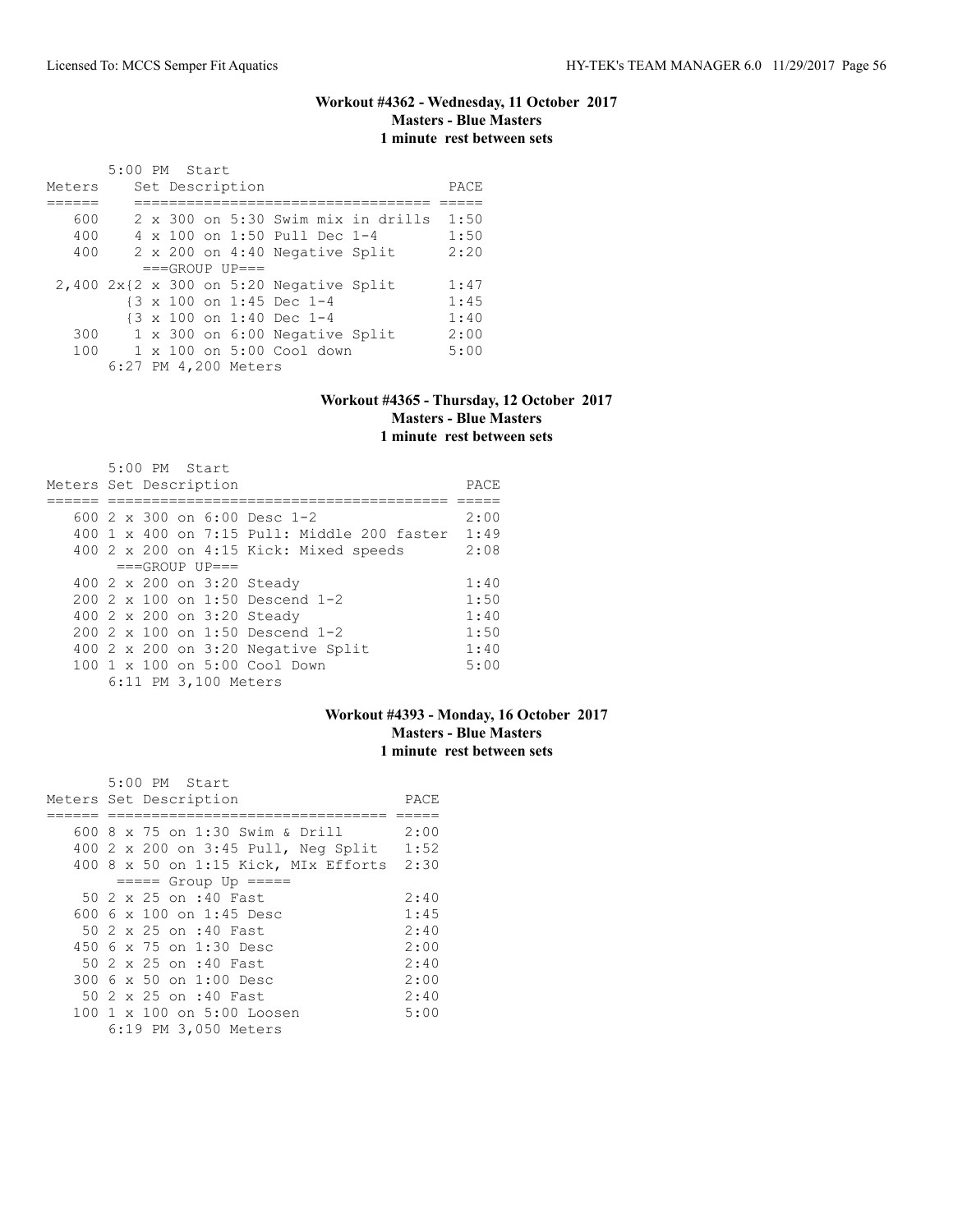### Workout #4362 - Wednesday, 11 October 2017
### Masters - Blue Masters
### 1 minute rest between sets

5:00 PM Start

| Meters | Set Description | PACE |
|---|---|---|
| 600 | 2 x 300 on 5:30 Swim mix in drills | 1:50 |
| 400 | 4 x 100 on 1:50 Pull Dec 1-4 | 1:50 |
| 400 | 2 x 200 on 4:40 Negative Split | 2:20 |
| | ===GROUP UP=== | |
| 2,400 | 2x{2 x 300 on 5:20 Negative Split | 1:47 |
| | {3 x 100 on 1:45 Dec 1-4 | 1:45 |
| | {3 x 100 on 1:40 Dec 1-4 | 1:40 |
| 300 | 1 x 300 on 6:00 Negative Split | 2:00 |
| 100 | 1 x 100 on 5:00 Cool down | 5:00 |

6:27 PM 4,200 Meters

### Workout #4365 - Thursday, 12 October 2017
### Masters - Blue Masters
### 1 minute rest between sets

5:00 PM Start

| Meters | Set Description | PACE |
|---|---|---|
| 600 | 2 x 300 on 6:00 Desc 1-2 | 2:00 |
| 400 | 1 x 400 on 7:15 Pull: Middle 200 faster | 1:49 |
| 400 | 2 x 200 on 4:15 Kick: Mixed speeds | 2:08 |
| | ===GROUP UP=== | |
| 400 | 2 x 200 on 3:20 Steady | 1:40 |
| 200 | 2 x 100 on 1:50 Descend 1-2 | 1:50 |
| 400 | 2 x 200 on 3:20 Steady | 1:40 |
| 200 | 2 x 100 on 1:50 Descend 1-2 | 1:50 |
| 400 | 2 x 200 on 3:20 Negative Split | 1:40 |
| 100 | 1 x 100 on 5:00 Cool Down | 5:00 |

6:11 PM 3,100 Meters

### Workout #4393 - Monday, 16 October 2017
### Masters - Blue Masters
### 1 minute rest between sets

5:00 PM Start

| Meters | Set Description | PACE |
|---|---|---|
| 600 | 8 x 75 on 1:30 Swim & Drill | 2:00 |
| 400 | 2 x 200 on 3:45 Pull, Neg Split | 1:52 |
| 400 | 8 x 50 on 1:15 Kick, MIx Efforts | 2:30 |
| | ===== Group Up ===== | |
| 50 | 2 x 25 on :40 Fast | 2:40 |
| 600 | 6 x 100 on 1:45 Desc | 1:45 |
| 50 | 2 x 25 on :40 Fast | 2:40 |
| 450 | 6 x 75 on 1:30 Desc | 2:00 |
| 50 | 2 x 25 on :40 Fast | 2:40 |
| 300 | 6 x 50 on 1:00 Desc | 2:00 |
| 50 | 2 x 25 on :40 Fast | 2:40 |
| 100 | 1 x 100 on 5:00 Loosen | 5:00 |

6:19 PM 3,050 Meters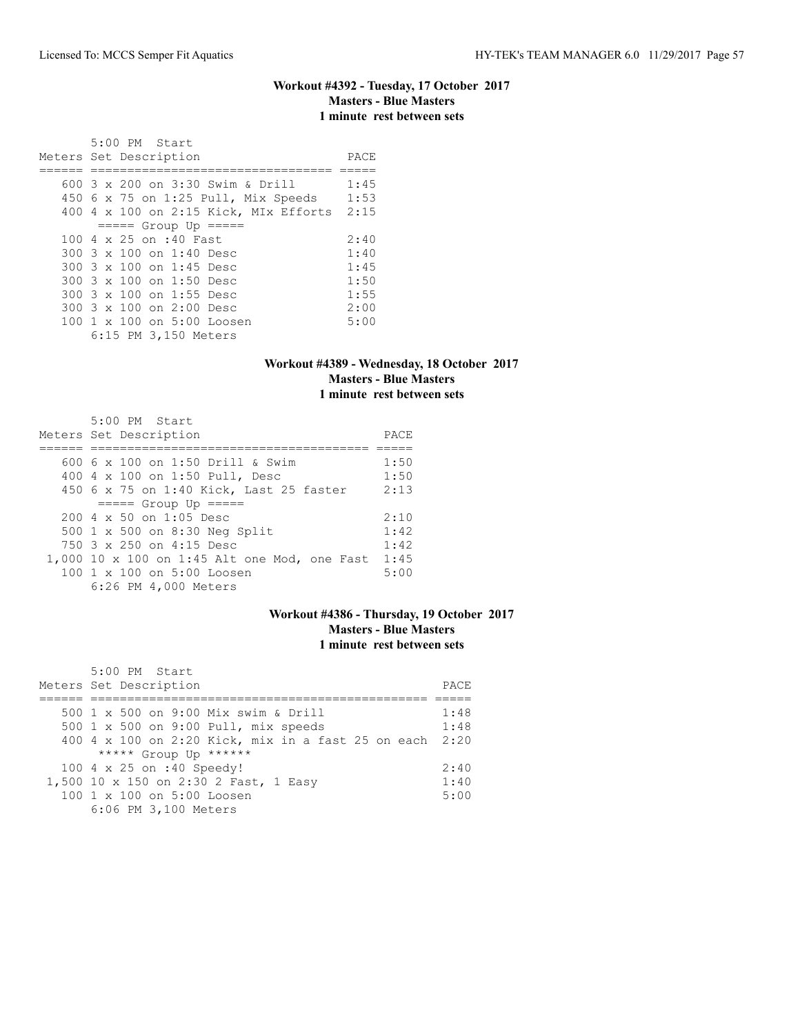### Workout #4392 - Tuesday, 17 October 2017
**Masters - Blue Masters**
**1 minute rest between sets**

5:00 PM Start

| Meters | Set Description | PACE |
|---|---|---|
| 600 | 3 x 200 on 3:30 Swim & Drill | 1:45 |
| 450 | 6 x 75 on 1:25 Pull, Mix Speeds | 1:53 |
| 400 | 4 x 100 on 2:15 Kick, MIx Efforts | 2:15 |
| | ===== Group Up ===== | |
| 100 | 4 x 25 on :40 Fast | 2:40 |
| 300 | 3 x 100 on 1:40 Desc | 1:40 |
| 300 | 3 x 100 on 1:45 Desc | 1:45 |
| 300 | 3 x 100 on 1:50 Desc | 1:50 |
| 300 | 3 x 100 on 1:55 Desc | 1:55 |
| 300 | 3 x 100 on 2:00 Desc | 2:00 |
| 100 | 1 x 100 on 5:00 Loosen | 5:00 |

6:15 PM 3,150 Meters

### Workout #4389 - Wednesday, 18 October 2017
**Masters - Blue Masters**
**1 minute rest between sets**

5:00 PM Start

| Meters | Set Description | PACE |
|---|---|---|
| 600 | 6 x 100 on 1:50 Drill & Swim | 1:50 |
| 400 | 4 x 100 on 1:50 Pull, Desc | 1:50 |
| 450 | 6 x 75 on 1:40 Kick, Last 25 faster | 2:13 |
| | ===== Group Up ===== | |
| 200 | 4 x 50 on 1:05 Desc | 2:10 |
| 500 | 1 x 500 on 8:30 Neg Split | 1:42 |
| 750 | 3 x 250 on 4:15 Desc | 1:42 |
| 1,000 | 10 x 100 on 1:45 Alt one Mod, one Fast | 1:45 |
| 100 | 1 x 100 on 5:00 Loosen | 5:00 |

6:26 PM 4,000 Meters

### Workout #4386 - Thursday, 19 October 2017
**Masters - Blue Masters**
**1 minute rest between sets**

5:00 PM Start

| Meters | Set Description | PACE |
|---|---|---|
| 500 | 1 x 500 on 9:00 Mix swim & Drill | 1:48 |
| 500 | 1 x 500 on 9:00 Pull, mix speeds | 1:48 |
| 400 | 4 x 100 on 2:20 Kick, mix in a fast 25 on each | 2:20 |
| | ***** Group Up ****** | |
| 100 | 4 x 25 on :40 Speedy! | 2:40 |
| 1,500 | 10 x 150 on 2:30 2 Fast, 1 Easy | 1:40 |
| 100 | 1 x 100 on 5:00 Loosen | 5:00 |

6:06 PM 3,100 Meters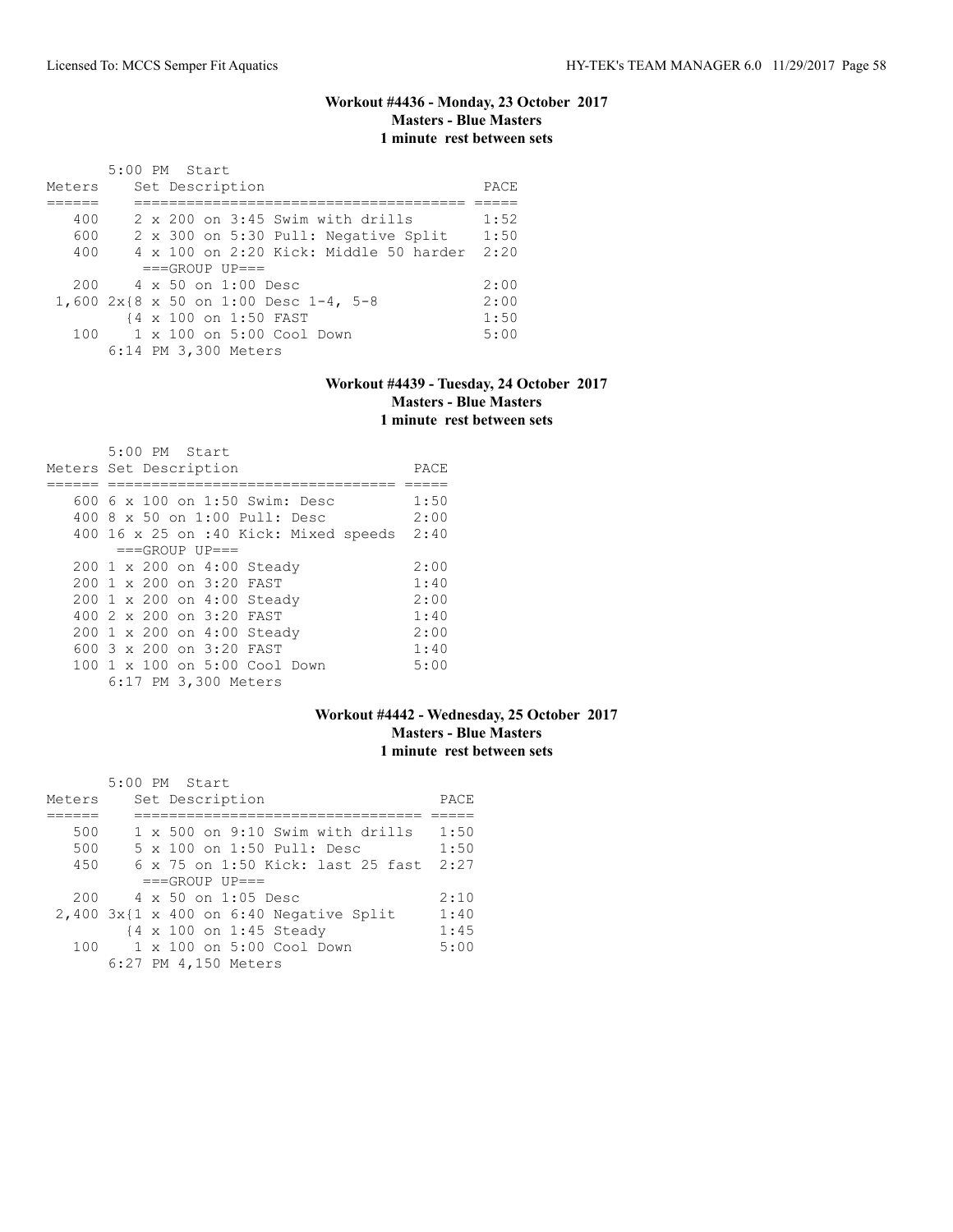### Workout #4436 - Monday, 23 October 2017
### Masters - Blue Masters
### 1 minute rest between sets

5:00 PM Start

| Meters | Set Description | PACE |
|---|---|---|
| 400 | 2 x 200 on 3:45 Swim with drills | 1:52 |
| 600 | 2 x 300 on 5:30 Pull: Negative Split | 1:50 |
| 400 | 4 x 100 on 2:20 Kick: Middle 50 harder | 2:20 |
| | ===GROUP UP=== | |
| 200 | 4 x 50 on 1:00 Desc | 2:00 |
| 1,600 | 2x{8 x 50 on 1:00 Desc 1-4, 5-8 | 2:00 |
| | {4 x 100 on 1:50 FAST | 1:50 |
| 100 | 1 x 100 on 5:00 Cool Down | 5:00 |
| | 6:14 PM 3,300 Meters | |

### Workout #4439 - Tuesday, 24 October 2017
### Masters - Blue Masters
### 1 minute rest between sets

5:00 PM Start

| Meters | Set Description | PACE |
|---|---|---|
| 600 | 6 x 100 on 1:50 Swim: Desc | 1:50 |
| 400 | 8 x 50 on 1:00 Pull: Desc | 2:00 |
| 400 | 16 x 25 on :40 Kick: Mixed speeds | 2:40 |
| | ===GROUP UP=== | |
| 200 | 1 x 200 on 4:00 Steady | 2:00 |
| 200 | 1 x 200 on 3:20 FAST | 1:40 |
| 200 | 1 x 200 on 4:00 Steady | 2:00 |
| 400 | 2 x 200 on 3:20 FAST | 1:40 |
| 200 | 1 x 200 on 4:00 Steady | 2:00 |
| 600 | 3 x 200 on 3:20 FAST | 1:40 |
| 100 | 1 x 100 on 5:00 Cool Down | 5:00 |
| | 6:17 PM 3,300 Meters | |

### Workout #4442 - Wednesday, 25 October 2017
### Masters - Blue Masters
### 1 minute rest between sets

5:00 PM Start

| Meters | Set Description | PACE |
|---|---|---|
| 500 | 1 x 500 on 9:10 Swim with drills | 1:50 |
| 500 | 5 x 100 on 1:50 Pull: Desc | 1:50 |
| 450 | 6 x 75 on 1:50 Kick: last 25 fast | 2:27 |
| | ===GROUP UP=== | |
| 200 | 4 x 50 on 1:05 Desc | 2:10 |
| 2,400 | 3x{1 x 400 on 6:40 Negative Split | 1:40 |
| | {4 x 100 on 1:45 Steady | 1:45 |
| 100 | 1 x 100 on 5:00 Cool Down | 5:00 |
| | 6:27 PM 4,150 Meters | |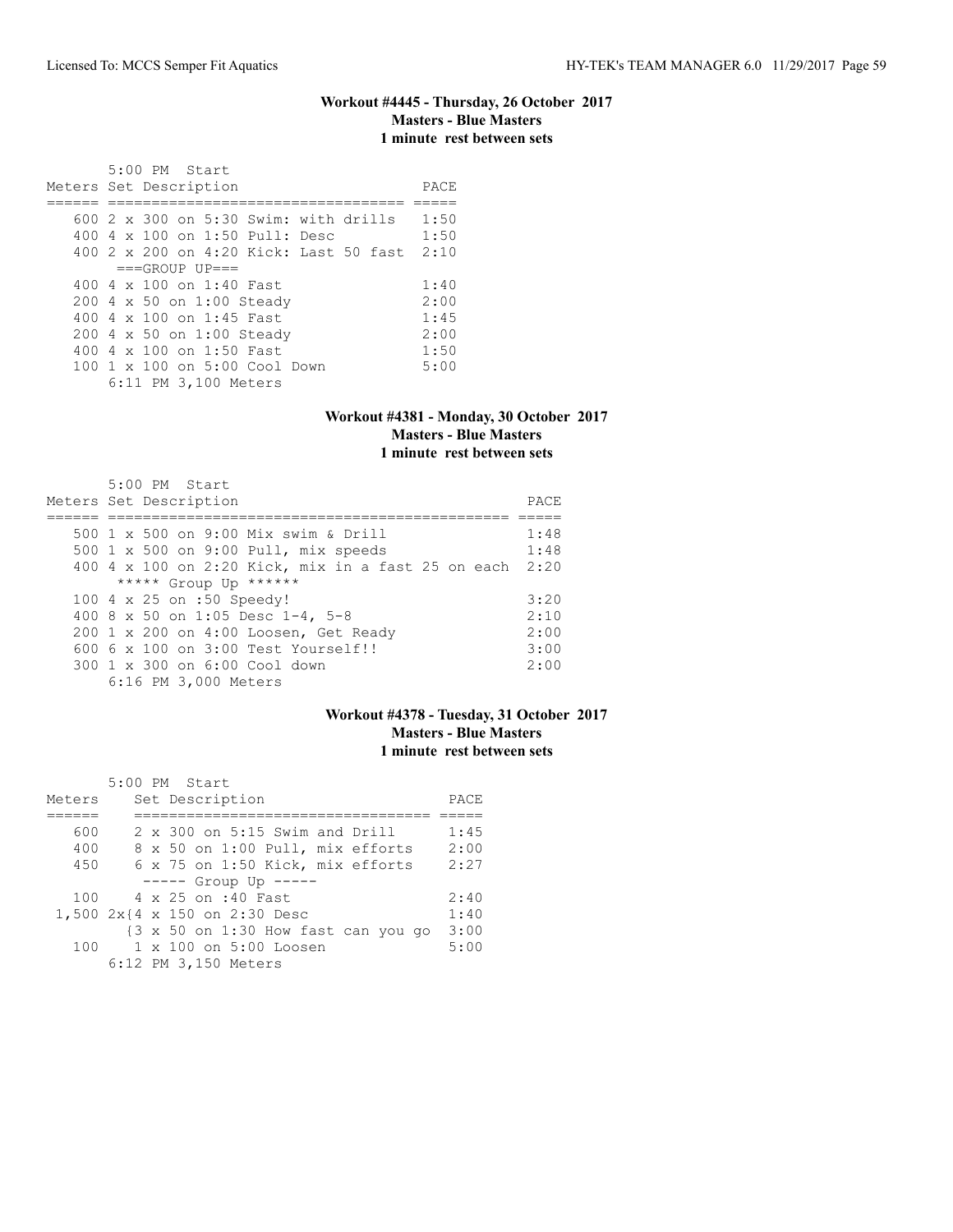### Workout #4445 - Thursday, 26 October 2017
**Masters - Blue Masters**
**1 minute rest between sets**

5:00 PM Start

| Meters | Set Description | PACE |
|---|---|---|
| 600 | 2 x 300 on 5:30 Swim: with drills | 1:50 |
| 400 | 4 x 100 on 1:50 Pull: Desc | 1:50 |
| 400 | 2 x 200 on 4:20 Kick: Last 50 fast | 2:10 |
| | ===GROUP UP=== | |
| 400 | 4 x 100 on 1:40 Fast | 1:40 |
| 200 | 4 x 50 on 1:00 Steady | 2:00 |
| 400 | 4 x 100 on 1:45 Fast | 1:45 |
| 200 | 4 x 50 on 1:00 Steady | 2:00 |
| 400 | 4 x 100 on 1:50 Fast | 1:50 |
| 100 | 1 x 100 on 5:00 Cool Down | 5:00 |

6:11 PM 3,100 Meters

### Workout #4381 - Monday, 30 October 2017
**Masters - Blue Masters**
**1 minute rest between sets**

5:00 PM Start

| Meters | Set Description | PACE |
|---|---|---|
| 500 | 1 x 500 on 9:00 Mix swim & Drill | 1:48 |
| 500 | 1 x 500 on 9:00 Pull, mix speeds | 1:48 |
| 400 | 4 x 100 on 2:20 Kick, mix in a fast 25 on each | 2:20 |
| | ***** Group Up ****** | |
| 100 | 4 x 25 on :50 Speedy! | 3:20 |
| 400 | 8 x 50 on 1:05 Desc 1-4, 5-8 | 2:10 |
| 200 | 1 x 200 on 4:00 Loosen, Get Ready | 2:00 |
| 600 | 6 x 100 on 3:00 Test Yourself!! | 3:00 |
| 300 | 1 x 300 on 6:00 Cool down | 2:00 |

6:16 PM 3,000 Meters

### Workout #4378 - Tuesday, 31 October 2017
**Masters - Blue Masters**
**1 minute rest between sets**

5:00 PM Start

| Meters | Set Description | PACE |
|---|---|---|
| 600 | 2 x 300 on 5:15 Swim and Drill | 1:45 |
| 400 | 8 x 50 on 1:00 Pull, mix efforts | 2:00 |
| 450 | 6 x 75 on 1:50 Kick, mix efforts | 2:27 |
| | ----- Group Up ----- | |
| 100 | 4 x 25 on :40 Fast | 2:40 |
| 1,500 | 2x{4 x 150 on 2:30 Desc | 1:40 |
| | {3 x 50 on 1:30 How fast can you go | 3:00 |
| 100 | 1 x 100 on 5:00 Loosen | 5:00 |

6:12 PM 3,150 Meters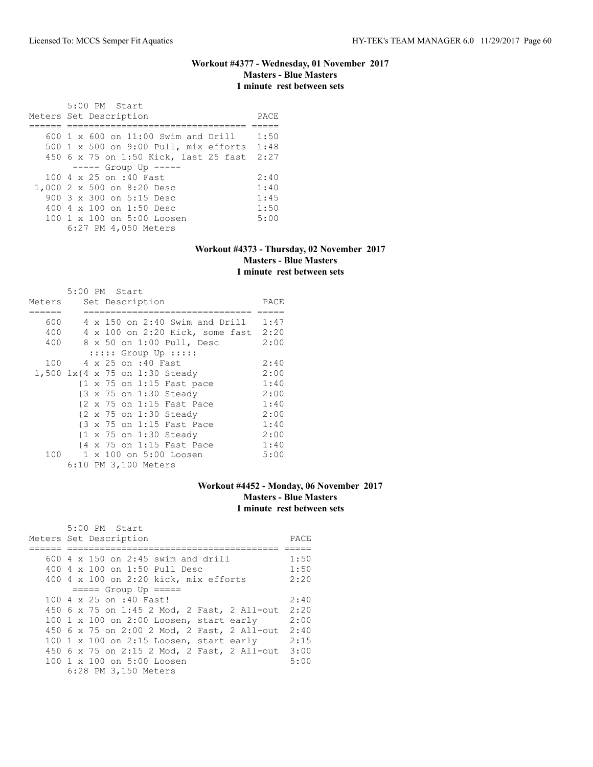### Workout #4377 - Wednesday, 01 November 2017
**Masters - Blue Masters**
**1 minute rest between sets**

```
       5:00 PM  Start
Meters Set Description                      PACE
====== ================================= =====
   600 1 x 600 on 11:00 Swim and Drill    1:50
   500 1 x 500 on 9:00 Pull, mix efforts  1:48
   450 6 x 75 on 1:50 Kick, last 25 fast  2:27
        ----- Group Up -----
   100 4 x 25 on :40 Fast                 2:40
 1,000 2 x 500 on 8:20 Desc               1:40
   900 3 x 300 on 5:15 Desc               1:45
   400 4 x 100 on 1:50 Desc               1:50
   100 1 x 100 on 5:00 Loosen             5:00
       6:27 PM 4,050 Meters
```

### Workout #4373 - Thursday, 02 November 2017
**Masters - Blue Masters**
**1 minute rest between sets**

```
       5:00 PM  Start
Meters    Set Description                 PACE
======    ============================== =====
   600    4 x 150 on 2:40 Swim and Drill  1:47
   400    4 x 100 on 2:20 Kick, some fast 2:20
   400    8 x 50 on 1:00 Pull, Desc       2:00
          ::::: Group Up :::::
   100    4 x 25 on :40 Fast              2:40
 1,500 1x{4 x 75 on 1:30 Steady           2:00
         {1 x 75 on 1:15 Fast pace        1:40
         {3 x 75 on 1:30 Steady           2:00
         {2 x 75 on 1:15 Fast Pace        1:40
         {2 x 75 on 1:30 Steady           2:00
         {3 x 75 on 1:15 Fast Pace        1:40
         {1 x 75 on 1:30 Steady           2:00
         {4 x 75 on 1:15 Fast Pace        1:40
   100    1 x 100 on 5:00 Loosen          5:00
       6:10 PM 3,100 Meters
```

### Workout #4452 - Monday, 06 November 2017
**Masters - Blue Masters**
**1 minute rest between sets**

```
       5:00 PM  Start
Meters Set Description                            PACE
====== ======================================= =====
   600 4 x 150 on 2:45 swim and drill           1:50
   400 4 x 100 on 1:50 Pull Desc                1:50
   400 4 x 100 on 2:20 kick, mix efforts        2:20
       ===== Group Up =====
   100 4 x 25 on :40 Fast!                      2:40
   450 6 x 75 on 1:45 2 Mod, 2 Fast, 2 All-out  2:20
   100 1 x 100 on 2:00 Loosen, start early      2:00
   450 6 x 75 on 2:00 2 Mod, 2 Fast, 2 All-out  2:40
   100 1 x 100 on 2:15 Loosen, start early      2:15
   450 6 x 75 on 2:15 2 Mod, 2 Fast, 2 All-out  3:00
   100 1 x 100 on 5:00 Loosen                   5:00
       6:28 PM 3,150 Meters
```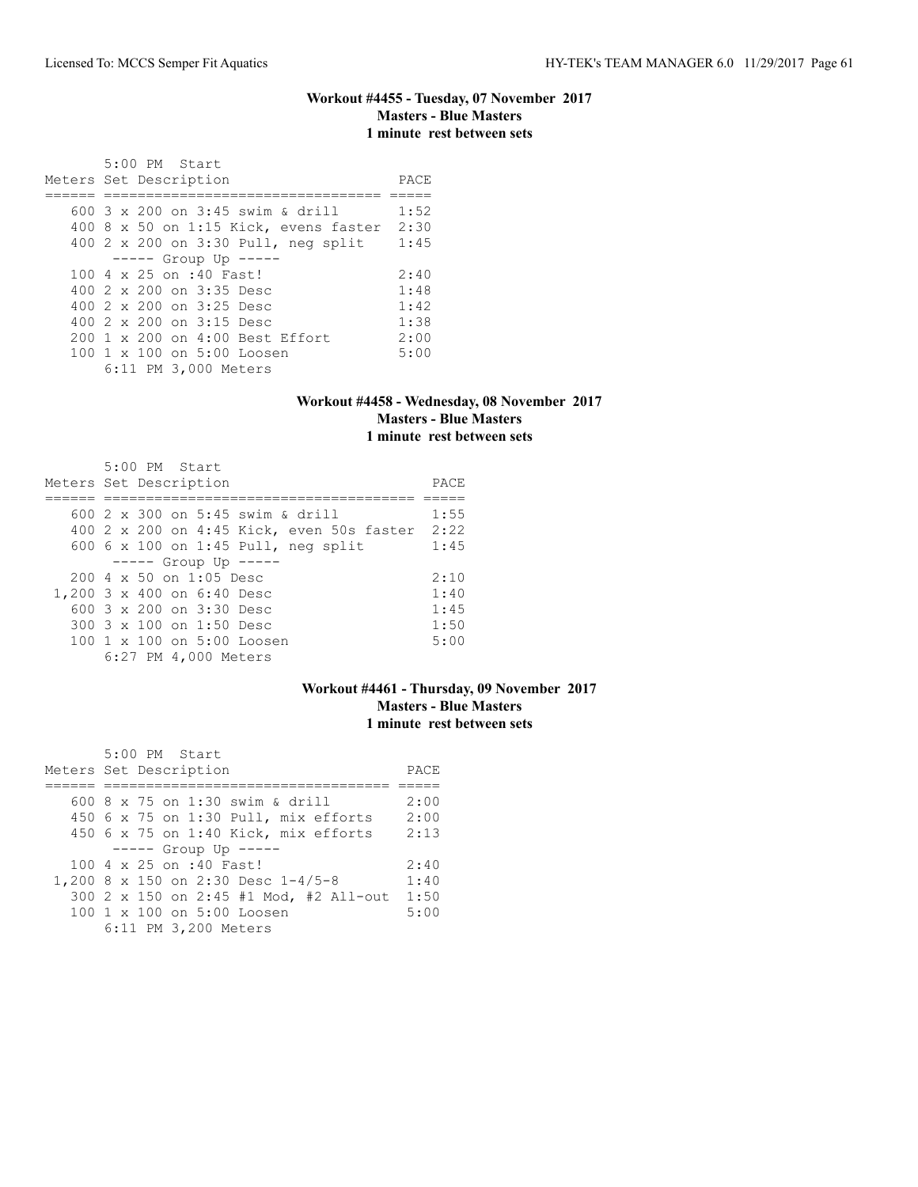### Workout #4455 - Tuesday, 07 November 2017
**Masters - Blue Masters**
**1 minute rest between sets**

5:00 PM Start

| Meters | Set Description | PACE |
|---|---|---|
| 600 | 3 x 200 on 3:45 swim & drill | 1:52 |
| 400 | 8 x 50 on 1:15 Kick, evens faster | 2:30 |
| 400 | 2 x 200 on 3:30 Pull, neg split | 1:45 |
| | ----- Group Up ----- | |
| 100 | 4 x 25 on :40 Fast! | 2:40 |
| 400 | 2 x 200 on 3:35 Desc | 1:48 |
| 400 | 2 x 200 on 3:25 Desc | 1:42 |
| 400 | 2 x 200 on 3:15 Desc | 1:38 |
| 200 | 1 x 200 on 4:00 Best Effort | 2:00 |
| 100 | 1 x 100 on 5:00 Loosen | 5:00 |

6:11 PM 3,000 Meters

### Workout #4458 - Wednesday, 08 November 2017
**Masters - Blue Masters**
**1 minute rest between sets**

5:00 PM Start

| Meters | Set Description | PACE |
|---|---|---|
| 600 | 2 x 300 on 5:45 swim & drill | 1:55 |
| 400 | 2 x 200 on 4:45 Kick, even 50s faster | 2:22 |
| 600 | 6 x 100 on 1:45 Pull, neg split | 1:45 |
| | ----- Group Up ----- | |
| 200 | 4 x 50 on 1:05 Desc | 2:10 |
| 1,200 | 3 x 400 on 6:40 Desc | 1:40 |
| 600 | 3 x 200 on 3:30 Desc | 1:45 |
| 300 | 3 x 100 on 1:50 Desc | 1:50 |
| 100 | 1 x 100 on 5:00 Loosen | 5:00 |

6:27 PM 4,000 Meters

### Workout #4461 - Thursday, 09 November 2017
**Masters - Blue Masters**
**1 minute rest between sets**

5:00 PM Start

| Meters | Set Description | PACE |
|---|---|---|
| 600 | 8 x 75 on 1:30 swim & drill | 2:00 |
| 450 | 6 x 75 on 1:30 Pull, mix efforts | 2:00 |
| 450 | 6 x 75 on 1:40 Kick, mix efforts | 2:13 |
| | ----- Group Up ----- | |
| 100 | 4 x 25 on :40 Fast! | 2:40 |
| 1,200 | 8 x 150 on 2:30 Desc 1-4/5-8 | 1:40 |
| 300 | 2 x 150 on 2:45 #1 Mod, #2 All-out | 1:50 |
| 100 | 1 x 100 on 5:00 Loosen | 5:00 |

6:11 PM 3,200 Meters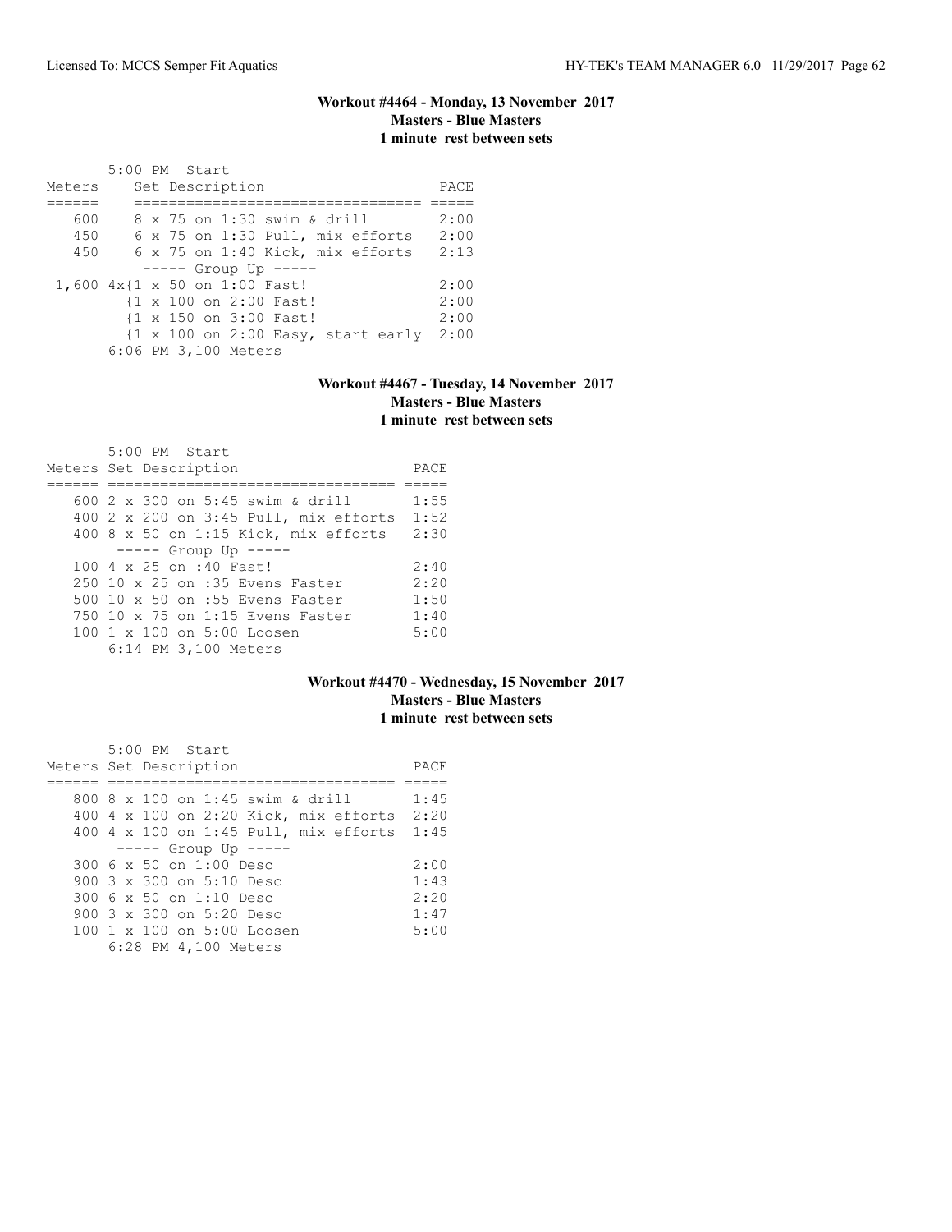### Workout #4464 - Monday, 13 November 2017
**Masters - Blue Masters**
**1 minute rest between sets**

5:00 PM Start

| Meters | Set Description | PACE |
|---|---|---|
| 600 | 8 x 75 on 1:30 swim & drill | 2:00 |
| 450 | 6 x 75 on 1:30 Pull, mix efforts | 2:00 |
| 450 | 6 x 75 on 1:40 Kick, mix efforts | 2:13 |
| | ----- Group Up ----- | |
| 1,600 | 4x{1 x 50 on 1:00 Fast! | 2:00 |
| | {1 x 100 on 2:00 Fast! | 2:00 |
| | {1 x 150 on 3:00 Fast! | 2:00 |
| | {1 x 100 on 2:00 Easy, start early | 2:00 |

6:06 PM 3,100 Meters

### Workout #4467 - Tuesday, 14 November 2017
**Masters - Blue Masters**
**1 minute rest between sets**

5:00 PM Start

| Meters | Set Description | PACE |
|---|---|---|
| 600 | 2 x 300 on 5:45 swim & drill | 1:55 |
| 400 | 2 x 200 on 3:45 Pull, mix efforts | 1:52 |
| 400 | 8 x 50 on 1:15 Kick, mix efforts | 2:30 |
| | ----- Group Up ----- | |
| 100 | 4 x 25 on :40 Fast! | 2:40 |
| 250 | 10 x 25 on :35 Evens Faster | 2:20 |
| 500 | 10 x 50 on :55 Evens Faster | 1:50 |
| 750 | 10 x 75 on 1:15 Evens Faster | 1:40 |
| 100 | 1 x 100 on 5:00 Loosen | 5:00 |

6:14 PM 3,100 Meters

### Workout #4470 - Wednesday, 15 November 2017
**Masters - Blue Masters**
**1 minute rest between sets**

5:00 PM Start

| Meters | Set Description | PACE |
|---|---|---|
| 800 | 8 x 100 on 1:45 swim & drill | 1:45 |
| 400 | 4 x 100 on 2:20 Kick, mix efforts | 2:20 |
| 400 | 4 x 100 on 1:45 Pull, mix efforts | 1:45 |
| | ----- Group Up ----- | |
| 300 | 6 x 50 on 1:00 Desc | 2:00 |
| 900 | 3 x 300 on 5:10 Desc | 1:43 |
| 300 | 6 x 50 on 1:10 Desc | 2:20 |
| 900 | 3 x 300 on 5:20 Desc | 1:47 |
| 100 | 1 x 100 on 5:00 Loosen | 5:00 |

6:28 PM 4,100 Meters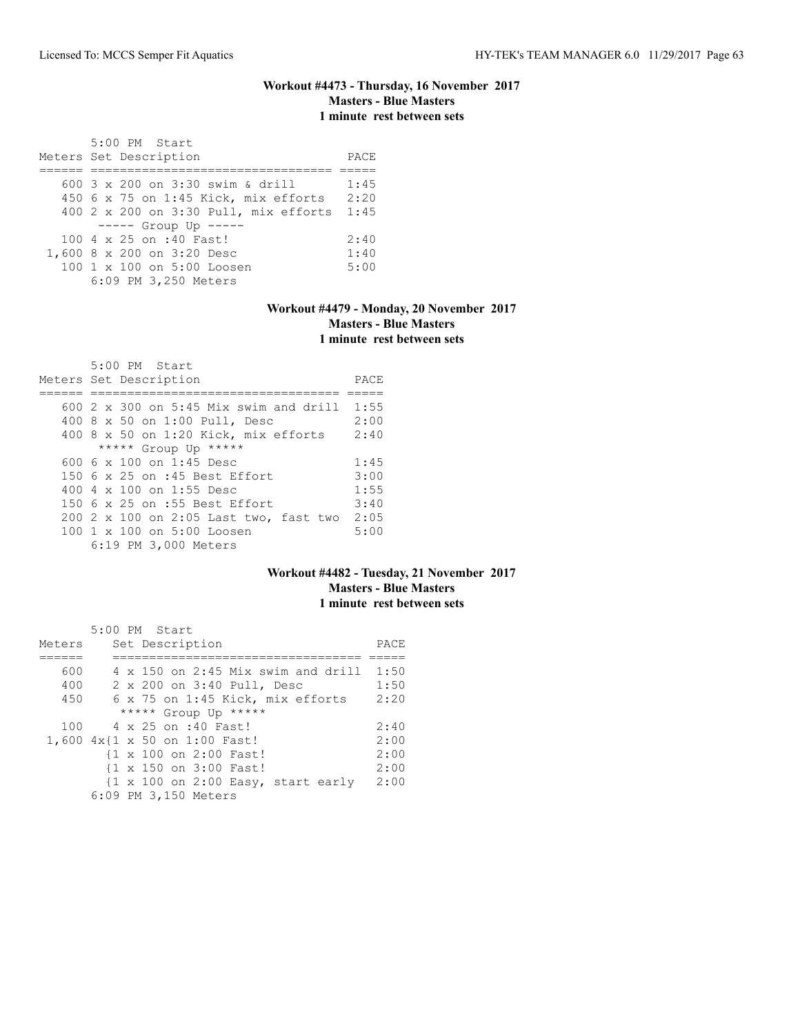### Workout #4473 - Thursday, 16 November 2017
### Masters - Blue Masters
### 1 minute rest between sets

5:00 PM Start

| Meters | Set Description | PACE |
|---|---|---|
| 600 | 3 x 200 on 3:30 swim & drill | 1:45 |
| 450 | 6 x 75 on 1:45 Kick, mix efforts | 2:20 |
| 400 | 2 x 200 on 3:30 Pull, mix efforts | 1:45 |
| | ----- Group Up ----- | |
| 100 | 4 x 25 on :40 Fast! | 2:40 |
| 1,600 | 8 x 200 on 3:20 Desc | 1:40 |
| 100 | 1 x 100 on 5:00 Loosen | 5:00 |

6:09 PM 3,250 Meters

### Workout #4479 - Monday, 20 November 2017
### Masters - Blue Masters
### 1 minute rest between sets

5:00 PM Start

| Meters | Set Description | PACE |
|---|---|---|
| 600 | 2 x 300 on 5:45 Mix swim and drill | 1:55 |
| 400 | 8 x 50 on 1:00 Pull, Desc | 2:00 |
| 400 | 8 x 50 on 1:20 Kick, mix efforts | 2:40 |
| | ***** Group Up ***** | |
| 600 | 6 x 100 on 1:45 Desc | 1:45 |
| 150 | 6 x 25 on :45 Best Effort | 3:00 |
| 400 | 4 x 100 on 1:55 Desc | 1:55 |
| 150 | 6 x 25 on :55 Best Effort | 3:40 |
| 200 | 2 x 100 on 2:05 Last two, fast two | 2:05 |
| 100 | 1 x 100 on 5:00 Loosen | 5:00 |

6:19 PM 3,000 Meters

### Workout #4482 - Tuesday, 21 November 2017
### Masters - Blue Masters
### 1 minute rest between sets

5:00 PM Start

| Meters | Set Description | PACE |
|---|---|---|
| 600 | 4 x 150 on 2:45 Mix swim and drill | 1:50 |
| 400 | 2 x 200 on 3:40 Pull, Desc | 1:50 |
| 450 | 6 x 75 on 1:45 Kick, mix efforts | 2:20 |
| | ***** Group Up ***** | |
| 100 | 4 x 25 on :40 Fast! | 2:40 |
| 1,600 | 4x{1 x 50 on 1:00 Fast! | 2:00 |
| | {1 x 100 on 2:00 Fast! | 2:00 |
| | {1 x 150 on 3:00 Fast! | 2:00 |
| | {1 x 100 on 2:00 Easy, start early | 2:00 |

6:09 PM 3,150 Meters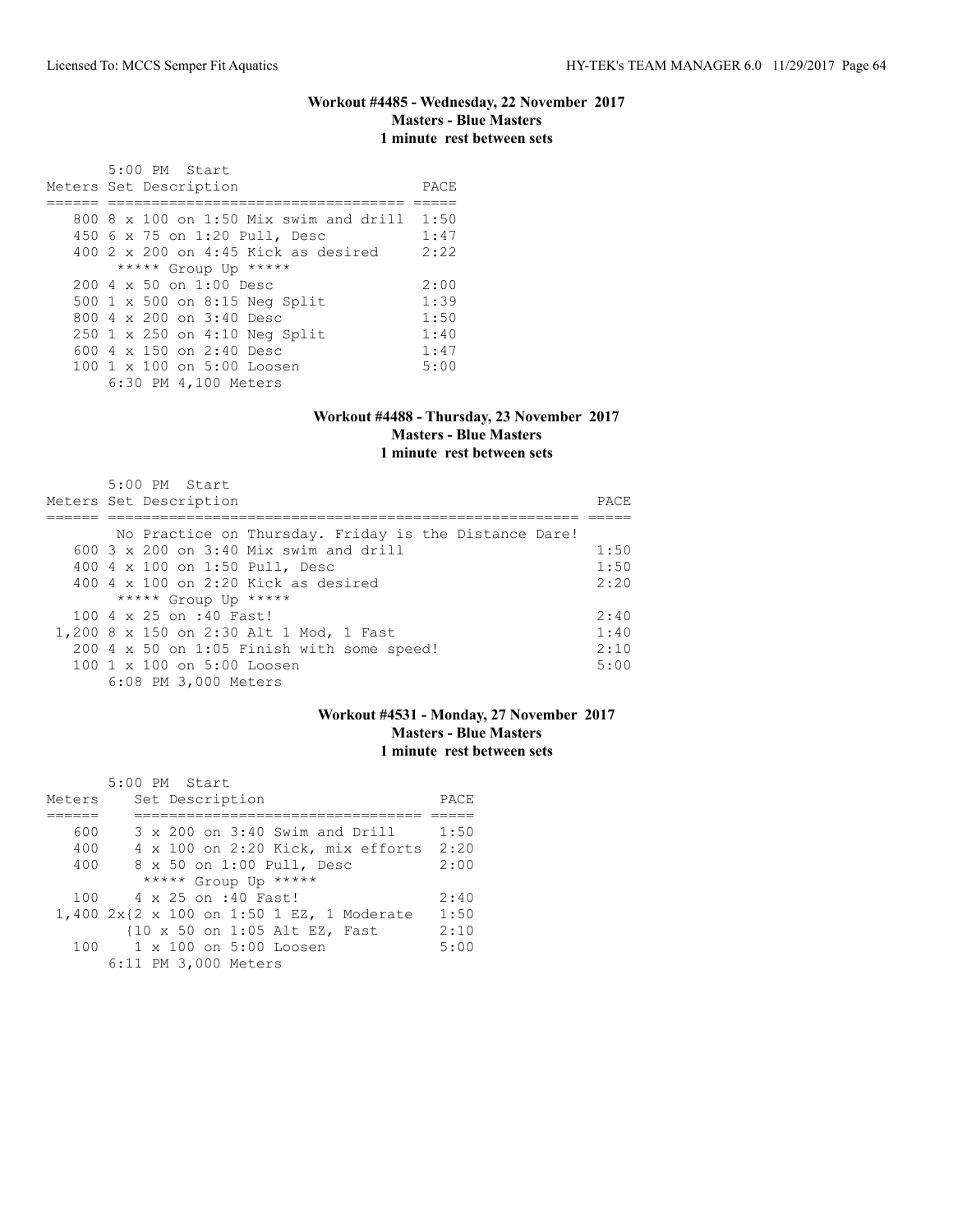### Workout #4485 - Wednesday, 22 November 2017
**Masters - Blue Masters**
**1 minute rest between sets**

| Meters | Set Description | PACE |
|---|---|---|
| | 5:00 PM Start | |
| 800 | 8 x 100 on 1:50 Mix swim and drill | 1:50 |
| 450 | 6 x 75 on 1:20 Pull, Desc | 1:47 |
| 400 | 2 x 200 on 4:45 Kick as desired | 2:22 |
| | ***** Group Up ***** | |
| 200 | 4 x 50 on 1:00 Desc | 2:00 |
| 500 | 1 x 500 on 8:15 Neg Split | 1:39 |
| 800 | 4 x 200 on 3:40 Desc | 1:50 |
| 250 | 1 x 250 on 4:10 Neg Split | 1:40 |
| 600 | 4 x 150 on 2:40 Desc | 1:47 |
| 100 | 1 x 100 on 5:00 Loosen | 5:00 |
| | 6:30 PM 4,100 Meters | |

### Workout #4488 - Thursday, 23 November 2017
**Masters - Blue Masters**
**1 minute rest between sets**

| Meters | Set Description | PACE |
|---|---|---|
| | 5:00 PM Start | |
| | No Practice on Thursday. Friday is the Distance Dare! | |
| 600 | 3 x 200 on 3:40 Mix swim and drill | 1:50 |
| 400 | 4 x 100 on 1:50 Pull, Desc | 1:50 |
| 400 | 4 x 100 on 2:20 Kick as desired | 2:20 |
| | ***** Group Up ***** | |
| 100 | 4 x 25 on :40 Fast! | 2:40 |
| 1,200 | 8 x 150 on 2:30 Alt 1 Mod, 1 Fast | 1:40 |
| 200 | 4 x 50 on 1:05 Finish with some speed! | 2:10 |
| 100 | 1 x 100 on 5:00 Loosen | 5:00 |
| | 6:08 PM 3,000 Meters | |

### Workout #4531 - Monday, 27 November 2017
**Masters - Blue Masters**
**1 minute rest between sets**

| Meters | Set Description | PACE |
|---|---|---|
| | 5:00 PM Start | |
| 600 | 3 x 200 on 3:40 Swim and Drill | 1:50 |
| 400 | 4 x 100 on 2:20 Kick, mix efforts | 2:20 |
| 400 | 8 x 50 on 1:00 Pull, Desc | 2:00 |
| | ***** Group Up ***** | |
| 100 | 4 x 25 on :40 Fast! | 2:40 |
| 1,400 | 2x{2 x 100 on 1:50 1 EZ, 1 Moderate | 1:50 |
| | {10 x 50 on 1:05 Alt EZ, Fast | 2:10 |
| 100 | 1 x 100 on 5:00 Loosen | 5:00 |
| | 6:11 PM 3,000 Meters | |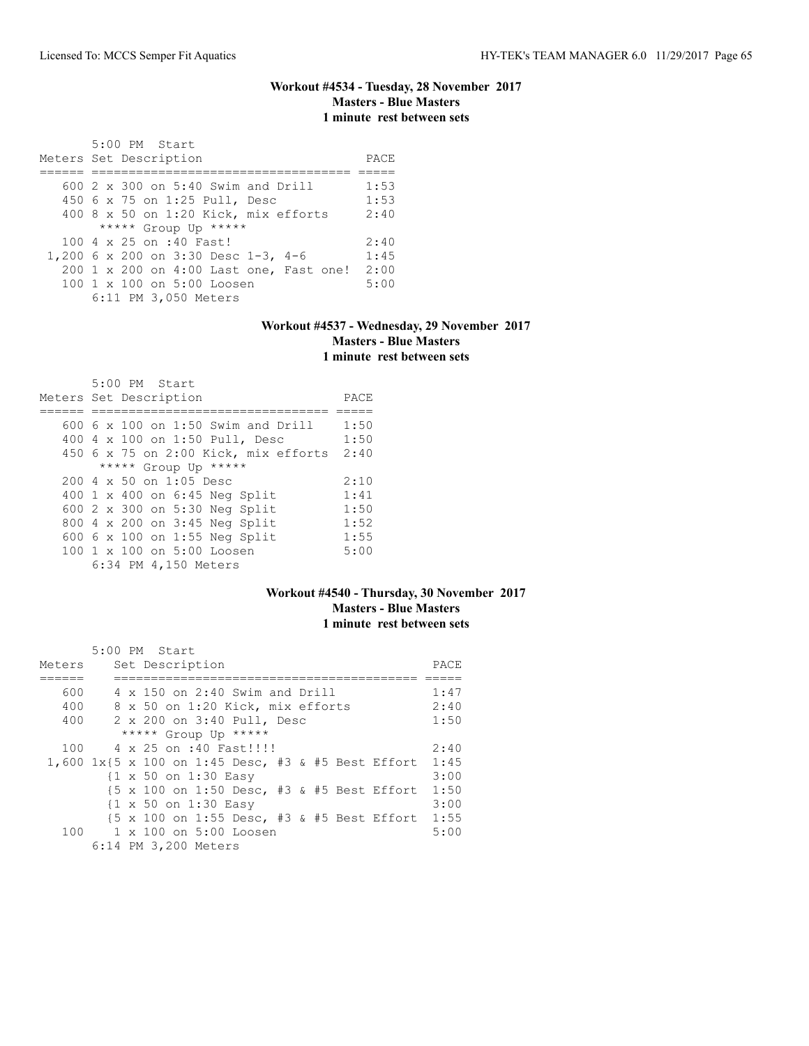### Workout #4534 - Tuesday, 28 November 2017
**Masters - Blue Masters**
**1 minute rest between sets**

5:00 PM Start

| Meters | Set Description | PACE |
|---|---|---|
| 600 | 2 x 300 on 5:40 Swim and Drill | 1:53 |
| 450 | 6 x 75 on 1:25 Pull, Desc | 1:53 |
| 400 | 8 x 50 on 1:20 Kick, mix efforts | 2:40 |
| | ***** Group Up ***** | |
| 100 | 4 x 25 on :40 Fast! | 2:40 |
| 1,200 | 6 x 200 on 3:30 Desc 1-3, 4-6 | 1:45 |
| 200 | 1 x 200 on 4:00 Last one, Fast one! | 2:00 |
| 100 | 1 x 100 on 5:00 Loosen | 5:00 |
| | 6:11 PM 3,050 Meters | |

### Workout #4537 - Wednesday, 29 November 2017
**Masters - Blue Masters**
**1 minute rest between sets**

5:00 PM Start

| Meters | Set Description | PACE |
|---|---|---|
| 600 | 6 x 100 on 1:50 Swim and Drill | 1:50 |
| 400 | 4 x 100 on 1:50 Pull, Desc | 1:50 |
| 450 | 6 x 75 on 2:00 Kick, mix efforts | 2:40 |
| | ***** Group Up ***** | |
| 200 | 4 x 50 on 1:05 Desc | 2:10 |
| 400 | 1 x 400 on 6:45 Neg Split | 1:41 |
| 600 | 2 x 300 on 5:30 Neg Split | 1:50 |
| 800 | 4 x 200 on 3:45 Neg Split | 1:52 |
| 600 | 6 x 100 on 1:55 Neg Split | 1:55 |
| 100 | 1 x 100 on 5:00 Loosen | 5:00 |
| | 6:34 PM 4,150 Meters | |

### Workout #4540 - Thursday, 30 November 2017
**Masters - Blue Masters**
**1 minute rest between sets**

5:00 PM Start

| Meters | Set Description | PACE |
|---|---|---|
| 600 | 4 x 150 on 2:40 Swim and Drill | 1:47 |
| 400 | 8 x 50 on 1:20 Kick, mix efforts | 2:40 |
| 400 | 2 x 200 on 3:40 Pull, Desc | 1:50 |
| | ***** Group Up ***** | |
| 100 | 4 x 25 on :40 Fast!!!! | 2:40 |
| 1,600 | 1x{5 x 100 on 1:45 Desc, #3 & #5 Best Effort | 1:45 |
| | {1 x 50 on 1:30 Easy | 3:00 |
| | {5 x 100 on 1:50 Desc, #3 & #5 Best Effort | 1:50 |
| | {1 x 50 on 1:30 Easy | 3:00 |
| | {5 x 100 on 1:55 Desc, #3 & #5 Best Effort | 1:55 |
| 100 | 1 x 100 on 5:00 Loosen | 5:00 |
| | 6:14 PM 3,200 Meters | |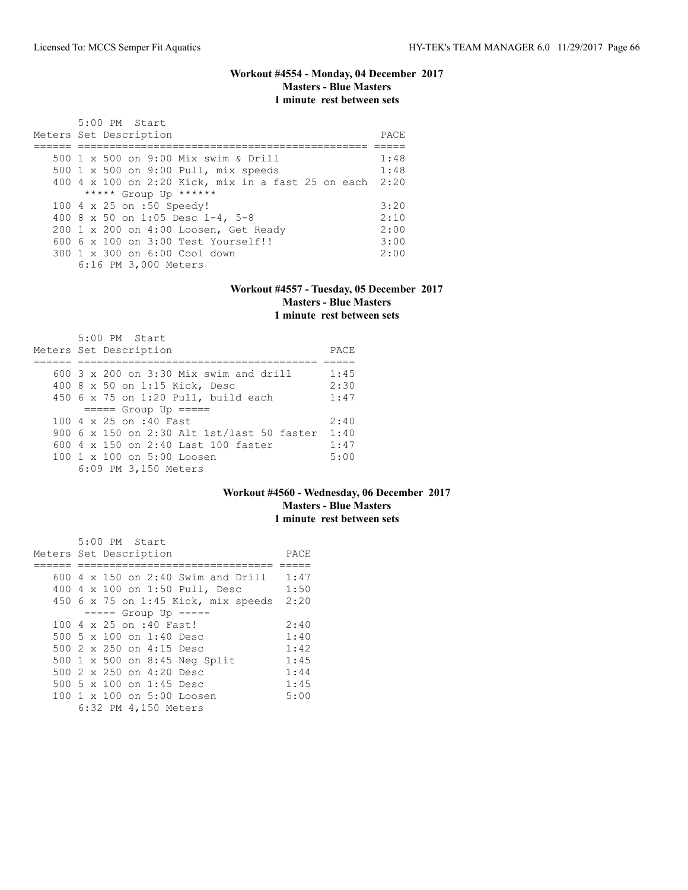### Workout #4554 - Monday, 04 December 2017
**Masters - Blue Masters**
**1 minute rest between sets**

5:00 PM Start

| Meters | Set Description | PACE |
|---|---|---|
| 500 | 1 x 500 on 9:00 Mix swim & Drill | 1:48 |
| 500 | 1 x 500 on 9:00 Pull, mix speeds | 1:48 |
| 400 | 4 x 100 on 2:20 Kick, mix in a fast 25 on each | 2:20 |
| | ***** Group Up ****** | |
| 100 | 4 x 25 on :50 Speedy! | 3:20 |
| 400 | 8 x 50 on 1:05 Desc 1-4, 5-8 | 2:10 |
| 200 | 1 x 200 on 4:00 Loosen, Get Ready | 2:00 |
| 600 | 6 x 100 on 3:00 Test Yourself!! | 3:00 |
| 300 | 1 x 300 on 6:00 Cool down | 2:00 |
| | 6:16 PM 3,000 Meters | |

### Workout #4557 - Tuesday, 05 December 2017
**Masters - Blue Masters**
**1 minute rest between sets**

5:00 PM Start

| Meters | Set Description | PACE |
|---|---|---|
| 600 | 3 x 200 on 3:30 Mix swim and drill | 1:45 |
| 400 | 8 x 50 on 1:15 Kick, Desc | 2:30 |
| 450 | 6 x 75 on 1:20 Pull, build each | 1:47 |
| | ===== Group Up ===== | |
| 100 | 4 x 25 on :40 Fast | 2:40 |
| 900 | 6 x 150 on 2:30 Alt 1st/last 50 faster | 1:40 |
| 600 | 4 x 150 on 2:40 Last 100 faster | 1:47 |
| 100 | 1 x 100 on 5:00 Loosen | 5:00 |
| | 6:09 PM 3,150 Meters | |

### Workout #4560 - Wednesday, 06 December 2017
**Masters - Blue Masters**
**1 minute rest between sets**

5:00 PM Start

| Meters | Set Description | PACE |
|---|---|---|
| 600 | 4 x 150 on 2:40 Swim and Drill | 1:47 |
| 400 | 4 x 100 on 1:50 Pull, Desc | 1:50 |
| 450 | 6 x 75 on 1:45 Kick, mix speeds | 2:20 |
| | ----- Group Up ----- | |
| 100 | 4 x 25 on :40 Fast! | 2:40 |
| 500 | 5 x 100 on 1:40 Desc | 1:40 |
| 500 | 2 x 250 on 4:15 Desc | 1:42 |
| 500 | 1 x 500 on 8:45 Neg Split | 1:45 |
| 500 | 2 x 250 on 4:20 Desc | 1:44 |
| 500 | 5 x 100 on 1:45 Desc | 1:45 |
| 100 | 1 x 100 on 5:00 Loosen | 5:00 |
| | 6:32 PM 4,150 Meters | |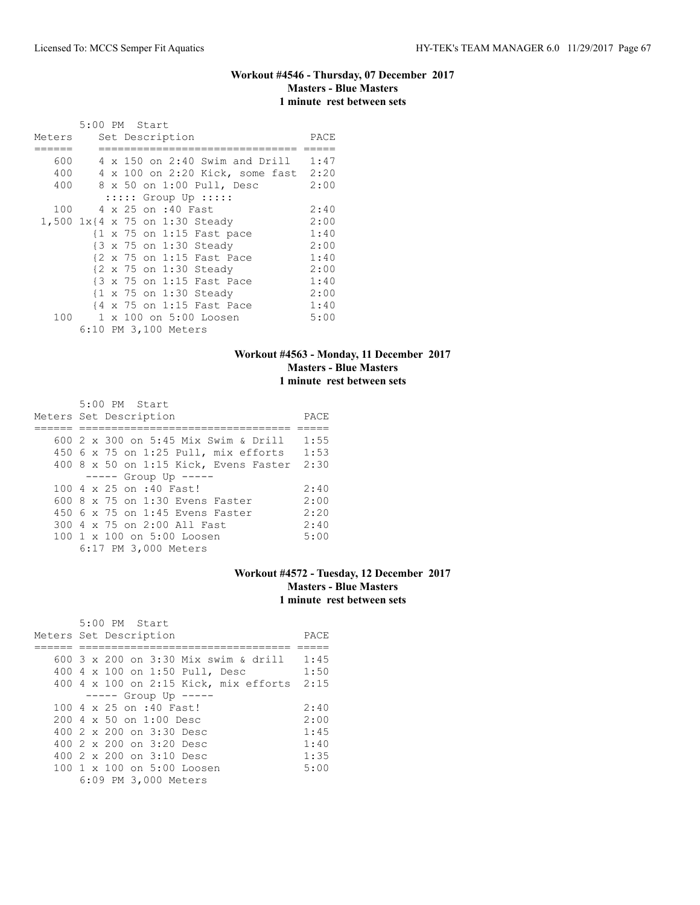### Workout #4546 - Thursday, 07 December 2017
**Masters - Blue Masters**
**1 minute rest between sets**

5:00 PM Start

| Meters | Set Description | PACE |
|---|---|---|
| 600 | 4 x 150 on 2:40 Swim and Drill | 1:47 |
| 400 | 4 x 100 on 2:20 Kick, some fast | 2:20 |
| 400 | 8 x 50 on 1:00 Pull, Desc | 2:00 |
| | ::::: Group Up ::::: | |
| 100 | 4 x 25 on :40 Fast | 2:40 |
| 1,500 | 1x{4 x 75 on 1:30 Steady | 2:00 |
| | {1 x 75 on 1:15 Fast pace | 1:40 |
| | {3 x 75 on 1:30 Steady | 2:00 |
| | {2 x 75 on 1:15 Fast Pace | 1:40 |
| | {2 x 75 on 1:30 Steady | 2:00 |
| | {3 x 75 on 1:15 Fast Pace | 1:40 |
| | {1 x 75 on 1:30 Steady | 2:00 |
| | {4 x 75 on 1:15 Fast Pace | 1:40 |
| 100 | 1 x 100 on 5:00 Loosen | 5:00 |

6:10 PM 3,100 Meters

### Workout #4563 - Monday, 11 December 2017
**Masters - Blue Masters**
**1 minute rest between sets**

5:00 PM Start

| Meters | Set Description | PACE |
|---|---|---|
| 600 | 2 x 300 on 5:45 Mix Swim & Drill | 1:55 |
| 450 | 6 x 75 on 1:25 Pull, mix efforts | 1:53 |
| 400 | 8 x 50 on 1:15 Kick, Evens Faster | 2:30 |
| | ----- Group Up ----- | |
| 100 | 4 x 25 on :40 Fast! | 2:40 |
| 600 | 8 x 75 on 1:30 Evens Faster | 2:00 |
| 450 | 6 x 75 on 1:45 Evens Faster | 2:20 |
| 300 | 4 x 75 on 2:00 All Fast | 2:40 |
| 100 | 1 x 100 on 5:00 Loosen | 5:00 |

6:17 PM 3,000 Meters

### Workout #4572 - Tuesday, 12 December 2017
**Masters - Blue Masters**
**1 minute rest between sets**

5:00 PM Start

| Meters | Set Description | PACE |
|---|---|---|
| 600 | 3 x 200 on 3:30 Mix swim & drill | 1:45 |
| 400 | 4 x 100 on 1:50 Pull, Desc | 1:50 |
| 400 | 4 x 100 on 2:15 Kick, mix efforts | 2:15 |
| | ----- Group Up ----- | |
| 100 | 4 x 25 on :40 Fast! | 2:40 |
| 200 | 4 x 50 on 1:00 Desc | 2:00 |
| 400 | 2 x 200 on 3:30 Desc | 1:45 |
| 400 | 2 x 200 on 3:20 Desc | 1:40 |
| 400 | 2 x 200 on 3:10 Desc | 1:35 |
| 100 | 1 x 100 on 5:00 Loosen | 5:00 |

6:09 PM 3,000 Meters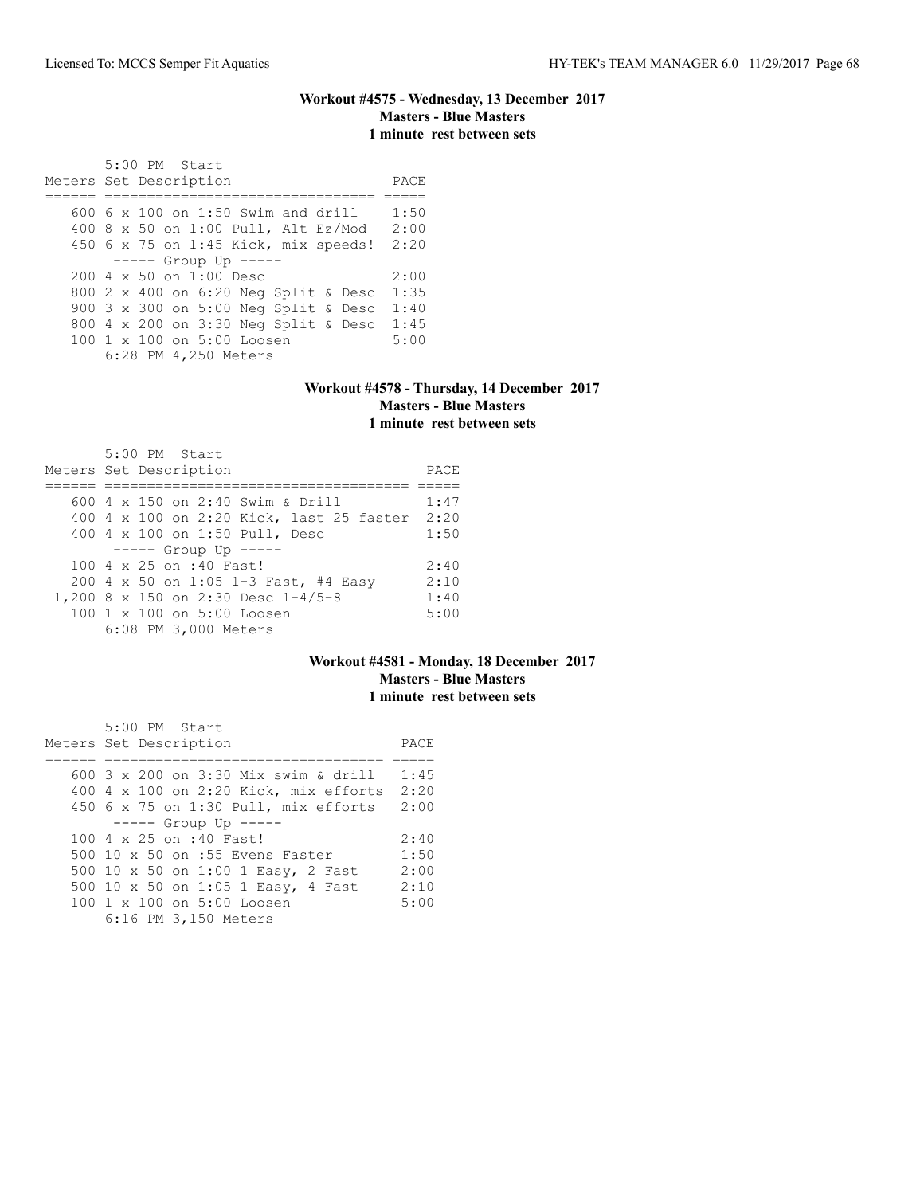### Workout #4575 - Wednesday, 13 December 2017
### Masters - Blue Masters
### 1 minute rest between sets

```
       5:00 PM  Start
Meters Set Description                    PACE
====== ================================ =====
   600 6 x 100 on 1:50 Swim and drill    1:50
   400 8 x 50 on 1:00 Pull, Alt Ez/Mod   2:00
   450 6 x 75 on 1:45 Kick, mix speeds!  2:20
        ----- Group Up -----
   200 4 x 50 on 1:00 Desc               2:00
   800 2 x 400 on 6:20 Neg Split & Desc  1:35
   900 3 x 300 on 5:00 Neg Split & Desc  1:40
   800 4 x 200 on 3:30 Neg Split & Desc  1:45
   100 1 x 100 on 5:00 Loosen            5:00
       6:28 PM 4,250 Meters
```

### Workout #4578 - Thursday, 14 December 2017
### Masters - Blue Masters
### 1 minute rest between sets

```
       5:00 PM  Start
Meters Set Description                          PACE
====== ==================================== =====
   600 4 x 150 on 2:40 Swim & Drill          1:47
   400 4 x 100 on 2:20 Kick, last 25 faster  2:20
   400 4 x 100 on 1:50 Pull, Desc            1:50
        ----- Group Up -----
   100 4 x 25 on :40 Fast!                   2:40
   200 4 x 50 on 1:05 1-3 Fast, #4 Easy      2:10
 1,200 8 x 150 on 2:30 Desc 1-4/5-8          1:40
   100 1 x 100 on 5:00 Loosen                5:00
       6:08 PM 3,000 Meters
```

### Workout #4581 - Monday, 18 December 2017
### Masters - Blue Masters
### 1 minute rest between sets

```
       5:00 PM  Start
Meters Set Description                      PACE
====== ================================= =====
   600 3 x 200 on 3:30 Mix swim & drill   1:45
   400 4 x 100 on 2:20 Kick, mix efforts  2:20
   450 6 x 75 on 1:30 Pull, mix efforts   2:00
        ----- Group Up -----
   100 4 x 25 on :40 Fast!                2:40
   500 10 x 50 on :55 Evens Faster        1:50
   500 10 x 50 on 1:00 1 Easy, 2 Fast     2:00
   500 10 x 50 on 1:05 1 Easy, 4 Fast     2:10
   100 1 x 100 on 5:00 Loosen             5:00
       6:16 PM 3,150 Meters
```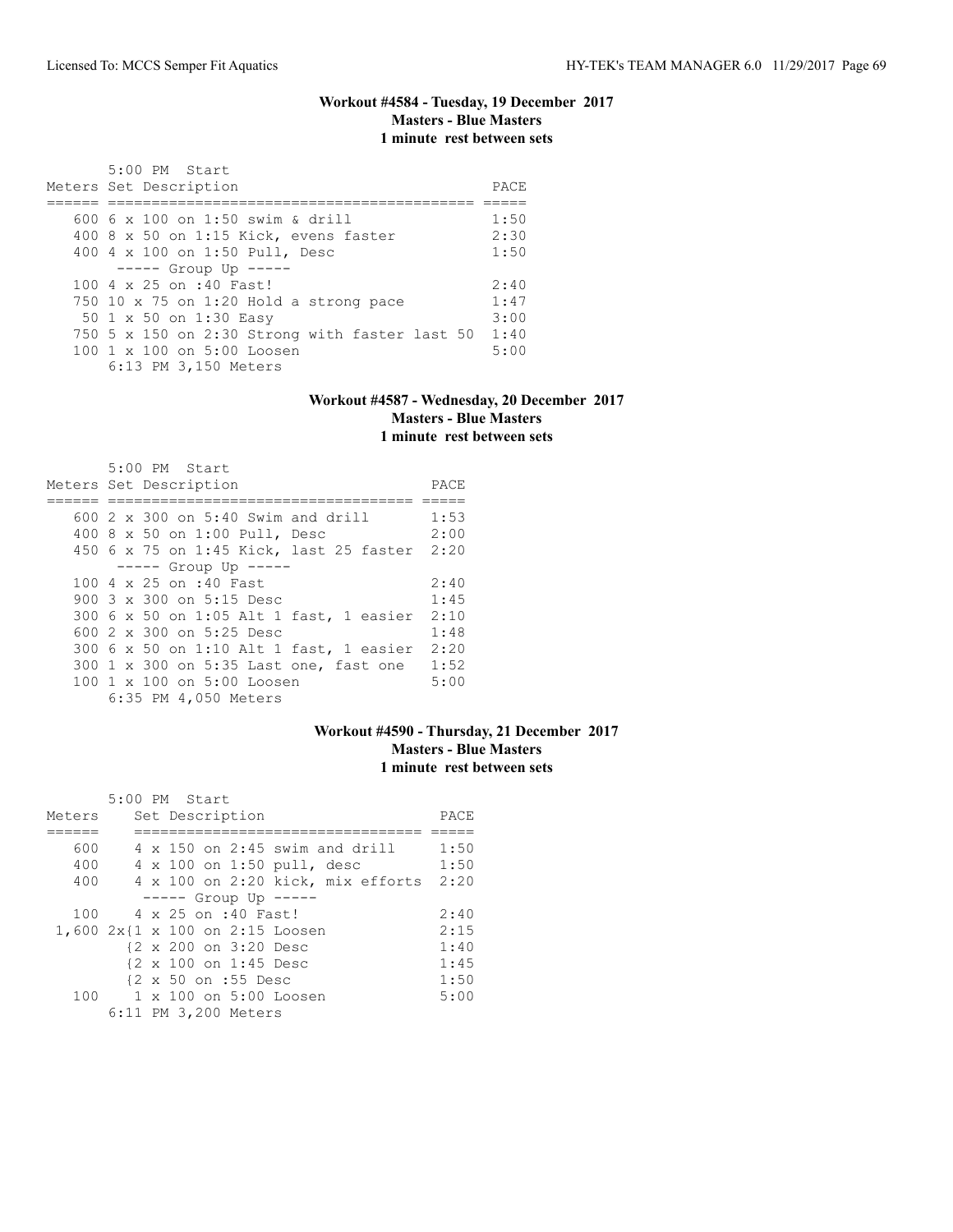### Workout #4584 - Tuesday, 19 December 2017
**Masters - Blue Masters**
**1 minute rest between sets**

5:00 PM Start

| Meters | Set Description | PACE |
|---|---|---|
| 600 | 6 x 100 on 1:50 swim & drill | 1:50 |
| 400 | 8 x 50 on 1:15 Kick, evens faster | 2:30 |
| 400 | 4 x 100 on 1:50 Pull, Desc | 1:50 |
| | ----- Group Up ----- | |
| 100 | 4 x 25 on :40 Fast! | 2:40 |
| 750 | 10 x 75 on 1:20 Hold a strong pace | 1:47 |
| 50 | 1 x 50 on 1:30 Easy | 3:00 |
| 750 | 5 x 150 on 2:30 Strong with faster last 50 | 1:40 |
| 100 | 1 x 100 on 5:00 Loosen | 5:00 |

6:13 PM 3,150 Meters

### Workout #4587 - Wednesday, 20 December 2017
**Masters - Blue Masters**
**1 minute rest between sets**

5:00 PM Start

| Meters | Set Description | PACE |
|---|---|---|
| 600 | 2 x 300 on 5:40 Swim and drill | 1:53 |
| 400 | 8 x 50 on 1:00 Pull, Desc | 2:00 |
| 450 | 6 x 75 on 1:45 Kick, last 25 faster | 2:20 |
| | ----- Group Up ----- | |
| 100 | 4 x 25 on :40 Fast | 2:40 |
| 900 | 3 x 300 on 5:15 Desc | 1:45 |
| 300 | 6 x 50 on 1:05 Alt 1 fast, 1 easier | 2:10 |
| 600 | 2 x 300 on 5:25 Desc | 1:48 |
| 300 | 6 x 50 on 1:10 Alt 1 fast, 1 easier | 2:20 |
| 300 | 1 x 300 on 5:35 Last one, fast one | 1:52 |
| 100 | 1 x 100 on 5:00 Loosen | 5:00 |

6:35 PM 4,050 Meters

### Workout #4590 - Thursday, 21 December 2017
**Masters - Blue Masters**
**1 minute rest between sets**

5:00 PM Start

| Meters | Set Description | PACE |
|---|---|---|
| 600 | 4 x 150 on 2:45 swim and drill | 1:50 |
| 400 | 4 x 100 on 1:50 pull, desc | 1:50 |
| 400 | 4 x 100 on 2:20 kick, mix efforts | 2:20 |
| | ----- Group Up ----- | |
| 100 | 4 x 25 on :40 Fast! | 2:40 |
| 1,600 | 2x{1 x 100 on 2:15 Loosen | 2:15 |
| | {2 x 200 on 3:20 Desc | 1:40 |
| | {2 x 100 on 1:45 Desc | 1:45 |
| | {2 x 50 on :55 Desc | 1:50 |
| 100 | 1 x 100 on 5:00 Loosen | 5:00 |

6:11 PM 3,200 Meters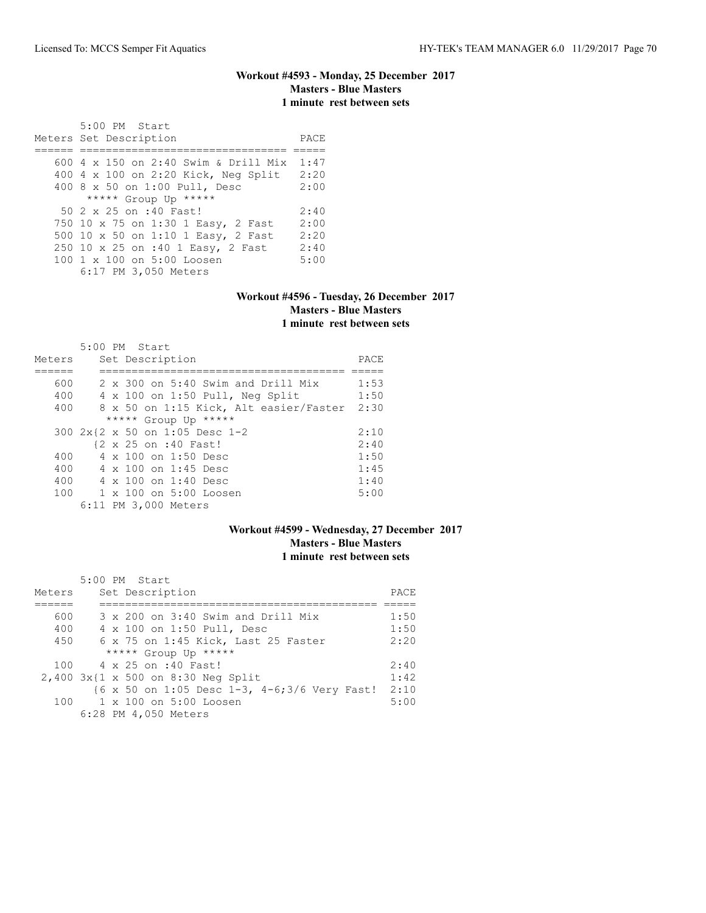**Workout #4593 - Monday, 25 December 2017**
**Masters - Blue Masters**
**1 minute rest between sets**

5:00 PM Start

| Meters | Set Description | PACE |
|---|---|---|
| 600 | 4 x 150 on 2:40 Swim & Drill Mix | 1:47 |
| 400 | 4 x 100 on 2:20 Kick, Neg Split | 2:20 |
| 400 | 8 x 50 on 1:00 Pull, Desc | 2:00 |
| | ***** Group Up ***** | |
| 50 | 2 x 25 on :40 Fast! | 2:40 |
| 750 | 10 x 75 on 1:30 1 Easy, 2 Fast | 2:00 |
| 500 | 10 x 50 on 1:10 1 Easy, 2 Fast | 2:20 |
| 250 | 10 x 25 on :40 1 Easy, 2 Fast | 2:40 |
| 100 | 1 x 100 on 5:00 Loosen | 5:00 |

6:17 PM 3,050 Meters

**Workout #4596 - Tuesday, 26 December 2017**
**Masters - Blue Masters**
**1 minute rest between sets**

5:00 PM Start

| Meters | Set Description | PACE |
|---|---|---|
| 600 | 2 x 300 on 5:40 Swim and Drill Mix | 1:53 |
| 400 | 4 x 100 on 1:50 Pull, Neg Split | 1:50 |
| 400 | 8 x 50 on 1:15 Kick, Alt easier/Faster | 2:30 |
| | ***** Group Up ***** | |
| 300 | 2x{2 x 50 on 1:05 Desc 1-2 | 2:10 |
| | {2 x 25 on :40 Fast! | 2:40 |
| 400 | 4 x 100 on 1:50 Desc | 1:50 |
| 400 | 4 x 100 on 1:45 Desc | 1:45 |
| 400 | 4 x 100 on 1:40 Desc | 1:40 |
| 100 | 1 x 100 on 5:00 Loosen | 5:00 |

6:11 PM 3,000 Meters

**Workout #4599 - Wednesday, 27 December 2017**
**Masters - Blue Masters**
**1 minute rest between sets**

5:00 PM Start

| Meters | Set Description | PACE |
|---|---|---|
| 600 | 3 x 200 on 3:40 Swim and Drill Mix | 1:50 |
| 400 | 4 x 100 on 1:50 Pull, Desc | 1:50 |
| 450 | 6 x 75 on 1:45 Kick, Last 25 Faster | 2:20 |
| | ***** Group Up ***** | |
| 100 | 4 x 25 on :40 Fast! | 2:40 |
| 2,400 | 3x{1 x 500 on 8:30 Neg Split | 1:42 |
| | {6 x 50 on 1:05 Desc 1-3, 4-6;3/6 Very Fast! | 2:10 |
| 100 | 1 x 100 on 5:00 Loosen | 5:00 |

6:28 PM 4,050 Meters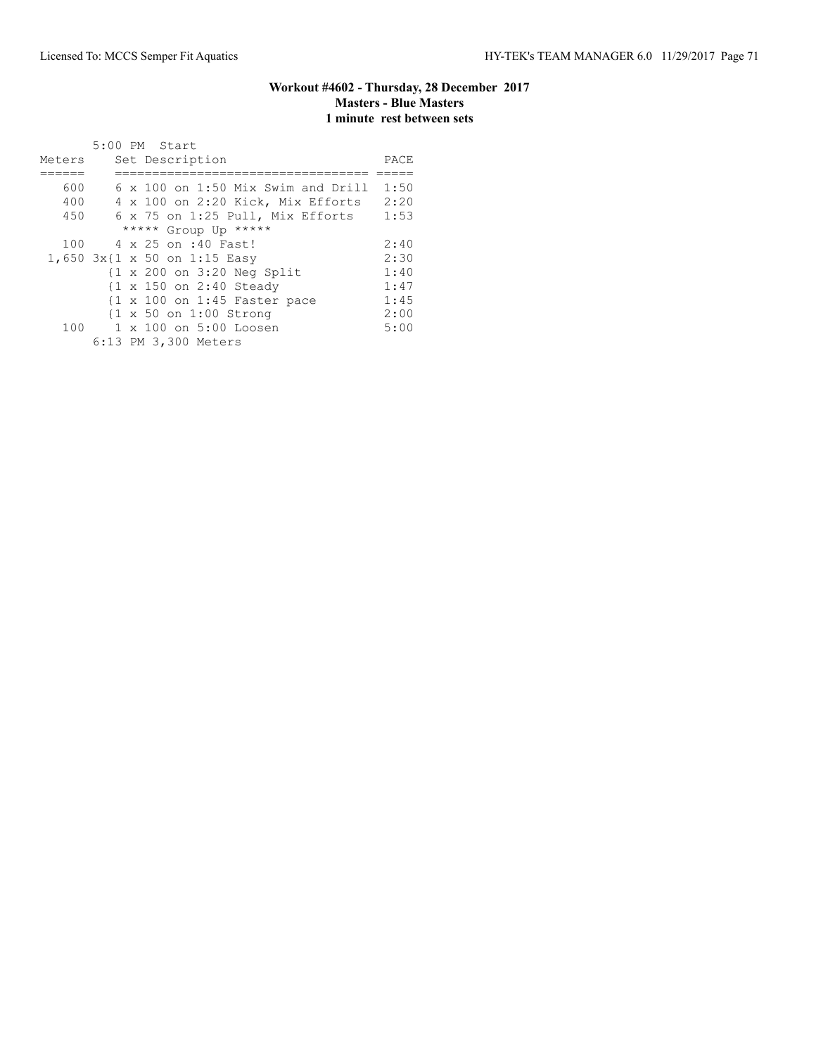Licensed To: MCCS Semper Fit Aquatics HY-TEK's TEAM MANAGER 6.0 11/29/2017

## Workout #4602 - Thursday, 28 December 2017
### Masters - Blue Masters
### 1 minute rest between sets

5:00 PM Start

| Meters | Set Description | PACE |
|---|---|---|
| 600 | 6 x 100 on 1:50 Mix Swim and Drill | 1:50 |
| 400 | 4 x 100 on 2:20 Kick, Mix Efforts | 2:20 |
| 450 | 6 x 75 on 1:25 Pull, Mix Efforts | 1:53 |
| | ***** Group Up ***** | |
| 100 | 4 x 25 on :40 Fast! | 2:40 |
| 1,650 | 3x{1 x 50 on 1:15 Easy | 2:30 |
| | {1 x 200 on 3:20 Neg Split | 1:40 |
| | {1 x 150 on 2:40 Steady | 1:47 |
| | {1 x 100 on 1:45 Faster pace | 1:45 |
| | {1 x 50 on 1:00 Strong | 2:00 |
| 100 | 1 x 100 on 5:00 Loosen | 5:00 |

6:13 PM 3,300 Meters